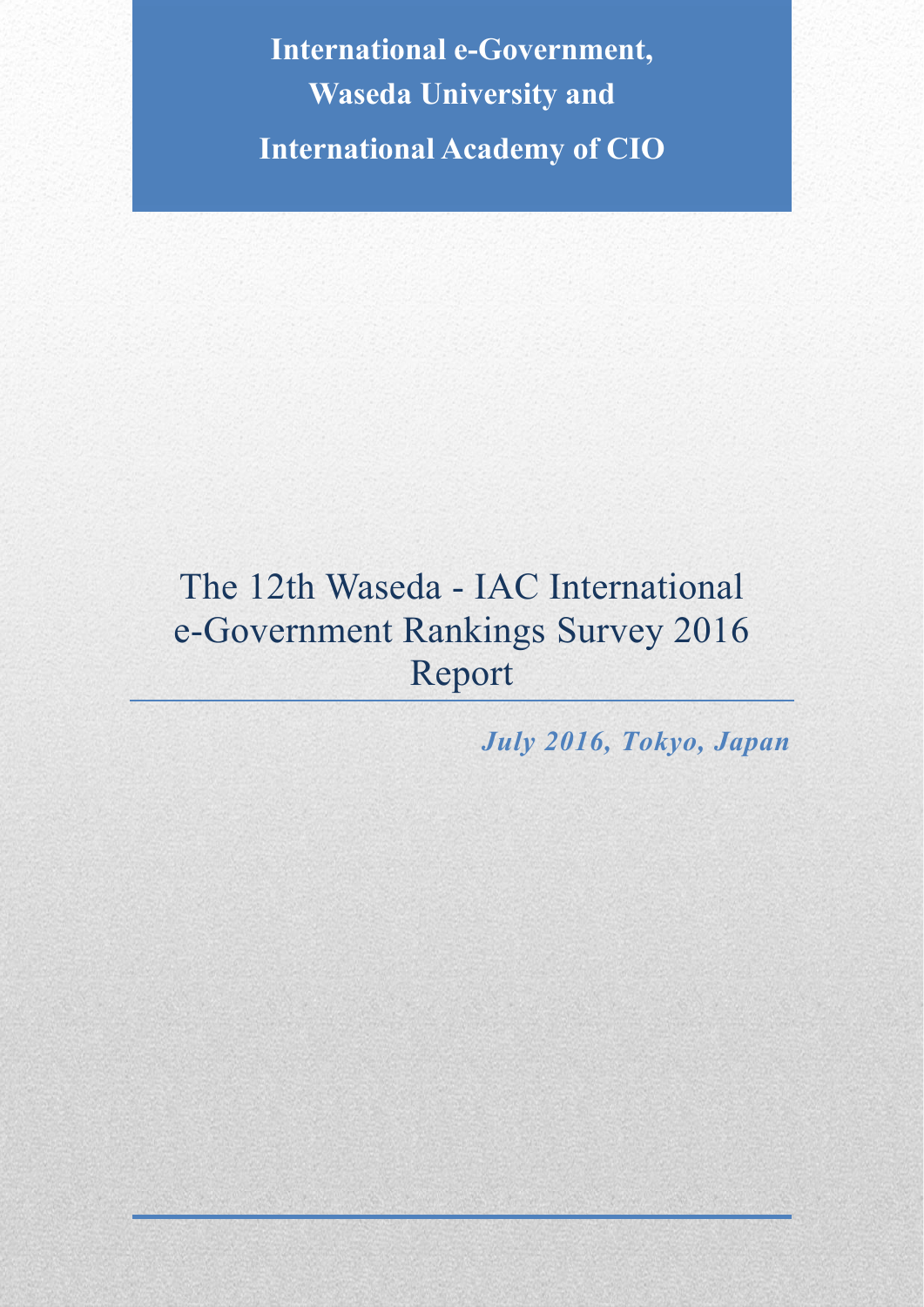**International e-Government,**
**Waseda University and**
**International Academy of CIO**

# The 12th Waseda - IAC International e-Government Rankings Survey 2016 Report

***July 2016, Tokyo, Japan***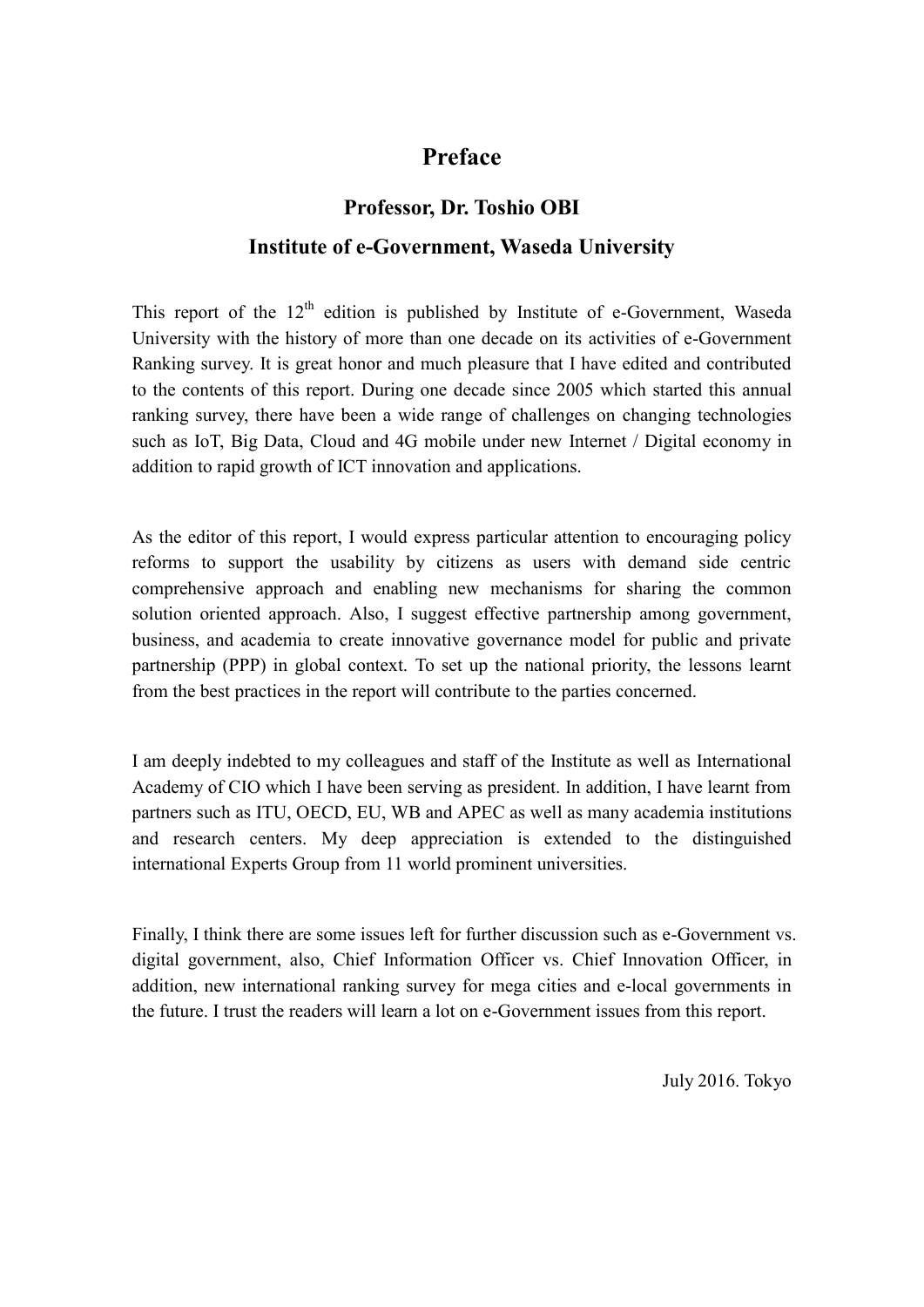# Preface

## Professor, Dr. Toshio OBI

## Institute of e-Government, Waseda University

This report of the 12th edition is published by Institute of e-Government, Waseda University with the history of more than one decade on its activities of e-Government Ranking survey. It is great honor and much pleasure that I have edited and contributed to the contents of this report. During one decade since 2005 which started this annual ranking survey, there have been a wide range of challenges on changing technologies such as IoT, Big Data, Cloud and 4G mobile under new Internet / Digital economy in addition to rapid growth of ICT innovation and applications.

As the editor of this report, I would express particular attention to encouraging policy reforms to support the usability by citizens as users with demand side centric comprehensive approach and enabling new mechanisms for sharing the common solution oriented approach. Also, I suggest effective partnership among government, business, and academia to create innovative governance model for public and private partnership (PPP) in global context. To set up the national priority, the lessons learnt from the best practices in the report will contribute to the parties concerned.

I am deeply indebted to my colleagues and staff of the Institute as well as International Academy of CIO which I have been serving as president. In addition, I have learnt from partners such as ITU, OECD, EU, WB and APEC as well as many academia institutions and research centers. My deep appreciation is extended to the distinguished international Experts Group from 11 world prominent universities.

Finally, I think there are some issues left for further discussion such as e-Government vs. digital government, also, Chief Information Officer vs. Chief Innovation Officer, in addition, new international ranking survey for mega cities and e-local governments in the future. I trust the readers will learn a lot on e-Government issues from this report.

July 2016. Tokyo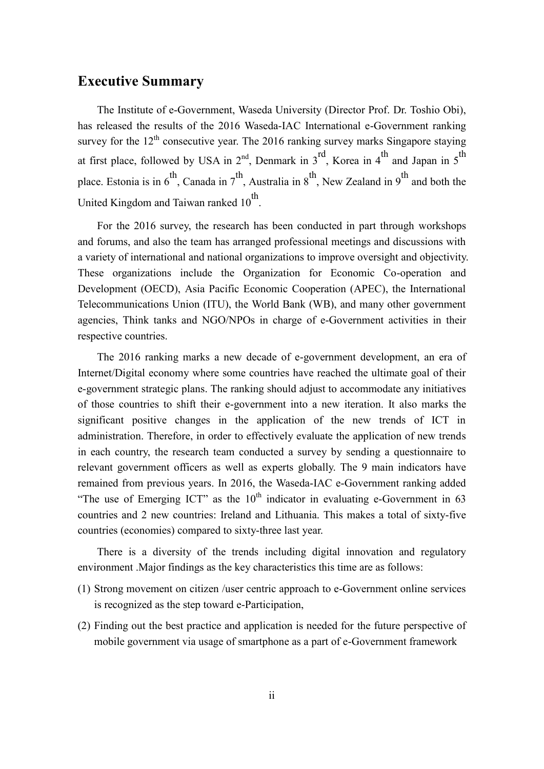## Executive Summary

The Institute of e-Government, Waseda University (Director Prof. Dr. Toshio Obi), has released the results of the 2016 Waseda-IAC International e-Government ranking survey for the 12th consecutive year. The 2016 ranking survey marks Singapore staying at first place, followed by USA in 2nd, Denmark in 3rd, Korea in 4th and Japan in 5th place. Estonia is in 6th, Canada in 7th, Australia in 8th, New Zealand in 9th and both the United Kingdom and Taiwan ranked 10th.

For the 2016 survey, the research has been conducted in part through workshops and forums, and also the team has arranged professional meetings and discussions with a variety of international and national organizations to improve oversight and objectivity. These organizations include the Organization for Economic Co-operation and Development (OECD), Asia Pacific Economic Cooperation (APEC), the International Telecommunications Union (ITU), the World Bank (WB), and many other government agencies, Think tanks and NGO/NPOs in charge of e-Government activities in their respective countries.

The 2016 ranking marks a new decade of e-government development, an era of Internet/Digital economy where some countries have reached the ultimate goal of their e-government strategic plans. The ranking should adjust to accommodate any initiatives of those countries to shift their e-government into a new iteration. It also marks the significant positive changes in the application of the new trends of ICT in administration. Therefore, in order to effectively evaluate the application of new trends in each country, the research team conducted a survey by sending a questionnaire to relevant government officers as well as experts globally. The 9 main indicators have remained from previous years. In 2016, the Waseda-IAC e-Government ranking added "The use of Emerging ICT" as the 10th indicator in evaluating e-Government in 63 countries and 2 new countries: Ireland and Lithuania. This makes a total of sixty-five countries (economies) compared to sixty-three last year.

There is a diversity of the trends including digital innovation and regulatory environment .Major findings as the key characteristics this time are as follows:

(1) Strong movement on citizen /user centric approach to e-Government online services is recognized as the step toward e-Participation,

(2) Finding out the best practice and application is needed for the future perspective of mobile government via usage of smartphone as a part of e-Government framework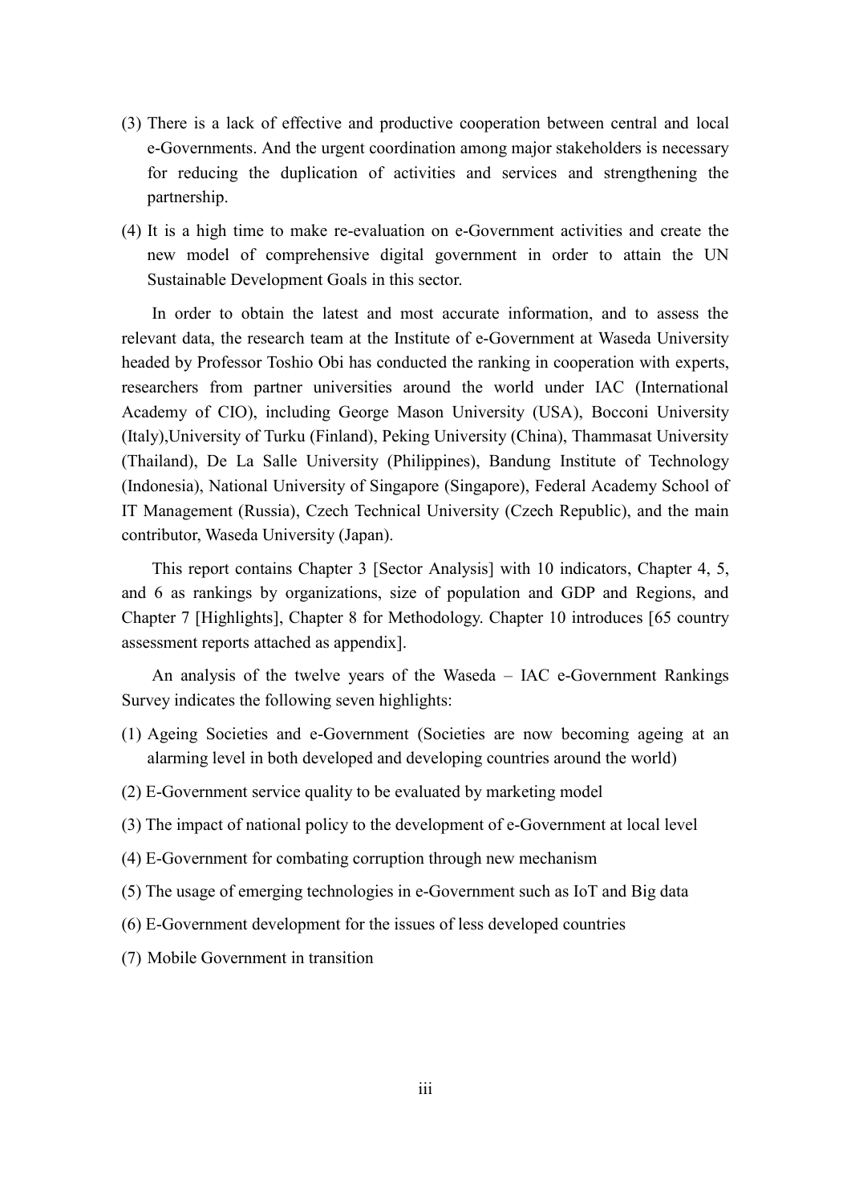(3) There is a lack of effective and productive cooperation between central and local e-Governments. And the urgent coordination among major stakeholders is necessary for reducing the duplication of activities and services and strengthening the partnership.

(4) It is a high time to make re-evaluation on e-Government activities and create the new model of comprehensive digital government in order to attain the UN Sustainable Development Goals in this sector.

In order to obtain the latest and most accurate information, and to assess the relevant data, the research team at the Institute of e-Government at Waseda University headed by Professor Toshio Obi has conducted the ranking in cooperation with experts, researchers from partner universities around the world under IAC (International Academy of CIO), including George Mason University (USA), Bocconi University (Italy),University of Turku (Finland), Peking University (China), Thammasat University (Thailand), De La Salle University (Philippines), Bandung Institute of Technology (Indonesia), National University of Singapore (Singapore), Federal Academy School of IT Management (Russia), Czech Technical University (Czech Republic), and the main contributor, Waseda University (Japan).

This report contains Chapter 3 [Sector Analysis] with 10 indicators, Chapter 4, 5, and 6 as rankings by organizations, size of population and GDP and Regions, and Chapter 7 [Highlights], Chapter 8 for Methodology. Chapter 10 introduces [65 country assessment reports attached as appendix].

An analysis of the twelve years of the Waseda – IAC e-Government Rankings Survey indicates the following seven highlights:

(1) Ageing Societies and e-Government (Societies are now becoming ageing at an alarming level in both developed and developing countries around the world)

(2) E-Government service quality to be evaluated by marketing model

(3) The impact of national policy to the development of e-Government at local level

(4) E-Government for combating corruption through new mechanism

(5) The usage of emerging technologies in e-Government such as IoT and Big data

(6) E-Government development for the issues of less developed countries

(7) Mobile Government in transition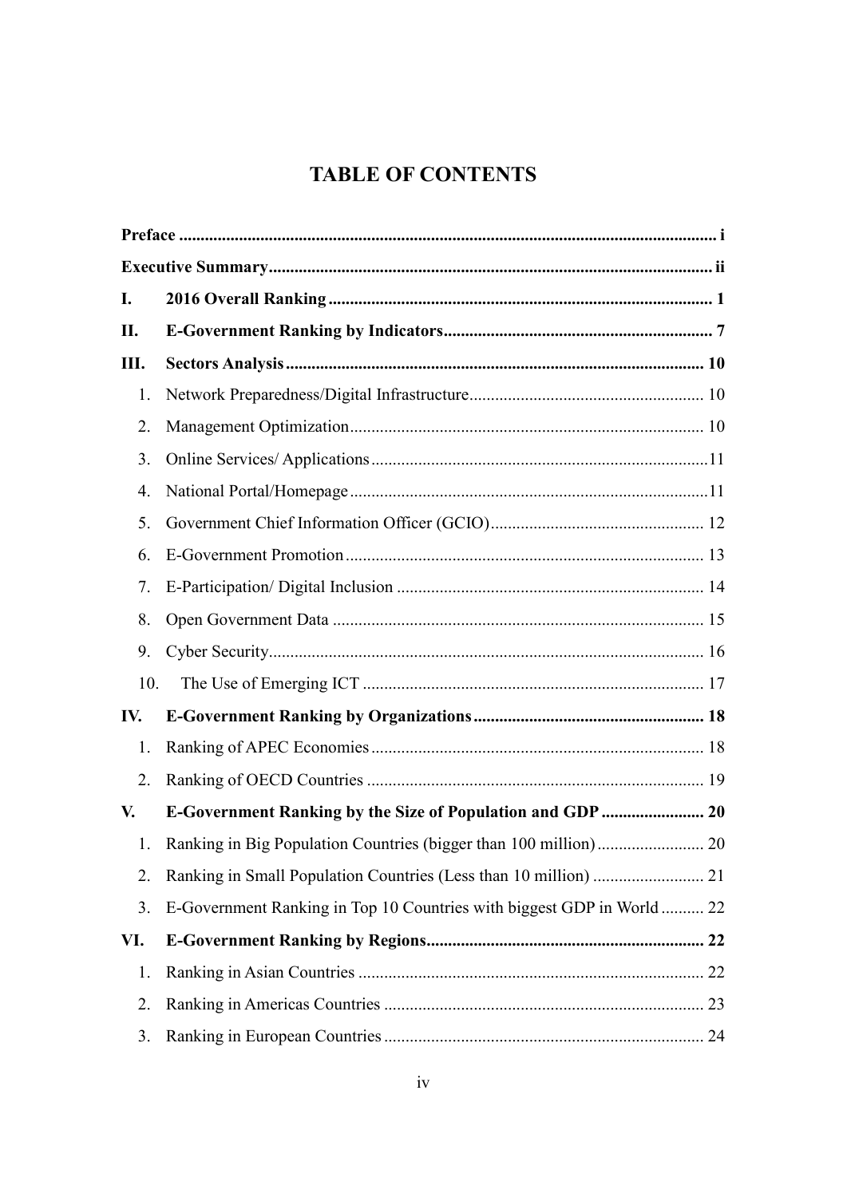# TABLE OF CONTENTS

| | | |
|---|---|---|
| **Preface** | | **i** |
| **Executive Summary** | | **ii** |
| **I.** | **2016 Overall Ranking** | **1** |
| **II.** | **E-Government Ranking by Indicators** | **7** |
| **III.** | **Sectors Analysis** | **10** |
| 1. | Network Preparedness/Digital Infrastructure | 10 |
| 2. | Management Optimization | 10 |
| 3. | Online Services/ Applications | 11 |
| 4. | National Portal/Homepage | 11 |
| 5. | Government Chief Information Officer (GCIO) | 12 |
| 6. | E-Government Promotion | 13 |
| 7. | E-Participation/ Digital Inclusion | 14 |
| 8. | Open Government Data | 15 |
| 9. | Cyber Security | 16 |
| 10. | The Use of Emerging ICT | 17 |
| **IV.** | **E-Government Ranking by Organizations** | **18** |
| 1. | Ranking of APEC Economies | 18 |
| 2. | Ranking of OECD Countries | 19 |
| **V.** | **E-Government Ranking by the Size of Population and GDP** | **20** |
| 1. | Ranking in Big Population Countries (bigger than 100 million) | 20 |
| 2. | Ranking in Small Population Countries (Less than 10 million) | 21 |
| 3. | E-Government Ranking in Top 10 Countries with biggest GDP in World | 22 |
| **VI.** | **E-Government Ranking by Regions** | **22** |
| 1. | Ranking in Asian Countries | 22 |
| 2. | Ranking in Americas Countries | 23 |
| 3. | Ranking in European Countries | 24 |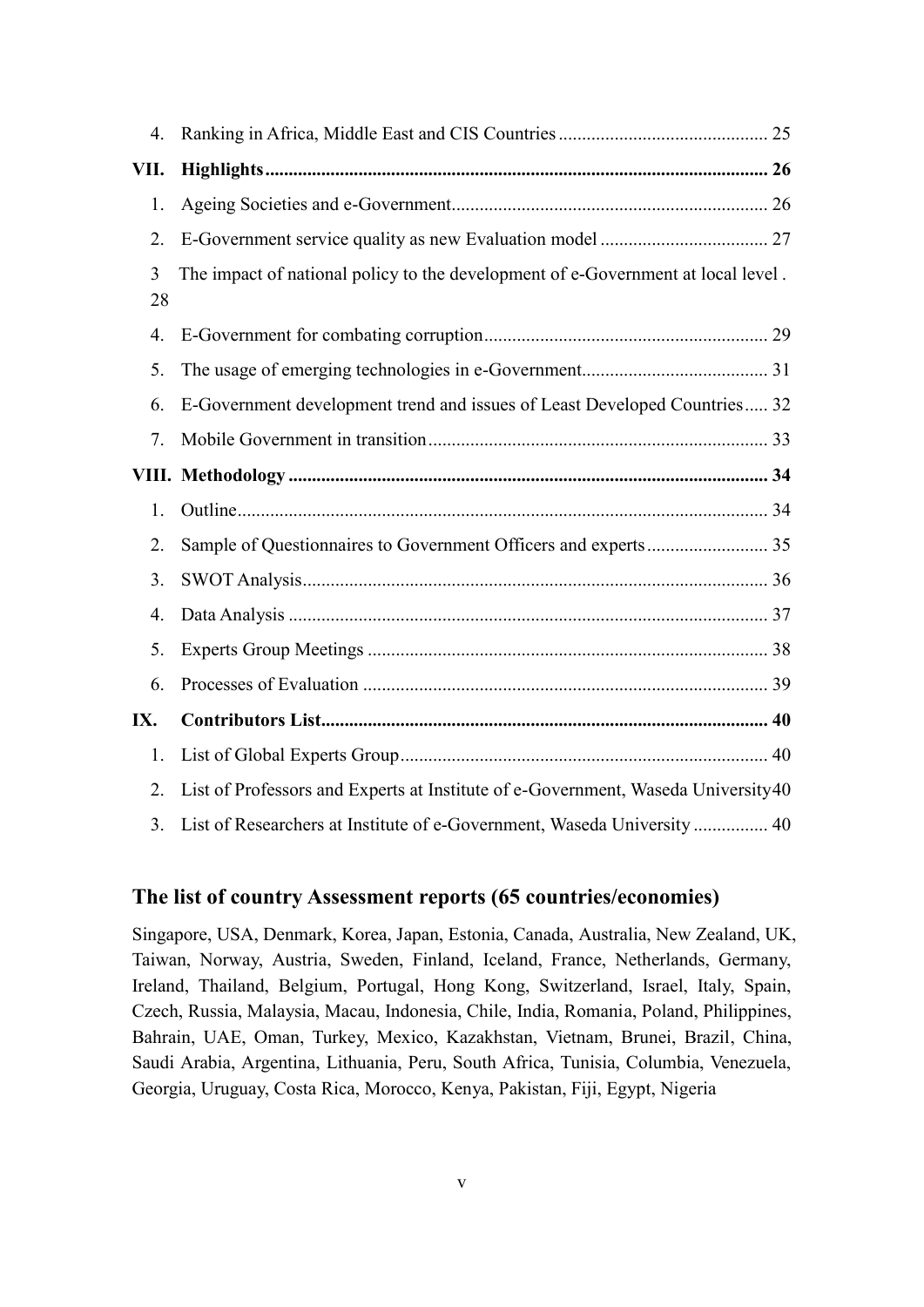4. Ranking in Africa, Middle East and CIS Countries ............................................. 25

**VII. Highlights ........................................................................................................... 26**

1. Ageing Societies and e-Government ................................................................... 26
2. E-Government service quality as new Evaluation model .................................... 27
3. The impact of national policy to the development of e-Government at local level . 28
4. E-Government for combating corruption ............................................................. 29
5. The usage of emerging technologies in e-Government ........................................ 31
6. E-Government development trend and issues of Least Developed Countries ..... 32
7. Mobile Government in transition ......................................................................... 33

**VIII. Methodology ...................................................................................................... 34**

1. Outline ................................................................................................................. 34
2. Sample of Questionnaires to Government Officers and experts .......................... 35
3. SWOT Analysis ................................................................................................... 36
4. Data Analysis ...................................................................................................... 37
5. Experts Group Meetings ..................................................................................... 38
6. Processes of Evaluation ...................................................................................... 39

**IX. Contributors List ............................................................................................... 40**

1. List of Global Experts Group ............................................................................... 40
2. List of Professors and Experts at Institute of e-Government, Waseda University 40
3. List of Researchers at Institute of e-Government, Waseda University ................ 40

## The list of country Assessment reports (65 countries/economies)

Singapore, USA, Denmark, Korea, Japan, Estonia, Canada, Australia, New Zealand, UK, Taiwan, Norway, Austria, Sweden, Finland, Iceland, France, Netherlands, Germany, Ireland, Thailand, Belgium, Portugal, Hong Kong, Switzerland, Israel, Italy, Spain, Czech, Russia, Malaysia, Macau, Indonesia, Chile, India, Romania, Poland, Philippines, Bahrain, UAE, Oman, Turkey, Mexico, Kazakhstan, Vietnam, Brunei, Brazil, China, Saudi Arabia, Argentina, Lithuania, Peru, South Africa, Tunisia, Columbia, Venezuela, Georgia, Uruguay, Costa Rica, Morocco, Kenya, Pakistan, Fiji, Egypt, Nigeria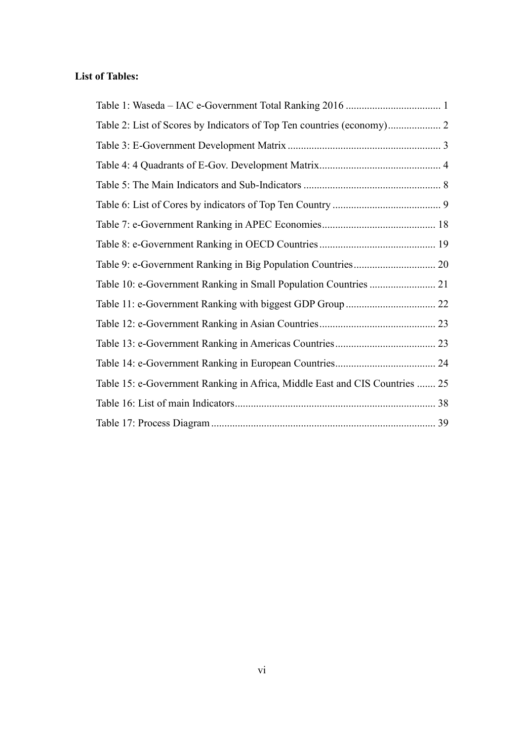**List of Tables:**

Table 1: Waseda – IAC e-Government Total Ranking 2016 .................................... 1

Table 2: List of Scores by Indicators of Top Ten countries (economy).................... 2

Table 3: E-Government Development Matrix .......................................................... 3

Table 4: 4 Quadrants of E-Gov. Development Matrix.............................................. 4

Table 5: The Main Indicators and Sub-Indicators .................................................... 8

Table 6: List of Cores by indicators of Top Ten Country ......................................... 9

Table 7: e-Government Ranking in APEC Economies........................................... 18

Table 8: e-Government Ranking in OECD Countries............................................ 19

Table 9: e-Government Ranking in Big Population Countries............................... 20

Table 10: e-Government Ranking in Small Population Countries ......................... 21

Table 11: e-Government Ranking with biggest GDP Group .................................. 22

Table 12: e-Government Ranking in Asian Countries............................................ 23

Table 13: e-Government Ranking in Americas Countries...................................... 23

Table 14: e-Government Ranking in European Countries...................................... 24

Table 15: e-Government Ranking in Africa, Middle East and CIS Countries ....... 25

Table 16: List of main Indicators........................................................................... 38

Table 17: Process Diagram .................................................................................... 39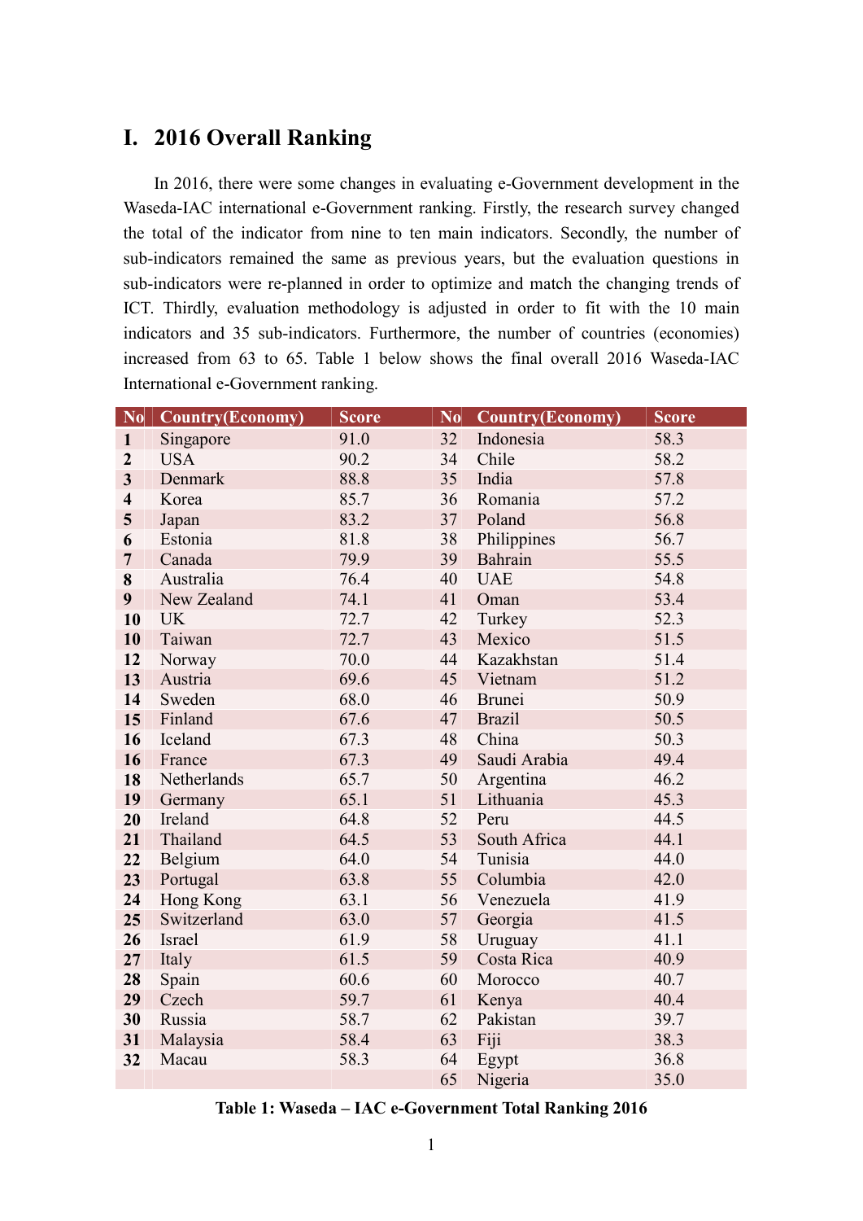# I. 2016 Overall Ranking

In 2016, there were some changes in evaluating e-Government development in the Waseda-IAC international e-Government ranking. Firstly, the research survey changed the total of the indicator from nine to ten main indicators. Secondly, the number of sub-indicators remained the same as previous years, but the evaluation questions in sub-indicators were re-planned in order to optimize and match the changing trends of ICT. Thirdly, evaluation methodology is adjusted in order to fit with the 10 main indicators and 35 sub-indicators. Furthermore, the number of countries (economies) increased from 63 to 65. Table 1 below shows the final overall 2016 Waseda-IAC International e-Government ranking.

| No | Country(Economy) | Score | No | Country(Economy) | Score |
|---|---|---|---|---|---|
| 1 | Singapore | 91.0 | 32 | Indonesia | 58.3 |
| 2 | USA | 90.2 | 34 | Chile | 58.2 |
| 3 | Denmark | 88.8 | 35 | India | 57.8 |
| 4 | Korea | 85.7 | 36 | Romania | 57.2 |
| 5 | Japan | 83.2 | 37 | Poland | 56.8 |
| 6 | Estonia | 81.8 | 38 | Philippines | 56.7 |
| 7 | Canada | 79.9 | 39 | Bahrain | 55.5 |
| 8 | Australia | 76.4 | 40 | UAE | 54.8 |
| 9 | New Zealand | 74.1 | 41 | Oman | 53.4 |
| 10 | UK | 72.7 | 42 | Turkey | 52.3 |
| 10 | Taiwan | 72.7 | 43 | Mexico | 51.5 |
| 12 | Norway | 70.0 | 44 | Kazakhstan | 51.4 |
| 13 | Austria | 69.6 | 45 | Vietnam | 51.2 |
| 14 | Sweden | 68.0 | 46 | Brunei | 50.9 |
| 15 | Finland | 67.6 | 47 | Brazil | 50.5 |
| 16 | Iceland | 67.3 | 48 | China | 50.3 |
| 16 | France | 67.3 | 49 | Saudi Arabia | 49.4 |
| 18 | Netherlands | 65.7 | 50 | Argentina | 46.2 |
| 19 | Germany | 65.1 | 51 | Lithuania | 45.3 |
| 20 | Ireland | 64.8 | 52 | Peru | 44.5 |
| 21 | Thailand | 64.5 | 53 | South Africa | 44.1 |
| 22 | Belgium | 64.0 | 54 | Tunisia | 44.0 |
| 23 | Portugal | 63.8 | 55 | Columbia | 42.0 |
| 24 | Hong Kong | 63.1 | 56 | Venezuela | 41.9 |
| 25 | Switzerland | 63.0 | 57 | Georgia | 41.5 |
| 26 | Israel | 61.9 | 58 | Uruguay | 41.1 |
| 27 | Italy | 61.5 | 59 | Costa Rica | 40.9 |
| 28 | Spain | 60.6 | 60 | Morocco | 40.7 |
| 29 | Czech | 59.7 | 61 | Kenya | 40.4 |
| 30 | Russia | 58.7 | 62 | Pakistan | 39.7 |
| 31 | Malaysia | 58.4 | 63 | Fiji | 38.3 |
| 32 | Macau | 58.3 | 64 | Egypt | 36.8 |
| | | | 65 | Nigeria | 35.0 |

**Table 1: Waseda – IAC e-Government Total Ranking 2016**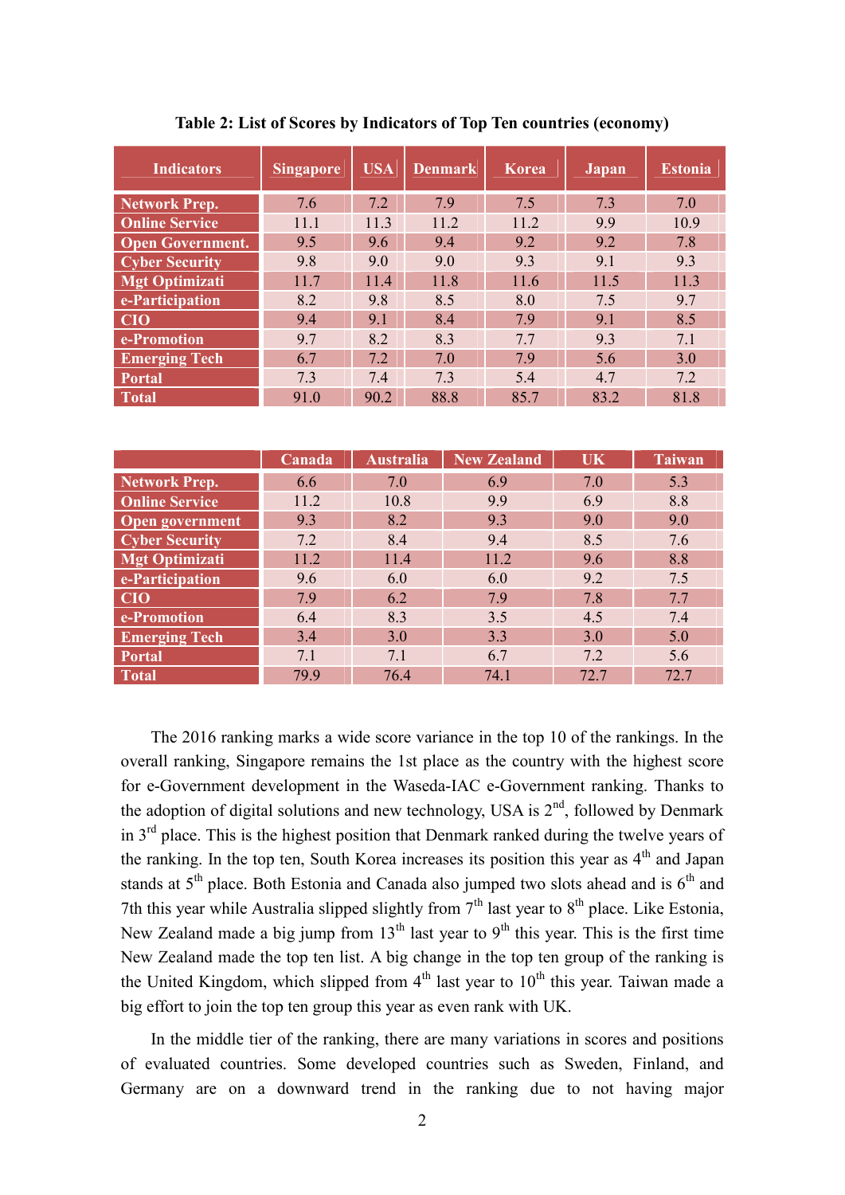**Table 2: List of Scores by Indicators of Top Ten countries (economy)**

| Indicators | Singapore | USA | Denmark | Korea | Japan | Estonia |
|---|---|---|---|---|---|---|
| Network Prep. | 7.6 | 7.2 | 7.9 | 7.5 | 7.3 | 7.0 |
| Online Service | 11.1 | 11.3 | 11.2 | 11.2 | 9.9 | 10.9 |
| Open Government. | 9.5 | 9.6 | 9.4 | 9.2 | 9.2 | 7.8 |
| Cyber Security | 9.8 | 9.0 | 9.0 | 9.3 | 9.1 | 9.3 |
| Mgt Optimizati | 11.7 | 11.4 | 11.8 | 11.6 | 11.5 | 11.3 |
| e-Participation | 8.2 | 9.8 | 8.5 | 8.0 | 7.5 | 9.7 |
| CIO | 9.4 | 9.1 | 8.4 | 7.9 | 9.1 | 8.5 |
| e-Promotion | 9.7 | 8.2 | 8.3 | 7.7 | 9.3 | 7.1 |
| Emerging Tech | 6.7 | 7.2 | 7.0 | 7.9 | 5.6 | 3.0 |
| Portal | 7.3 | 7.4 | 7.3 | 5.4 | 4.7 | 7.2 |
| Total | 91.0 | 90.2 | 88.8 | 85.7 | 83.2 | 81.8 |

| | Canada | Australia | New Zealand | UK | Taiwan |
|---|---|---|---|---|---|
| Network Prep. | 6.6 | 7.0 | 6.9 | 7.0 | 5.3 |
| Online Service | 11.2 | 10.8 | 9.9 | 6.9 | 8.8 |
| Open government | 9.3 | 8.2 | 9.3 | 9.0 | 9.0 |
| Cyber Security | 7.2 | 8.4 | 9.4 | 8.5 | 7.6 |
| Mgt Optimizati | 11.2 | 11.4 | 11.2 | 9.6 | 8.8 |
| e-Participation | 9.6 | 6.0 | 6.0 | 9.2 | 7.5 |
| CIO | 7.9 | 6.2 | 7.9 | 7.8 | 7.7 |
| e-Promotion | 6.4 | 8.3 | 3.5 | 4.5 | 7.4 |
| Emerging Tech | 3.4 | 3.0 | 3.3 | 3.0 | 5.0 |
| Portal | 7.1 | 7.1 | 6.7 | 7.2 | 5.6 |
| Total | 79.9 | 76.4 | 74.1 | 72.7 | 72.7 |

The 2016 ranking marks a wide score variance in the top 10 of the rankings. In the overall ranking, Singapore remains the 1st place as the country with the highest score for e-Government development in the Waseda-IAC e-Government ranking. Thanks to the adoption of digital solutions and new technology, USA is 2nd, followed by Denmark in 3rd place. This is the highest position that Denmark ranked during the twelve years of the ranking. In the top ten, South Korea increases its position this year as 4th and Japan stands at 5th place. Both Estonia and Canada also jumped two slots ahead and is 6th and 7th this year while Australia slipped slightly from 7th last year to 8th place. Like Estonia, New Zealand made a big jump from 13th last year to 9th this year. This is the first time New Zealand made the top ten list. A big change in the top ten group of the ranking is the United Kingdom, which slipped from 4th last year to 10th this year. Taiwan made a big effort to join the top ten group this year as even rank with UK.

In the middle tier of the ranking, there are many variations in scores and positions of evaluated countries. Some developed countries such as Sweden, Finland, and Germany are on a downward trend in the ranking due to not having major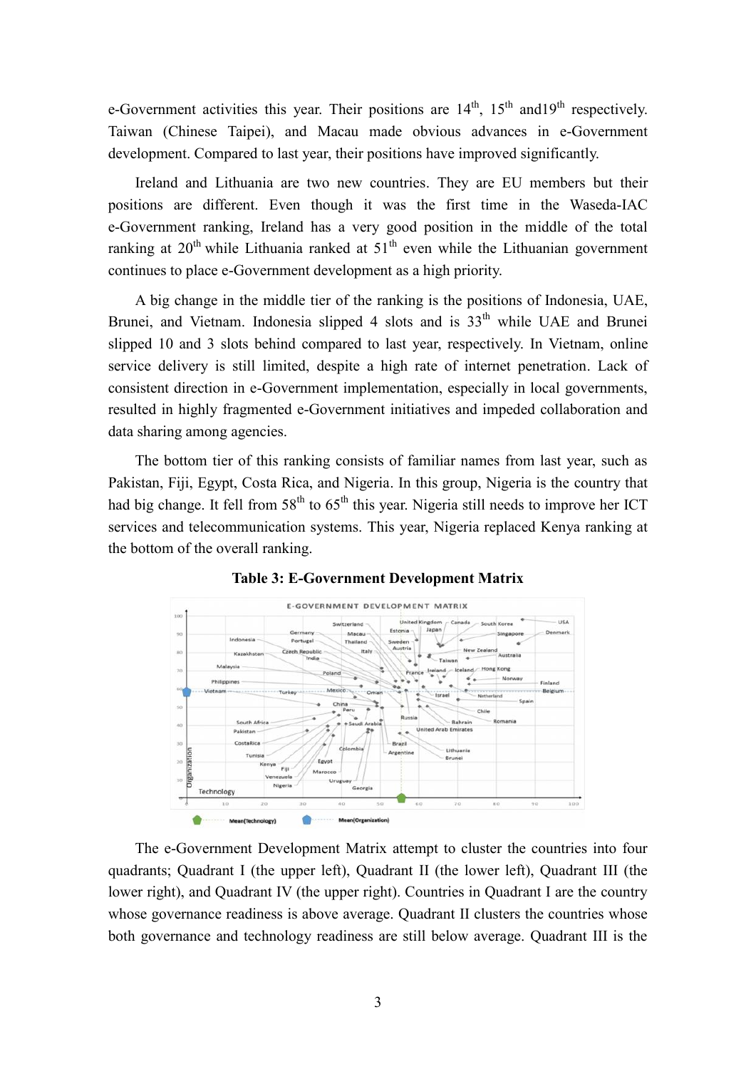e-Government activities this year. Their positions are 14th, 15th and19th respectively. Taiwan (Chinese Taipei), and Macau made obvious advances in e-Government development. Compared to last year, their positions have improved significantly.

Ireland and Lithuania are two new countries. They are EU members but their positions are different. Even though it was the first time in the Waseda-IAC e-Government ranking, Ireland has a very good position in the middle of the total ranking at 20th while Lithuania ranked at 51th even while the Lithuanian government continues to place e-Government development as a high priority.

A big change in the middle tier of the ranking is the positions of Indonesia, UAE, Brunei, and Vietnam. Indonesia slipped 4 slots and is 33th while UAE and Brunei slipped 10 and 3 slots behind compared to last year, respectively. In Vietnam, online service delivery is still limited, despite a high rate of internet penetration. Lack of consistent direction in e-Government implementation, especially in local governments, resulted in highly fragmented e-Government initiatives and impeded collaboration and data sharing among agencies.

The bottom tier of this ranking consists of familiar names from last year, such as Pakistan, Fiji, Egypt, Costa Rica, and Nigeria. In this group, Nigeria is the country that had big change. It fell from 58th to 65th this year. Nigeria still needs to improve her ICT services and telecommunication systems. This year, Nigeria replaced Kenya ranking at the bottom of the overall ranking.

**Table 3: E-Government Development Matrix**

The e-Government Development Matrix attempt to cluster the countries into four quadrants; Quadrant I (the upper left), Quadrant II (the lower left), Quadrant III (the lower right), and Quadrant IV (the upper right). Countries in Quadrant I are the country whose governance readiness is above average. Quadrant II clusters the countries whose both governance and technology readiness are still below average. Quadrant III is the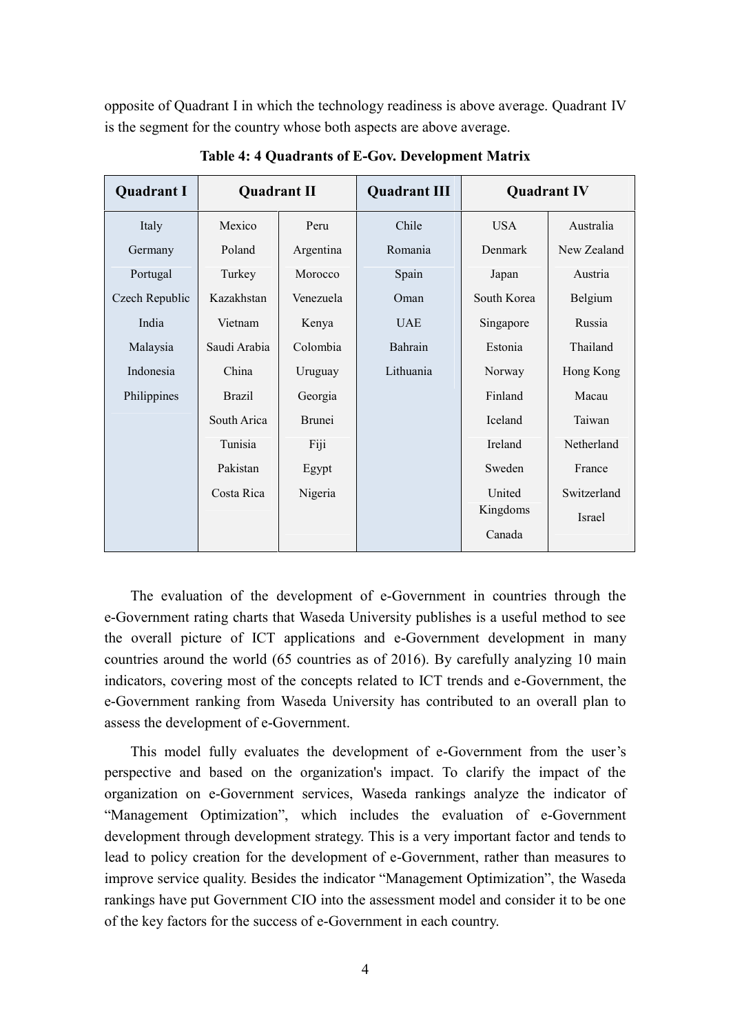opposite of Quadrant I in which the technology readiness is above average. Quadrant IV is the segment for the country whose both aspects are above average.

**Table 4: 4 Quadrants of E-Gov. Development Matrix**

| Quadrant I | Quadrant II | | Quadrant III | Quadrant IV | |
|---|---|---|---|---|---|
| Italy | Mexico | Peru | Chile | USA | Australia |
| Germany | Poland | Argentina | Romania | Denmark | New Zealand |
| Portugal | Turkey | Morocco | Spain | Japan | Austria |
| Czech Republic | Kazakhstan | Venezuela | Oman | South Korea | Belgium |
| India | Vietnam | Kenya | UAE | Singapore | Russia |
| Malaysia | Saudi Arabia | Colombia | Bahrain | Estonia | Thailand |
| Indonesia | China | Uruguay | Lithuania | Norway | Hong Kong |
| Philippines | Brazil | Georgia | | Finland | Macau |
| | South Arica | Brunei | | Iceland | Taiwan |
| | Tunisia | Fiji | | Ireland | Netherland |
| | Pakistan | Egypt | | Sweden | France |
| | Costa Rica | Nigeria | | United Kingdoms | Switzerland |
| | | | | Canada | Israel |

The evaluation of the development of e-Government in countries through the e-Government rating charts that Waseda University publishes is a useful method to see the overall picture of ICT applications and e-Government development in many countries around the world (65 countries as of 2016). By carefully analyzing 10 main indicators, covering most of the concepts related to ICT trends and e-Government, the e-Government ranking from Waseda University has contributed to an overall plan to assess the development of e-Government.

This model fully evaluates the development of e-Government from the user's perspective and based on the organization's impact. To clarify the impact of the organization on e-Government services, Waseda rankings analyze the indicator of "Management Optimization", which includes the evaluation of e-Government development through development strategy. This is a very important factor and tends to lead to policy creation for the development of e-Government, rather than measures to improve service quality. Besides the indicator "Management Optimization", the Waseda rankings have put Government CIO into the assessment model and consider it to be one of the key factors for the success of e-Government in each country.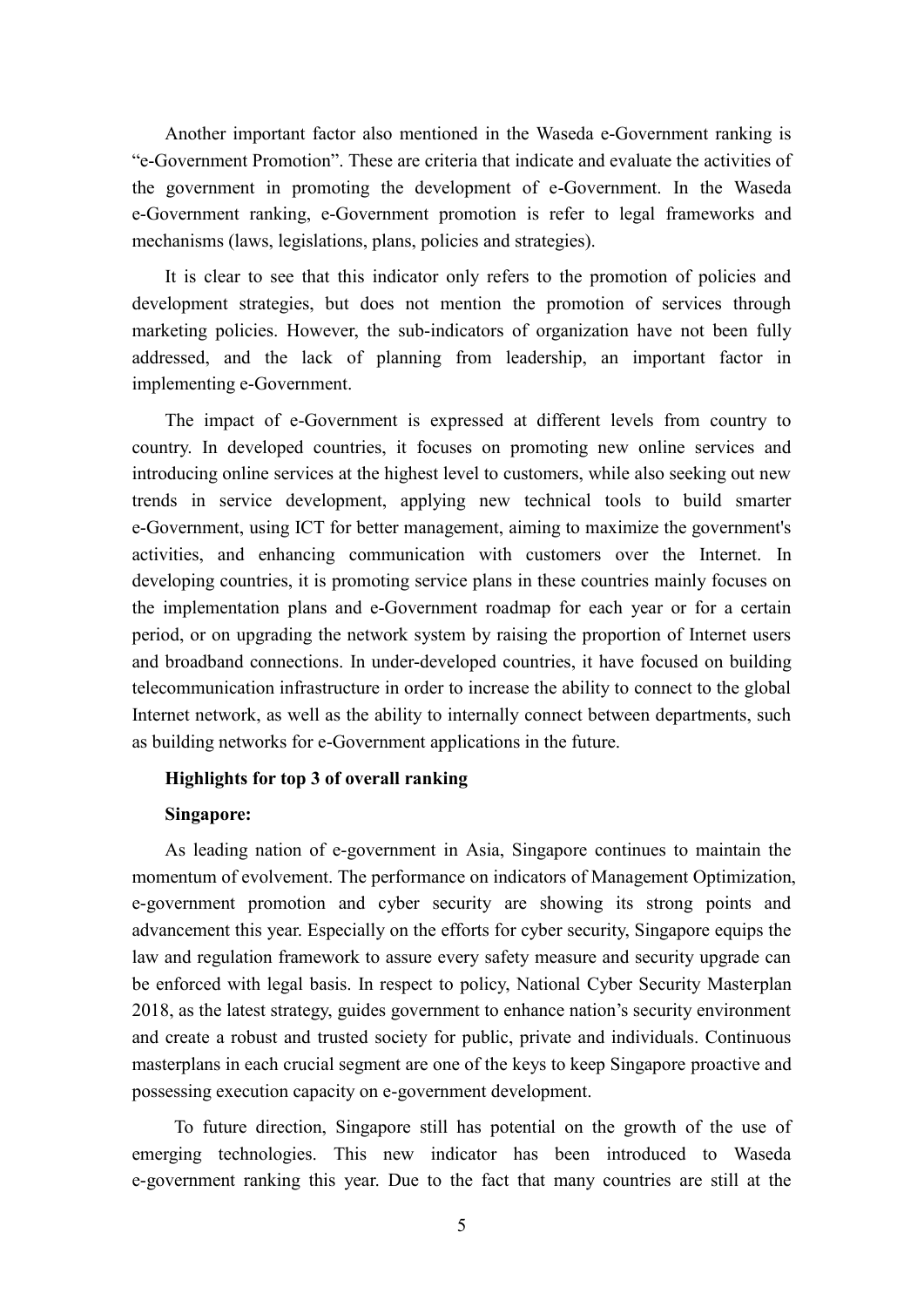Another important factor also mentioned in the Waseda e-Government ranking is "e-Government Promotion". These are criteria that indicate and evaluate the activities of the government in promoting the development of e-Government. In the Waseda e-Government ranking, e-Government promotion is refer to legal frameworks and mechanisms (laws, legislations, plans, policies and strategies).

It is clear to see that this indicator only refers to the promotion of policies and development strategies, but does not mention the promotion of services through marketing policies. However, the sub-indicators of organization have not been fully addressed, and the lack of planning from leadership, an important factor in implementing e-Government.

The impact of e-Government is expressed at different levels from country to country. In developed countries, it focuses on promoting new online services and introducing online services at the highest level to customers, while also seeking out new trends in service development, applying new technical tools to build smarter e-Government, using ICT for better management, aiming to maximize the government's activities, and enhancing communication with customers over the Internet. In developing countries, it is promoting service plans in these countries mainly focuses on the implementation plans and e-Government roadmap for each year or for a certain period, or on upgrading the network system by raising the proportion of Internet users and broadband connections. In under-developed countries, it have focused on building telecommunication infrastructure in order to increase the ability to connect to the global Internet network, as well as the ability to internally connect between departments, such as building networks for e-Government applications in the future.

**Highlights for top 3 of overall ranking**

**Singapore:**

As leading nation of e-government in Asia, Singapore continues to maintain the momentum of evolvement. The performance on indicators of Management Optimization, e-government promotion and cyber security are showing its strong points and advancement this year. Especially on the efforts for cyber security, Singapore equips the law and regulation framework to assure every safety measure and security upgrade can be enforced with legal basis. In respect to policy, National Cyber Security Masterplan 2018, as the latest strategy, guides government to enhance nation's security environment and create a robust and trusted society for public, private and individuals. Continuous masterplans in each crucial segment are one of the keys to keep Singapore proactive and possessing execution capacity on e-government development.

To future direction, Singapore still has potential on the growth of the use of emerging technologies. This new indicator has been introduced to Waseda e-government ranking this year. Due to the fact that many countries are still at the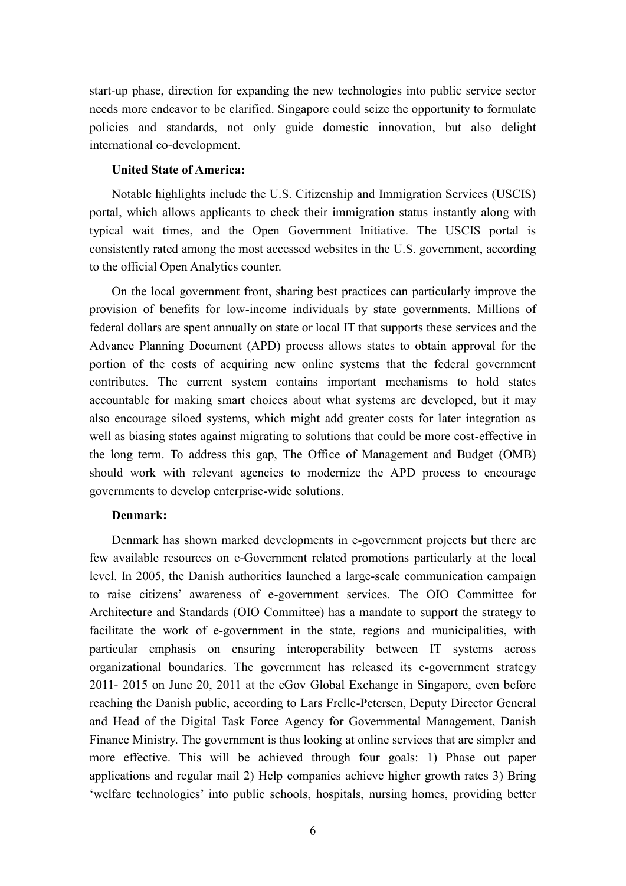start-up phase, direction for expanding the new technologies into public service sector needs more endeavor to be clarified. Singapore could seize the opportunity to formulate policies and standards, not only guide domestic innovation, but also delight international co-development.

**United State of America:**

Notable highlights include the U.S. Citizenship and Immigration Services (USCIS) portal, which allows applicants to check their immigration status instantly along with typical wait times, and the Open Government Initiative. The USCIS portal is consistently rated among the most accessed websites in the U.S. government, according to the official Open Analytics counter.

On the local government front, sharing best practices can particularly improve the provision of benefits for low-income individuals by state governments. Millions of federal dollars are spent annually on state or local IT that supports these services and the Advance Planning Document (APD) process allows states to obtain approval for the portion of the costs of acquiring new online systems that the federal government contributes. The current system contains important mechanisms to hold states accountable for making smart choices about what systems are developed, but it may also encourage siloed systems, which might add greater costs for later integration as well as biasing states against migrating to solutions that could be more cost-effective in the long term. To address this gap, The Office of Management and Budget (OMB) should work with relevant agencies to modernize the APD process to encourage governments to develop enterprise-wide solutions.

**Denmark:**

Denmark has shown marked developments in e-government projects but there are few available resources on e-Government related promotions particularly at the local level. In 2005, the Danish authorities launched a large-scale communication campaign to raise citizens' awareness of e-government services. The OIO Committee for Architecture and Standards (OIO Committee) has a mandate to support the strategy to facilitate the work of e-government in the state, regions and municipalities, with particular emphasis on ensuring interoperability between IT systems across organizational boundaries. The government has released its e-government strategy 2011- 2015 on June 20, 2011 at the eGov Global Exchange in Singapore, even before reaching the Danish public, according to Lars Frelle-Petersen, Deputy Director General and Head of the Digital Task Force Agency for Governmental Management, Danish Finance Ministry. The government is thus looking at online services that are simpler and more effective. This will be achieved through four goals: 1) Phase out paper applications and regular mail 2) Help companies achieve higher growth rates 3) Bring 'welfare technologies' into public schools, hospitals, nursing homes, providing better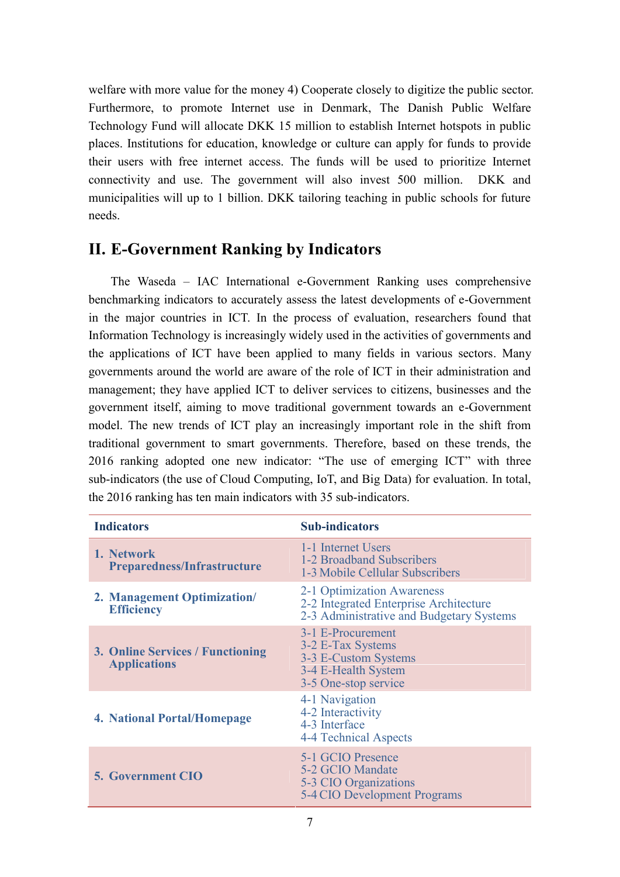welfare with more value for the money 4) Cooperate closely to digitize the public sector. Furthermore, to promote Internet use in Denmark, The Danish Public Welfare Technology Fund will allocate DKK 15 million to establish Internet hotspots in public places. Institutions for education, knowledge or culture can apply for funds to provide their users with free internet access. The funds will be used to prioritize Internet connectivity and use. The government will also invest 500 million. DKK and municipalities will up to 1 billion. DKK tailoring teaching in public schools for future needs.

## II. E-Government Ranking by Indicators

The Waseda – IAC International e-Government Ranking uses comprehensive benchmarking indicators to accurately assess the latest developments of e-Government in the major countries in ICT. In the process of evaluation, researchers found that Information Technology is increasingly widely used in the activities of governments and the applications of ICT have been applied to many fields in various sectors. Many governments around the world are aware of the role of ICT in their administration and management; they have applied ICT to deliver services to citizens, businesses and the government itself, aiming to move traditional government towards an e-Government model. The new trends of ICT play an increasingly important role in the shift from traditional government to smart governments. Therefore, based on these trends, the 2016 ranking adopted one new indicator: "The use of emerging ICT" with three sub-indicators (the use of Cloud Computing, IoT, and Big Data) for evaluation. In total, the 2016 ranking has ten main indicators with 35 sub-indicators.

| Indicators | Sub-indicators |
|---|---|
| 1. Network Preparedness/Infrastructure | 1-1 Internet Users<br>1-2 Broadband Subscribers<br>1-3 Mobile Cellular Subscribers |
| 2. Management Optimization/ Efficiency | 2-1 Optimization Awareness<br>2-2 Integrated Enterprise Architecture<br>2-3 Administrative and Budgetary Systems |
| 3. Online Services / Functioning Applications | 3-1 E-Procurement<br>3-2 E-Tax Systems<br>3-3 E-Custom Systems<br>3-4 E-Health System<br>3-5 One-stop service |
| 4. National Portal/Homepage | 4-1 Navigation<br>4-2 Interactivity<br>4-3 Interface<br>4-4 Technical Aspects |
| 5. Government CIO | 5-1 GCIO Presence<br>5-2 GCIO Mandate<br>5-3 CIO Organizations<br>5-4 CIO Development Programs |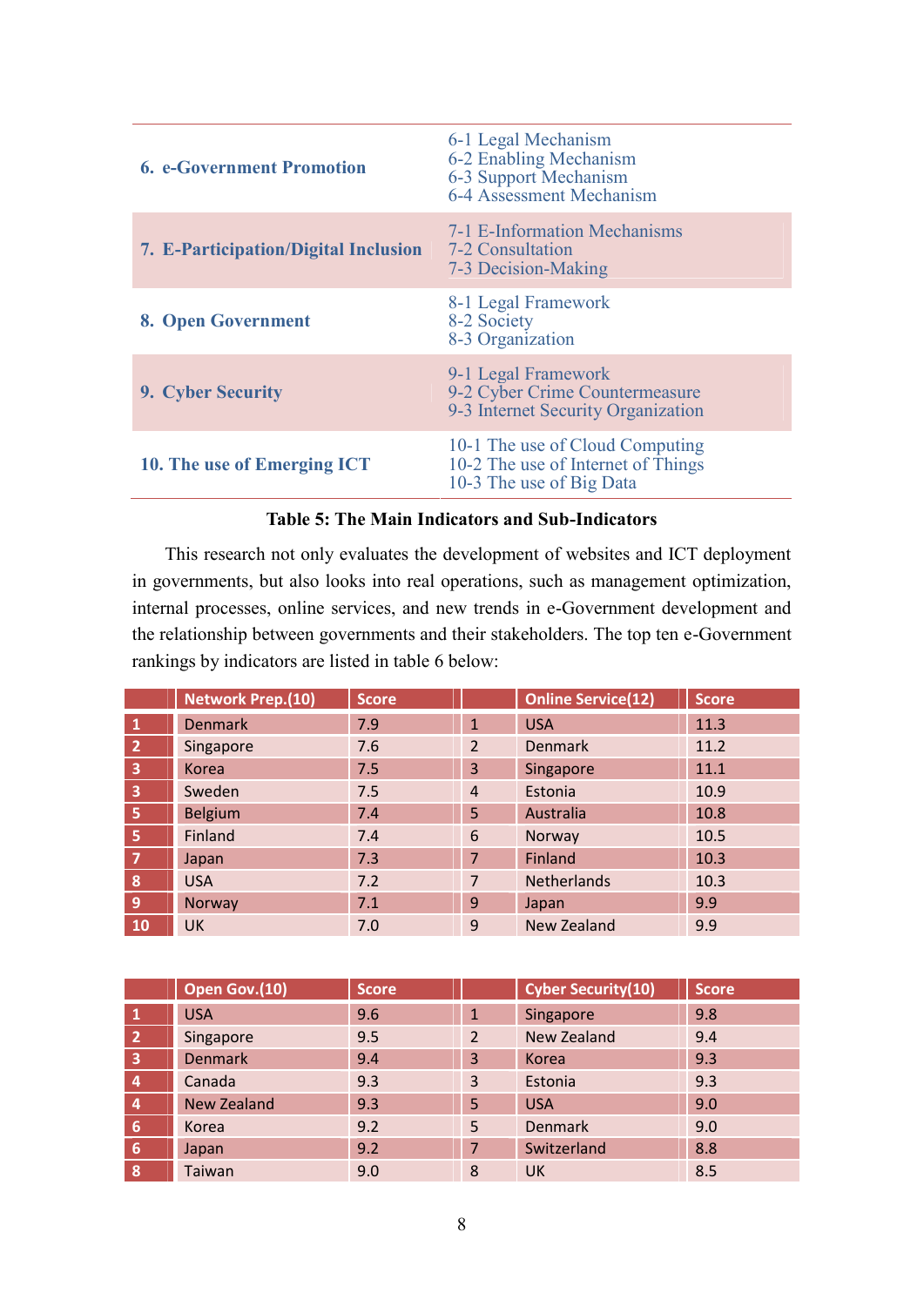| | |
|---|---|
| **6. e-Government Promotion** | 6-1 Legal Mechanism<br>6-2 Enabling Mechanism<br>6-3 Support Mechanism<br>6-4 Assessment Mechanism |
| **7. E-Participation/Digital Inclusion** | 7-1 E-Information Mechanisms<br>7-2 Consultation<br>7-3 Decision-Making |
| **8. Open Government** | 8-1 Legal Framework<br>8-2 Society<br>8-3 Organization |
| **9. Cyber Security** | 9-1 Legal Framework<br>9-2 Cyber Crime Countermeasure<br>9-3 Internet Security Organization |
| **10. The use of Emerging ICT** | 10-1 The use of Cloud Computing<br>10-2 The use of Internet of Things<br>10-3 The use of Big Data |

**Table 5: The Main Indicators and Sub-Indicators**

This research not only evaluates the development of websites and ICT deployment in governments, but also looks into real operations, such as management optimization, internal processes, online services, and new trends in e-Government development and the relationship between governments and their stakeholders. The top ten e-Government rankings by indicators are listed in table 6 below:

| | Network Prep.(10) | Score | | Online Service(12) | Score |
|---|---|---|---|---|---|
| 1 | Denmark | 7.9 | 1 | USA | 11.3 |
| 2 | Singapore | 7.6 | 2 | Denmark | 11.2 |
| 3 | Korea | 7.5 | 3 | Singapore | 11.1 |
| 3 | Sweden | 7.5 | 4 | Estonia | 10.9 |
| 5 | Belgium | 7.4 | 5 | Australia | 10.8 |
| 5 | Finland | 7.4 | 6 | Norway | 10.5 |
| 7 | Japan | 7.3 | 7 | Finland | 10.3 |
| 8 | USA | 7.2 | 7 | Netherlands | 10.3 |
| 9 | Norway | 7.1 | 9 | Japan | 9.9 |
| 10 | UK | 7.0 | 9 | New Zealand | 9.9 |

| | Open Gov.(10) | Score | | Cyber Security(10) | Score |
|---|---|---|---|---|---|
| 1 | USA | 9.6 | 1 | Singapore | 9.8 |
| 2 | Singapore | 9.5 | 2 | New Zealand | 9.4 |
| 3 | Denmark | 9.4 | 3 | Korea | 9.3 |
| 4 | Canada | 9.3 | 3 | Estonia | 9.3 |
| 4 | New Zealand | 9.3 | 5 | USA | 9.0 |
| 6 | Korea | 9.2 | 5 | Denmark | 9.0 |
| 6 | Japan | 9.2 | 7 | Switzerland | 8.8 |
| 8 | Taiwan | 9.0 | 8 | UK | 8.5 |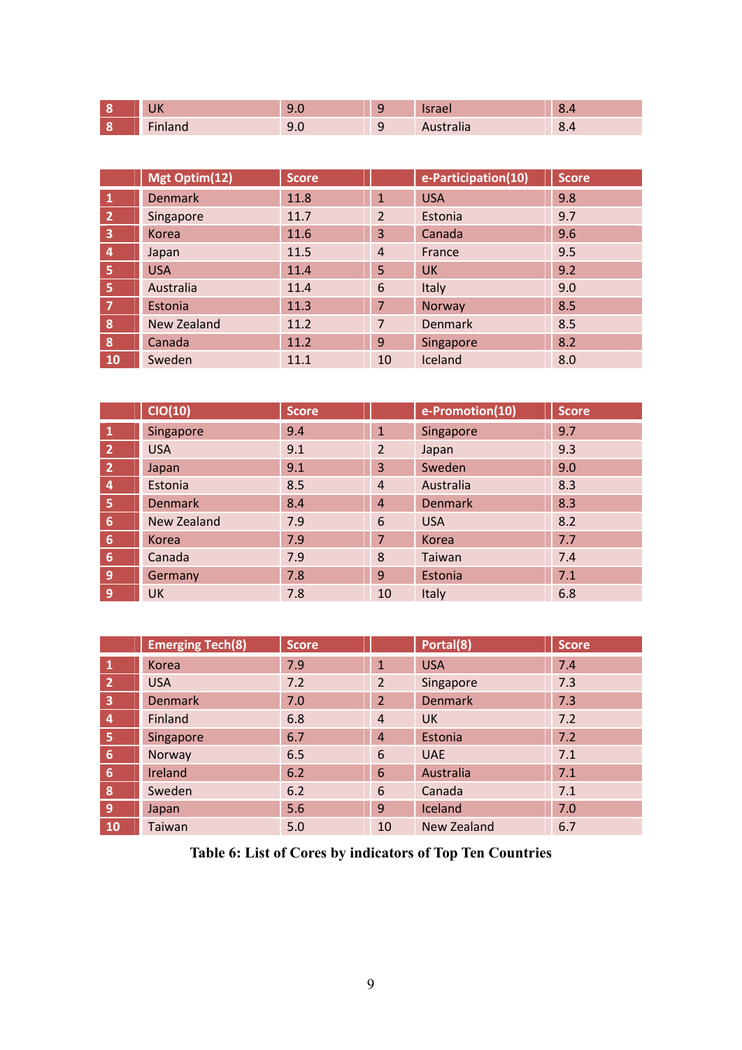| 8 | UK | 9.0 | 9 | Israel | 8.4 |
|---|---|---|---|---|---|
| 8 | Finland | 9.0 | 9 | Australia | 8.4 |

| | Mgt Optim(12) | Score | | e-Participation(10) | Score |
|---|---|---|---|---|---|
| 1 | Denmark | 11.8 | 1 | USA | 9.8 |
| 2 | Singapore | 11.7 | 2 | Estonia | 9.7 |
| 3 | Korea | 11.6 | 3 | Canada | 9.6 |
| 4 | Japan | 11.5 | 4 | France | 9.5 |
| 5 | USA | 11.4 | 5 | UK | 9.2 |
| 5 | Australia | 11.4 | 6 | Italy | 9.0 |
| 7 | Estonia | 11.3 | 7 | Norway | 8.5 |
| 8 | New Zealand | 11.2 | 7 | Denmark | 8.5 |
| 8 | Canada | 11.2 | 9 | Singapore | 8.2 |
| 10 | Sweden | 11.1 | 10 | Iceland | 8.0 |

| | CIO(10) | Score | | e-Promotion(10) | Score |
|---|---|---|---|---|---|
| 1 | Singapore | 9.4 | 1 | Singapore | 9.7 |
| 2 | USA | 9.1 | 2 | Japan | 9.3 |
| 2 | Japan | 9.1 | 3 | Sweden | 9.0 |
| 4 | Estonia | 8.5 | 4 | Australia | 8.3 |
| 5 | Denmark | 8.4 | 4 | Denmark | 8.3 |
| 6 | New Zealand | 7.9 | 6 | USA | 8.2 |
| 6 | Korea | 7.9 | 7 | Korea | 7.7 |
| 6 | Canada | 7.9 | 8 | Taiwan | 7.4 |
| 9 | Germany | 7.8 | 9 | Estonia | 7.1 |
| 9 | UK | 7.8 | 10 | Italy | 6.8 |

| | Emerging Tech(8) | Score | | Portal(8) | Score |
|---|---|---|---|---|---|
| 1 | Korea | 7.9 | 1 | USA | 7.4 |
| 2 | USA | 7.2 | 2 | Singapore | 7.3 |
| 3 | Denmark | 7.0 | 2 | Denmark | 7.3 |
| 4 | Finland | 6.8 | 4 | UK | 7.2 |
| 5 | Singapore | 6.7 | 4 | Estonia | 7.2 |
| 6 | Norway | 6.5 | 6 | UAE | 7.1 |
| 6 | Ireland | 6.2 | 6 | Australia | 7.1 |
| 8 | Sweden | 6.2 | 6 | Canada | 7.1 |
| 9 | Japan | 5.6 | 9 | Iceland | 7.0 |
| 10 | Taiwan | 5.0 | 10 | New Zealand | 6.7 |

**Table 6: List of Cores by indicators of Top Ten Countries**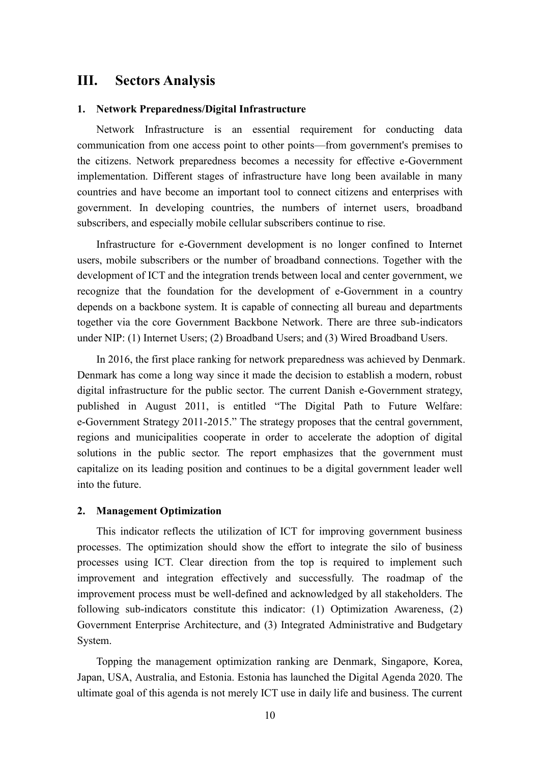## III. Sectors Analysis

### 1. Network Preparedness/Digital Infrastructure

Network Infrastructure is an essential requirement for conducting data communication from one access point to other points—from government's premises to the citizens. Network preparedness becomes a necessity for effective e-Government implementation. Different stages of infrastructure have long been available in many countries and have become an important tool to connect citizens and enterprises with government. In developing countries, the numbers of internet users, broadband subscribers, and especially mobile cellular subscribers continue to rise.

Infrastructure for e-Government development is no longer confined to Internet users, mobile subscribers or the number of broadband connections. Together with the development of ICT and the integration trends between local and center government, we recognize that the foundation for the development of e-Government in a country depends on a backbone system. It is capable of connecting all bureau and departments together via the core Government Backbone Network. There are three sub-indicators under NIP: (1) Internet Users; (2) Broadband Users; and (3) Wired Broadband Users.

In 2016, the first place ranking for network preparedness was achieved by Denmark. Denmark has come a long way since it made the decision to establish a modern, robust digital infrastructure for the public sector. The current Danish e-Government strategy, published in August 2011, is entitled "The Digital Path to Future Welfare: e-Government Strategy 2011-2015." The strategy proposes that the central government, regions and municipalities cooperate in order to accelerate the adoption of digital solutions in the public sector. The report emphasizes that the government must capitalize on its leading position and continues to be a digital government leader well into the future.

### 2. Management Optimization

This indicator reflects the utilization of ICT for improving government business processes. The optimization should show the effort to integrate the silo of business processes using ICT. Clear direction from the top is required to implement such improvement and integration effectively and successfully. The roadmap of the improvement process must be well-defined and acknowledged by all stakeholders. The following sub-indicators constitute this indicator: (1) Optimization Awareness, (2) Government Enterprise Architecture, and (3) Integrated Administrative and Budgetary System.

Topping the management optimization ranking are Denmark, Singapore, Korea, Japan, USA, Australia, and Estonia. Estonia has launched the Digital Agenda 2020. The ultimate goal of this agenda is not merely ICT use in daily life and business. The current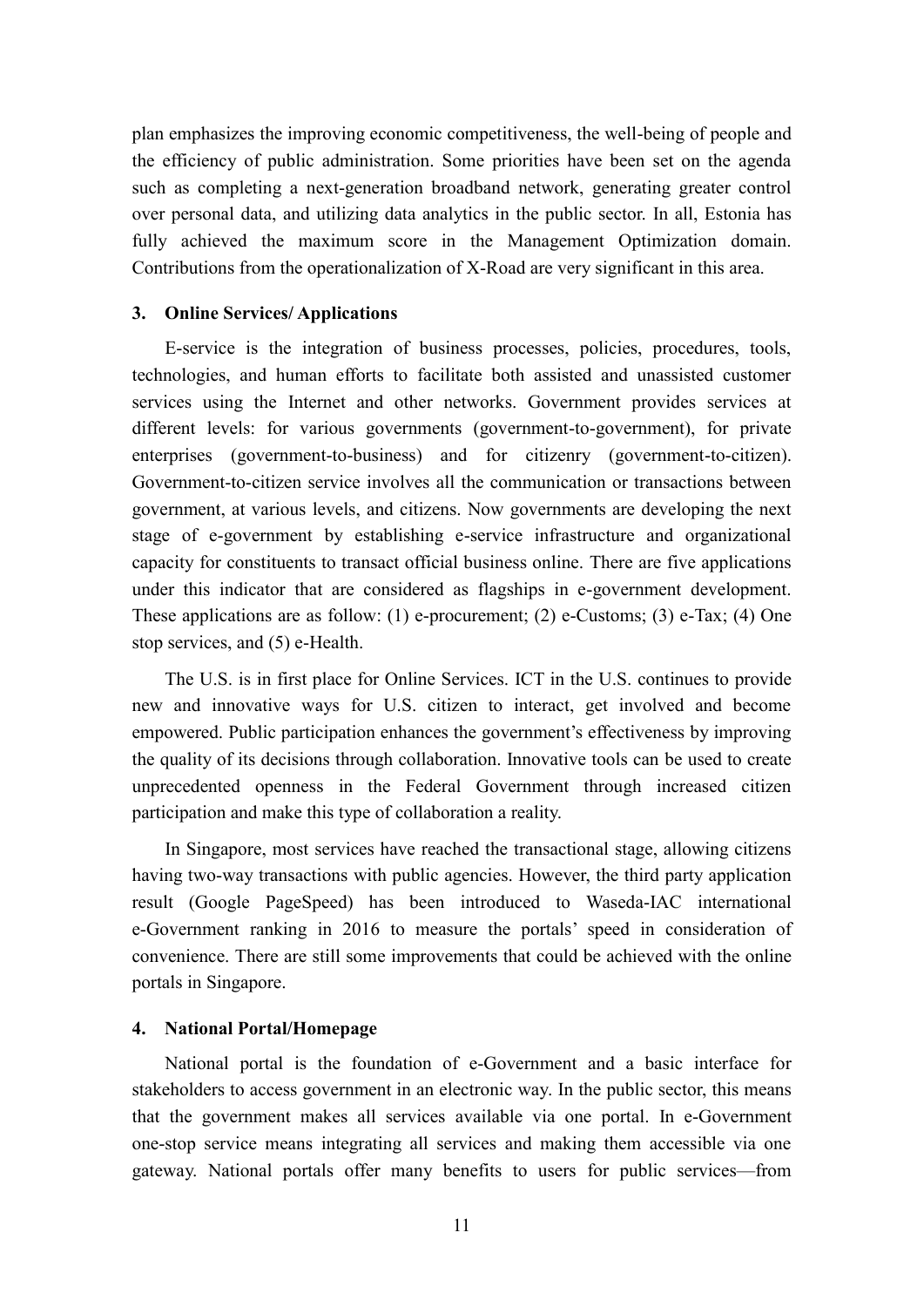plan emphasizes the improving economic competitiveness, the well-being of people and the efficiency of public administration. Some priorities have been set on the agenda such as completing a next-generation broadband network, generating greater control over personal data, and utilizing data analytics in the public sector. In all, Estonia has fully achieved the maximum score in the Management Optimization domain. Contributions from the operationalization of X-Road are very significant in this area.

### 3. Online Services/ Applications

E-service is the integration of business processes, policies, procedures, tools, technologies, and human efforts to facilitate both assisted and unassisted customer services using the Internet and other networks. Government provides services at different levels: for various governments (government-to-government), for private enterprises (government-to-business) and for citizenry (government-to-citizen). Government-to-citizen service involves all the communication or transactions between government, at various levels, and citizens. Now governments are developing the next stage of e-government by establishing e-service infrastructure and organizational capacity for constituents to transact official business online. There are five applications under this indicator that are considered as flagships in e-government development. These applications are as follow: (1) e-procurement; (2) e-Customs; (3) e-Tax; (4) One stop services, and (5) e-Health.

The U.S. is in first place for Online Services. ICT in the U.S. continues to provide new and innovative ways for U.S. citizen to interact, get involved and become empowered. Public participation enhances the government's effectiveness by improving the quality of its decisions through collaboration. Innovative tools can be used to create unprecedented openness in the Federal Government through increased citizen participation and make this type of collaboration a reality.

In Singapore, most services have reached the transactional stage, allowing citizens having two-way transactions with public agencies. However, the third party application result (Google PageSpeed) has been introduced to Waseda-IAC international e-Government ranking in 2016 to measure the portals' speed in consideration of convenience. There are still some improvements that could be achieved with the online portals in Singapore.

### 4. National Portal/Homepage

National portal is the foundation of e-Government and a basic interface for stakeholders to access government in an electronic way. In the public sector, this means that the government makes all services available via one portal. In e-Government one-stop service means integrating all services and making them accessible via one gateway. National portals offer many benefits to users for public services—from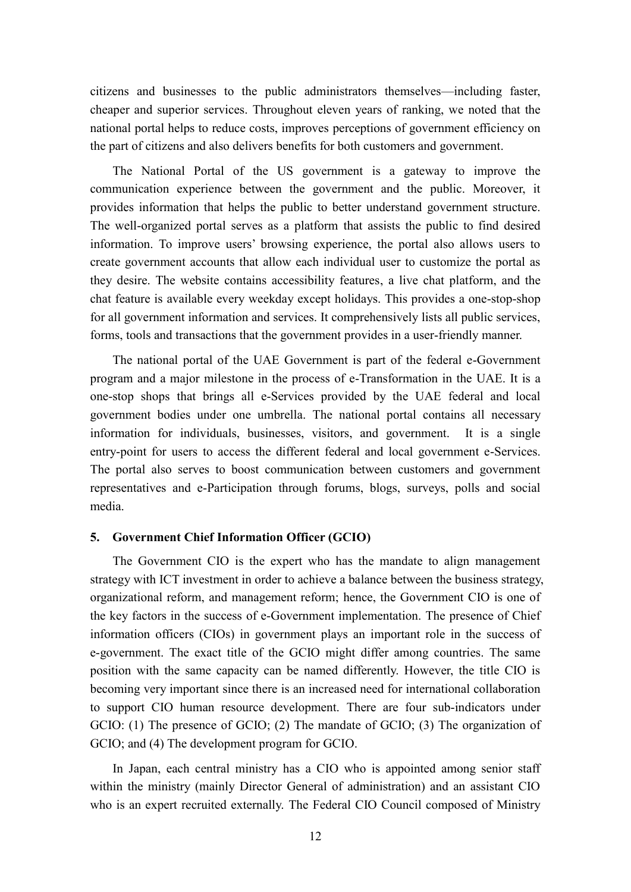citizens and businesses to the public administrators themselves—including faster, cheaper and superior services. Throughout eleven years of ranking, we noted that the national portal helps to reduce costs, improves perceptions of government efficiency on the part of citizens and also delivers benefits for both customers and government.

The National Portal of the US government is a gateway to improve the communication experience between the government and the public. Moreover, it provides information that helps the public to better understand government structure. The well-organized portal serves as a platform that assists the public to find desired information. To improve users' browsing experience, the portal also allows users to create government accounts that allow each individual user to customize the portal as they desire. The website contains accessibility features, a live chat platform, and the chat feature is available every weekday except holidays. This provides a one-stop-shop for all government information and services. It comprehensively lists all public services, forms, tools and transactions that the government provides in a user-friendly manner.

The national portal of the UAE Government is part of the federal e-Government program and a major milestone in the process of e-Transformation in the UAE. It is a one-stop shops that brings all e-Services provided by the UAE federal and local government bodies under one umbrella. The national portal contains all necessary information for individuals, businesses, visitors, and government. It is a single entry-point for users to access the different federal and local government e-Services. The portal also serves to boost communication between customers and government representatives and e-Participation through forums, blogs, surveys, polls and social media.

### 5. Government Chief Information Officer (GCIO)

The Government CIO is the expert who has the mandate to align management strategy with ICT investment in order to achieve a balance between the business strategy, organizational reform, and management reform; hence, the Government CIO is one of the key factors in the success of e-Government implementation. The presence of Chief information officers (CIOs) in government plays an important role in the success of e-government. The exact title of the GCIO might differ among countries. The same position with the same capacity can be named differently. However, the title CIO is becoming very important since there is an increased need for international collaboration to support CIO human resource development. There are four sub-indicators under GCIO: (1) The presence of GCIO; (2) The mandate of GCIO; (3) The organization of GCIO; and (4) The development program for GCIO.

In Japan, each central ministry has a CIO who is appointed among senior staff within the ministry (mainly Director General of administration) and an assistant CIO who is an expert recruited externally. The Federal CIO Council composed of Ministry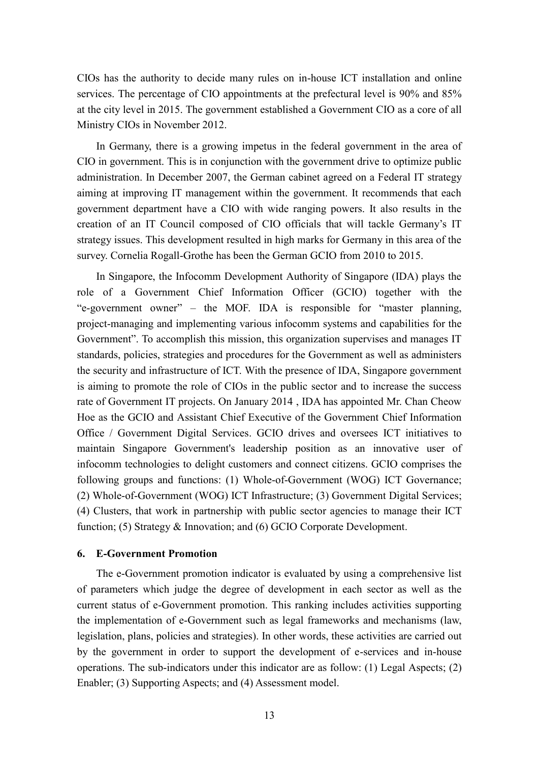CIOs has the authority to decide many rules on in-house ICT installation and online services. The percentage of CIO appointments at the prefectural level is 90% and 85% at the city level in 2015. The government established a Government CIO as a core of all Ministry CIOs in November 2012.

In Germany, there is a growing impetus in the federal government in the area of CIO in government. This is in conjunction with the government drive to optimize public administration. In December 2007, the German cabinet agreed on a Federal IT strategy aiming at improving IT management within the government. It recommends that each government department have a CIO with wide ranging powers. It also results in the creation of an IT Council composed of CIO officials that will tackle Germany's IT strategy issues. This development resulted in high marks for Germany in this area of the survey. Cornelia Rogall-Grothe has been the German GCIO from 2010 to 2015.

In Singapore, the Infocomm Development Authority of Singapore (IDA) plays the role of a Government Chief Information Officer (GCIO) together with the "e-government owner" – the MOF. IDA is responsible for "master planning, project-managing and implementing various infocomm systems and capabilities for the Government". To accomplish this mission, this organization supervises and manages IT standards, policies, strategies and procedures for the Government as well as administers the security and infrastructure of ICT. With the presence of IDA, Singapore government is aiming to promote the role of CIOs in the public sector and to increase the success rate of Government IT projects. On January 2014 , IDA has appointed Mr. Chan Cheow Hoe as the GCIO and Assistant Chief Executive of the Government Chief Information Office / Government Digital Services. GCIO drives and oversees ICT initiatives to maintain Singapore Government's leadership position as an innovative user of infocomm technologies to delight customers and connect citizens. GCIO comprises the following groups and functions: (1) Whole-of-Government (WOG) ICT Governance; (2) Whole-of-Government (WOG) ICT Infrastructure; (3) Government Digital Services; (4) Clusters, that work in partnership with public sector agencies to manage their ICT function; (5) Strategy & Innovation; and (6) GCIO Corporate Development.

### 6. E-Government Promotion

The e-Government promotion indicator is evaluated by using a comprehensive list of parameters which judge the degree of development in each sector as well as the current status of e-Government promotion. This ranking includes activities supporting the implementation of e-Government such as legal frameworks and mechanisms (law, legislation, plans, policies and strategies). In other words, these activities are carried out by the government in order to support the development of e-services and in-house operations. The sub-indicators under this indicator are as follow: (1) Legal Aspects; (2) Enabler; (3) Supporting Aspects; and (4) Assessment model.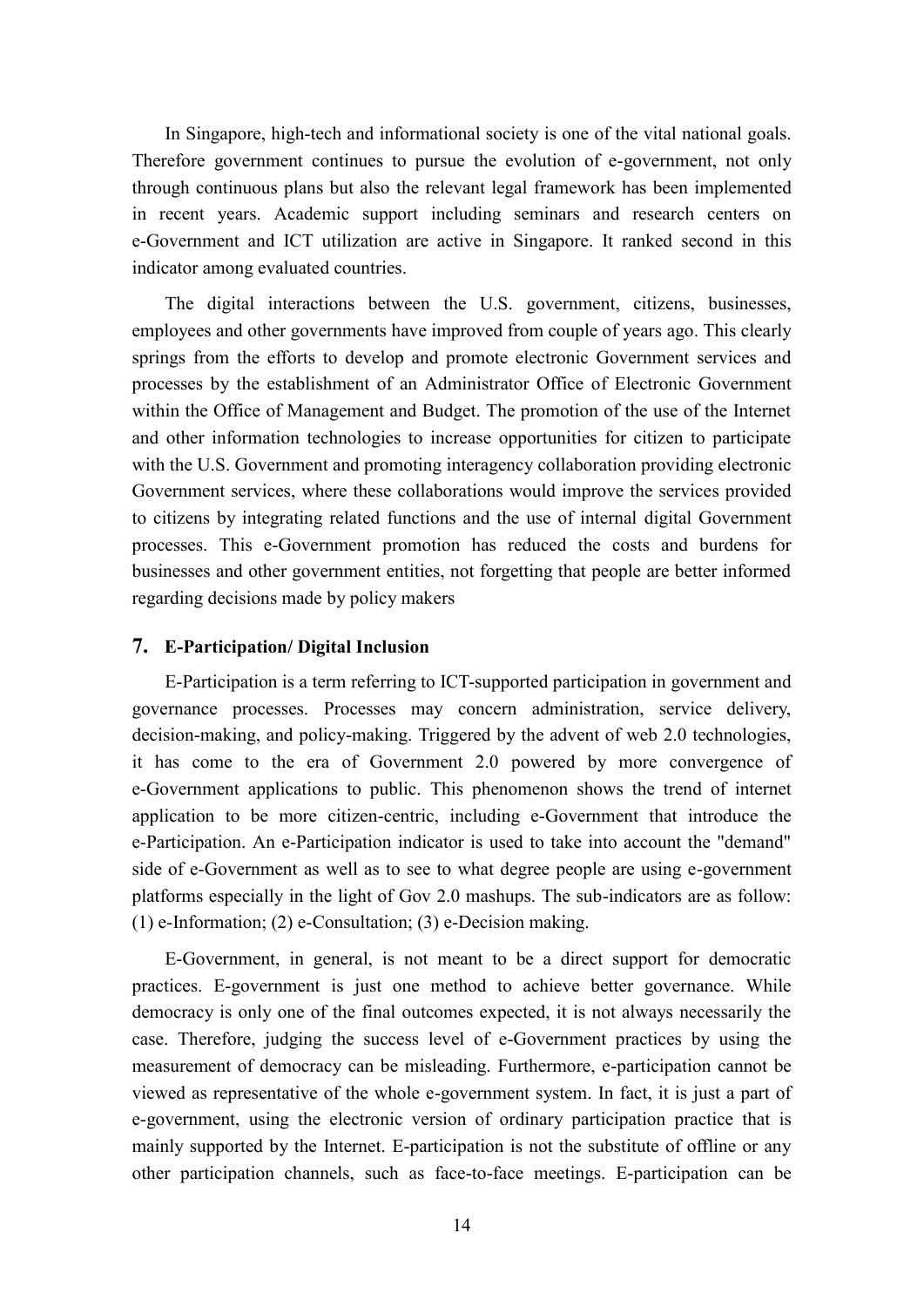In Singapore, high-tech and informational society is one of the vital national goals. Therefore government continues to pursue the evolution of e-government, not only through continuous plans but also the relevant legal framework has been implemented in recent years. Academic support including seminars and research centers on e-Government and ICT utilization are active in Singapore. It ranked second in this indicator among evaluated countries.

The digital interactions between the U.S. government, citizens, businesses, employees and other governments have improved from couple of years ago. This clearly springs from the efforts to develop and promote electronic Government services and processes by the establishment of an Administrator Office of Electronic Government within the Office of Management and Budget. The promotion of the use of the Internet and other information technologies to increase opportunities for citizen to participate with the U.S. Government and promoting interagency collaboration providing electronic Government services, where these collaborations would improve the services provided to citizens by integrating related functions and the use of internal digital Government processes. This e-Government promotion has reduced the costs and burdens for businesses and other government entities, not forgetting that people are better informed regarding decisions made by policy makers

## 7. E-Participation/ Digital Inclusion

E-Participation is a term referring to ICT-supported participation in government and governance processes. Processes may concern administration, service delivery, decision-making, and policy-making. Triggered by the advent of web 2.0 technologies, it has come to the era of Government 2.0 powered by more convergence of e-Government applications to public. This phenomenon shows the trend of internet application to be more citizen-centric, including e-Government that introduce the e-Participation. An e-Participation indicator is used to take into account the "demand" side of e-Government as well as to see to what degree people are using e-government platforms especially in the light of Gov 2.0 mashups. The sub-indicators are as follow: (1) e-Information; (2) e-Consultation; (3) e-Decision making.

E-Government, in general, is not meant to be a direct support for democratic practices. E-government is just one method to achieve better governance. While democracy is only one of the final outcomes expected, it is not always necessarily the case. Therefore, judging the success level of e-Government practices by using the measurement of democracy can be misleading. Furthermore, e-participation cannot be viewed as representative of the whole e-government system. In fact, it is just a part of e-government, using the electronic version of ordinary participation practice that is mainly supported by the Internet. E-participation is not the substitute of offline or any other participation channels, such as face-to-face meetings. E-participation can be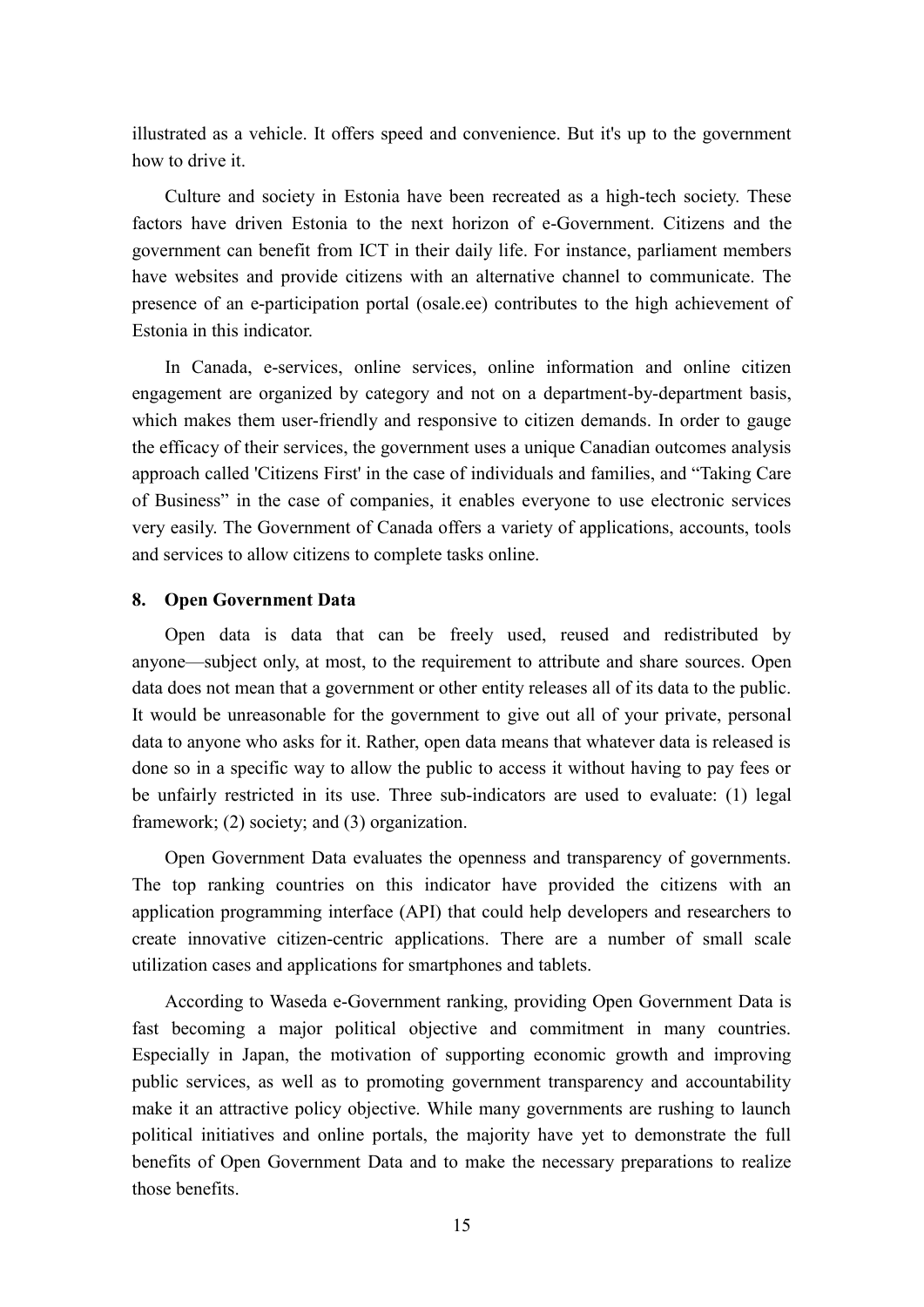illustrated as a vehicle. It offers speed and convenience. But it's up to the government how to drive it.

Culture and society in Estonia have been recreated as a high-tech society. These factors have driven Estonia to the next horizon of e-Government. Citizens and the government can benefit from ICT in their daily life. For instance, parliament members have websites and provide citizens with an alternative channel to communicate. The presence of an e-participation portal (osale.ee) contributes to the high achievement of Estonia in this indicator.

In Canada, e-services, online services, online information and online citizen engagement are organized by category and not on a department-by-department basis, which makes them user-friendly and responsive to citizen demands. In order to gauge the efficacy of their services, the government uses a unique Canadian outcomes analysis approach called 'Citizens First' in the case of individuals and families, and "Taking Care of Business" in the case of companies, it enables everyone to use electronic services very easily. The Government of Canada offers a variety of applications, accounts, tools and services to allow citizens to complete tasks online.

### 8. Open Government Data

Open data is data that can be freely used, reused and redistributed by anyone—subject only, at most, to the requirement to attribute and share sources. Open data does not mean that a government or other entity releases all of its data to the public. It would be unreasonable for the government to give out all of your private, personal data to anyone who asks for it. Rather, open data means that whatever data is released is done so in a specific way to allow the public to access it without having to pay fees or be unfairly restricted in its use. Three sub-indicators are used to evaluate: (1) legal framework; (2) society; and (3) organization.

Open Government Data evaluates the openness and transparency of governments. The top ranking countries on this indicator have provided the citizens with an application programming interface (API) that could help developers and researchers to create innovative citizen-centric applications. There are a number of small scale utilization cases and applications for smartphones and tablets.

According to Waseda e-Government ranking, providing Open Government Data is fast becoming a major political objective and commitment in many countries. Especially in Japan, the motivation of supporting economic growth and improving public services, as well as to promoting government transparency and accountability make it an attractive policy objective. While many governments are rushing to launch political initiatives and online portals, the majority have yet to demonstrate the full benefits of Open Government Data and to make the necessary preparations to realize those benefits.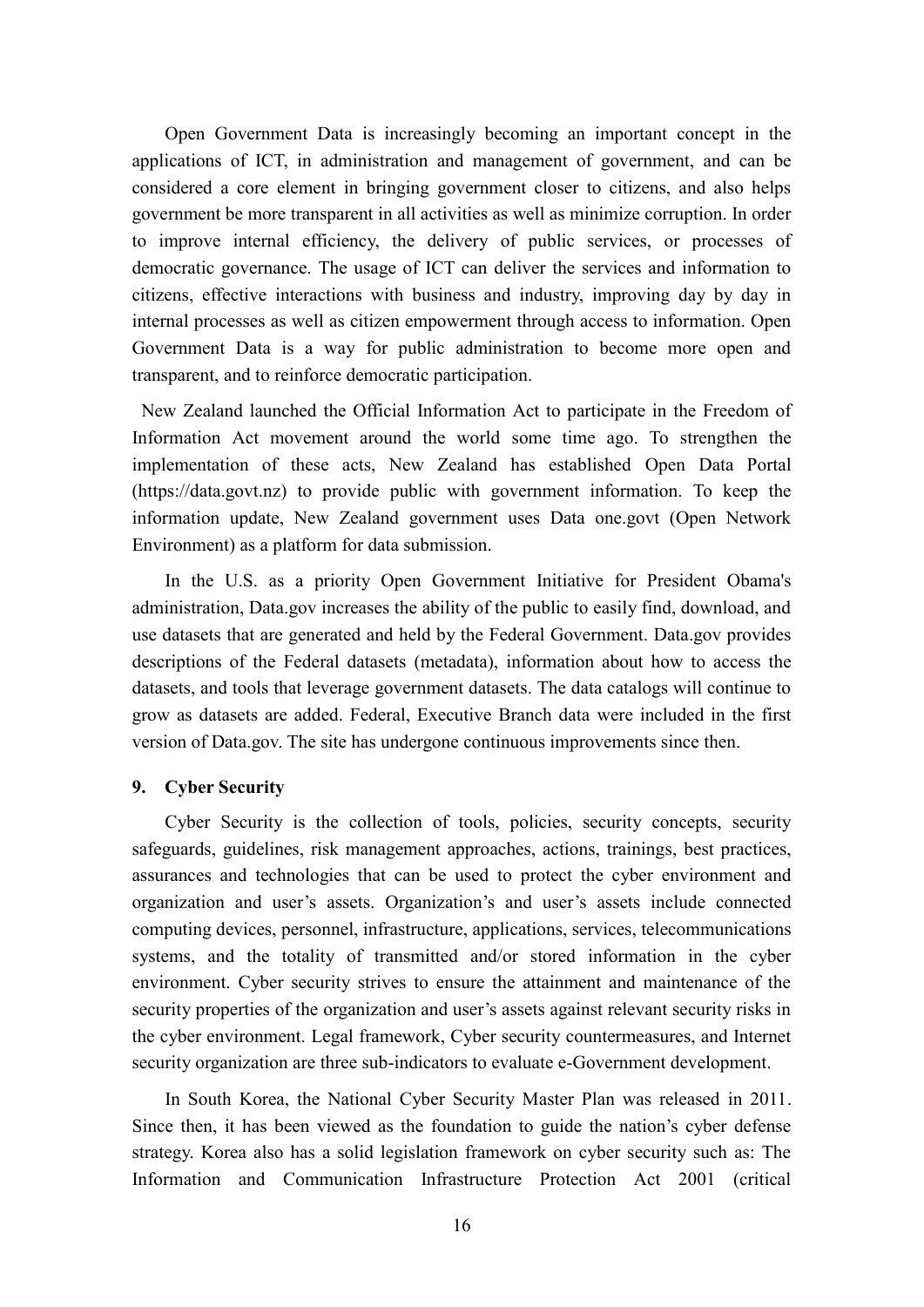Open Government Data is increasingly becoming an important concept in the applications of ICT, in administration and management of government, and can be considered a core element in bringing government closer to citizens, and also helps government be more transparent in all activities as well as minimize corruption. In order to improve internal efficiency, the delivery of public services, or processes of democratic governance. The usage of ICT can deliver the services and information to citizens, effective interactions with business and industry, improving day by day in internal processes as well as citizen empowerment through access to information. Open Government Data is a way for public administration to become more open and transparent, and to reinforce democratic participation.

New Zealand launched the Official Information Act to participate in the Freedom of Information Act movement around the world some time ago. To strengthen the implementation of these acts, New Zealand has established Open Data Portal (https://data.govt.nz) to provide public with government information. To keep the information update, New Zealand government uses Data one.govt (Open Network Environment) as a platform for data submission.

In the U.S. as a priority Open Government Initiative for President Obama's administration, Data.gov increases the ability of the public to easily find, download, and use datasets that are generated and held by the Federal Government. Data.gov provides descriptions of the Federal datasets (metadata), information about how to access the datasets, and tools that leverage government datasets. The data catalogs will continue to grow as datasets are added. Federal, Executive Branch data were included in the first version of Data.gov. The site has undergone continuous improvements since then.

### 9. Cyber Security

Cyber Security is the collection of tools, policies, security concepts, security safeguards, guidelines, risk management approaches, actions, trainings, best practices, assurances and technologies that can be used to protect the cyber environment and organization and user's assets. Organization's and user's assets include connected computing devices, personnel, infrastructure, applications, services, telecommunications systems, and the totality of transmitted and/or stored information in the cyber environment. Cyber security strives to ensure the attainment and maintenance of the security properties of the organization and user's assets against relevant security risks in the cyber environment. Legal framework, Cyber security countermeasures, and Internet security organization are three sub-indicators to evaluate e-Government development.

In South Korea, the National Cyber Security Master Plan was released in 2011. Since then, it has been viewed as the foundation to guide the nation's cyber defense strategy. Korea also has a solid legislation framework on cyber security such as: The Information and Communication Infrastructure Protection Act 2001 (critical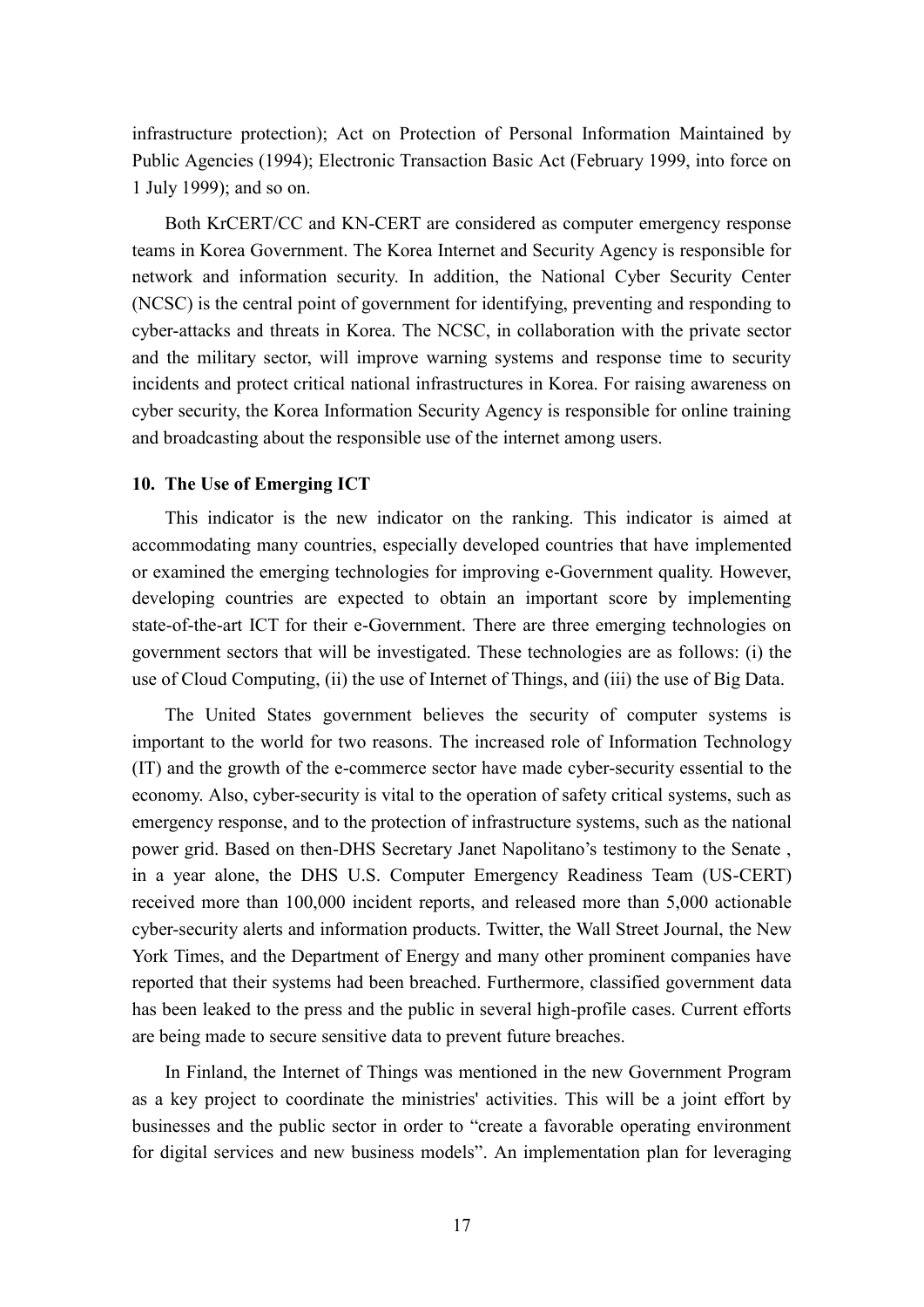infrastructure protection); Act on Protection of Personal Information Maintained by Public Agencies (1994); Electronic Transaction Basic Act (February 1999, into force on 1 July 1999); and so on.

Both KrCERT/CC and KN-CERT are considered as computer emergency response teams in Korea Government. The Korea Internet and Security Agency is responsible for network and information security. In addition, the National Cyber Security Center (NCSC) is the central point of government for identifying, preventing and responding to cyber-attacks and threats in Korea. The NCSC, in collaboration with the private sector and the military sector, will improve warning systems and response time to security incidents and protect critical national infrastructures in Korea. For raising awareness on cyber security, the Korea Information Security Agency is responsible for online training and broadcasting about the responsible use of the internet among users.

### 10. The Use of Emerging ICT

This indicator is the new indicator on the ranking. This indicator is aimed at accommodating many countries, especially developed countries that have implemented or examined the emerging technologies for improving e-Government quality. However, developing countries are expected to obtain an important score by implementing state-of-the-art ICT for their e-Government. There are three emerging technologies on government sectors that will be investigated. These technologies are as follows: (i) the use of Cloud Computing, (ii) the use of Internet of Things, and (iii) the use of Big Data.

The United States government believes the security of computer systems is important to the world for two reasons. The increased role of Information Technology (IT) and the growth of the e-commerce sector have made cyber-security essential to the economy. Also, cyber-security is vital to the operation of safety critical systems, such as emergency response, and to the protection of infrastructure systems, such as the national power grid. Based on then-DHS Secretary Janet Napolitano's testimony to the Senate , in a year alone, the DHS U.S. Computer Emergency Readiness Team (US-CERT) received more than 100,000 incident reports, and released more than 5,000 actionable cyber-security alerts and information products. Twitter, the Wall Street Journal, the New York Times, and the Department of Energy and many other prominent companies have reported that their systems had been breached. Furthermore, classified government data has been leaked to the press and the public in several high-profile cases. Current efforts are being made to secure sensitive data to prevent future breaches.

In Finland, the Internet of Things was mentioned in the new Government Program as a key project to coordinate the ministries' activities. This will be a joint effort by businesses and the public sector in order to "create a favorable operating environment for digital services and new business models". An implementation plan for leveraging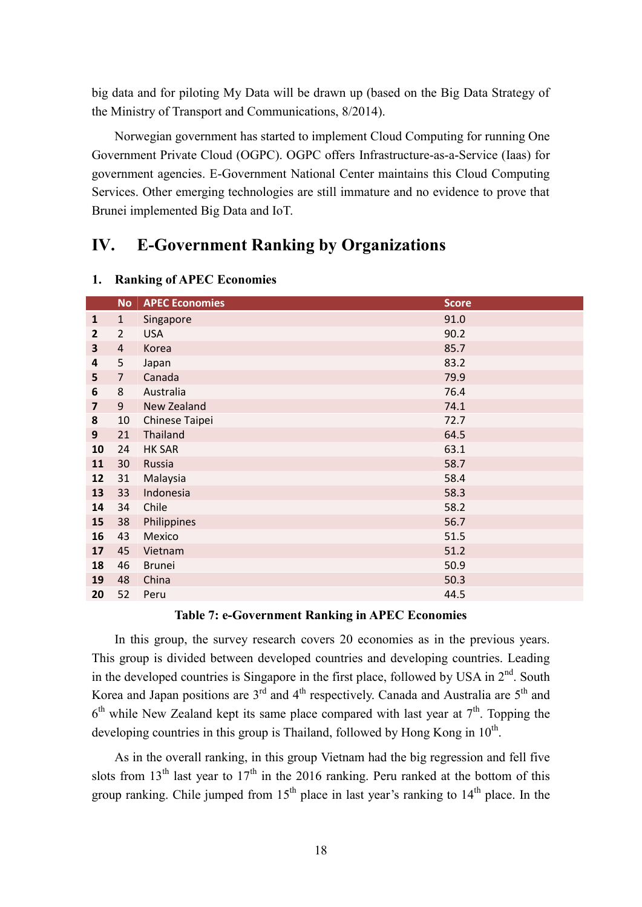big data and for piloting My Data will be drawn up (based on the Big Data Strategy of the Ministry of Transport and Communications, 8/2014).

Norwegian government has started to implement Cloud Computing for running One Government Private Cloud (OGPC). OGPC offers Infrastructure-as-a-Service (Iaas) for government agencies. E-Government National Center maintains this Cloud Computing Services. Other emerging technologies are still immature and no evidence to prove that Brunei implemented Big Data and IoT.

# IV. E-Government Ranking by Organizations

## 1. Ranking of APEC Economies

| | No | APEC Economies | Score |
|---|---|---|---|
| **1** | 1 | Singapore | 91.0 |
| **2** | 2 | USA | 90.2 |
| **3** | 4 | Korea | 85.7 |
| **4** | 5 | Japan | 83.2 |
| **5** | 7 | Canada | 79.9 |
| **6** | 8 | Australia | 76.4 |
| **7** | 9 | New Zealand | 74.1 |
| **8** | 10 | Chinese Taipei | 72.7 |
| **9** | 21 | Thailand | 64.5 |
| **10** | 24 | HK SAR | 63.1 |
| **11** | 30 | Russia | 58.7 |
| **12** | 31 | Malaysia | 58.4 |
| **13** | 33 | Indonesia | 58.3 |
| **14** | 34 | Chile | 58.2 |
| **15** | 38 | Philippines | 56.7 |
| **16** | 43 | Mexico | 51.5 |
| **17** | 45 | Vietnam | 51.2 |
| **18** | 46 | Brunei | 50.9 |
| **19** | 48 | China | 50.3 |
| **20** | 52 | Peru | 44.5 |

**Table 7: e-Government Ranking in APEC Economies**

In this group, the survey research covers 20 economies as in the previous years. This group is divided between developed countries and developing countries. Leading in the developed countries is Singapore in the first place, followed by USA in 2nd. South Korea and Japan positions are 3rd and 4th respectively. Canada and Australia are 5th and 6th while New Zealand kept its same place compared with last year at 7th. Topping the developing countries in this group is Thailand, followed by Hong Kong in 10th.

As in the overall ranking, in this group Vietnam had the big regression and fell five slots from 13th last year to 17th in the 2016 ranking. Peru ranked at the bottom of this group ranking. Chile jumped from 15th place in last year's ranking to 14th place. In the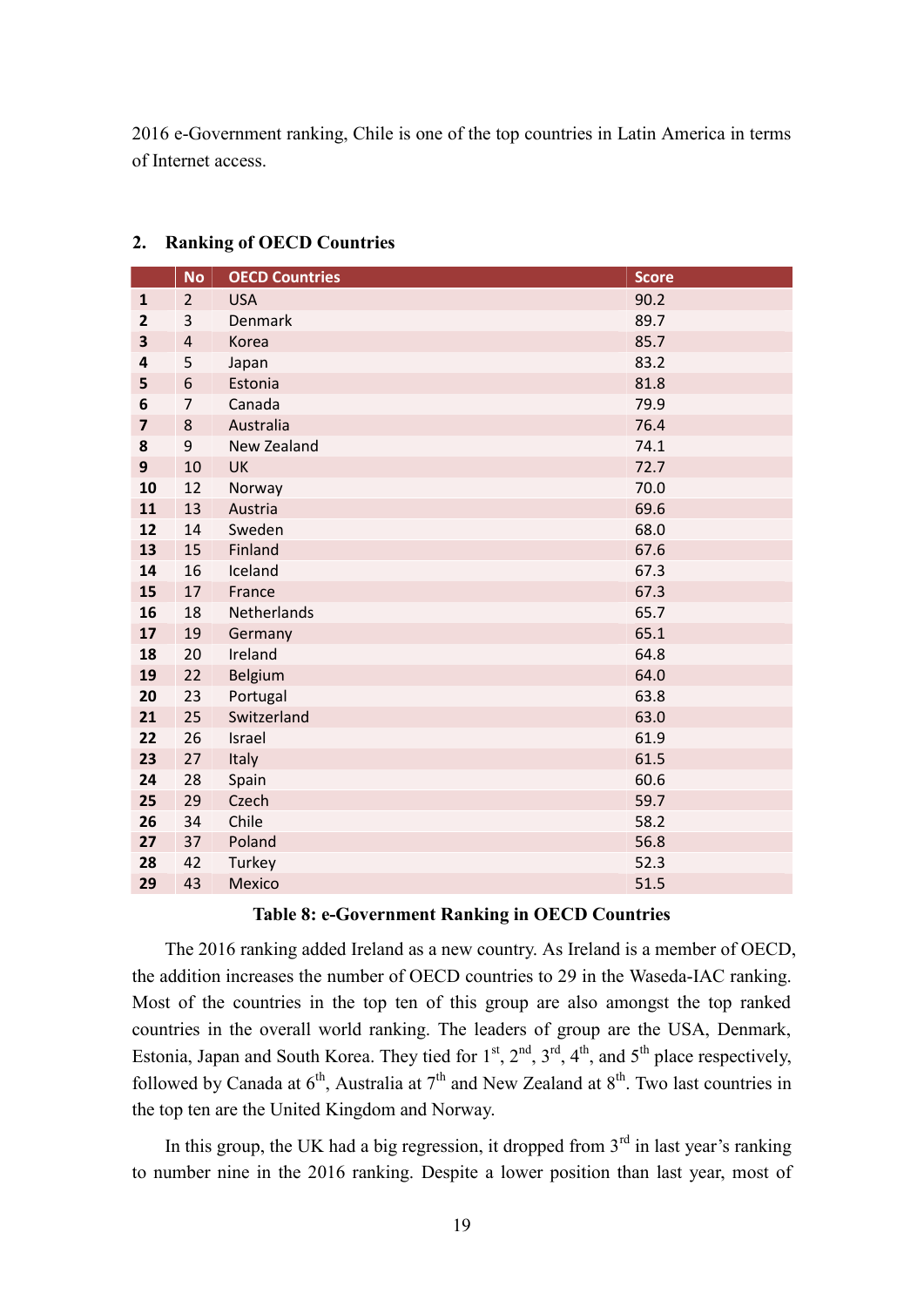2016 e-Government ranking, Chile is one of the top countries in Latin America in terms of Internet access.

## 2. Ranking of OECD Countries

| | No | OECD Countries | Score |
|---|---|---|---|
| **1** | 2 | USA | 90.2 |
| **2** | 3 | Denmark | 89.7 |
| **3** | 4 | Korea | 85.7 |
| **4** | 5 | Japan | 83.2 |
| **5** | 6 | Estonia | 81.8 |
| **6** | 7 | Canada | 79.9 |
| **7** | 8 | Australia | 76.4 |
| **8** | 9 | New Zealand | 74.1 |
| **9** | 10 | UK | 72.7 |
| **10** | 12 | Norway | 70.0 |
| **11** | 13 | Austria | 69.6 |
| **12** | 14 | Sweden | 68.0 |
| **13** | 15 | Finland | 67.6 |
| **14** | 16 | Iceland | 67.3 |
| **15** | 17 | France | 67.3 |
| **16** | 18 | Netherlands | 65.7 |
| **17** | 19 | Germany | 65.1 |
| **18** | 20 | Ireland | 64.8 |
| **19** | 22 | Belgium | 64.0 |
| **20** | 23 | Portugal | 63.8 |
| **21** | 25 | Switzerland | 63.0 |
| **22** | 26 | Israel | 61.9 |
| **23** | 27 | Italy | 61.5 |
| **24** | 28 | Spain | 60.6 |
| **25** | 29 | Czech | 59.7 |
| **26** | 34 | Chile | 58.2 |
| **27** | 37 | Poland | 56.8 |
| **28** | 42 | Turkey | 52.3 |
| **29** | 43 | Mexico | 51.5 |

**Table 8: e-Government Ranking in OECD Countries**

The 2016 ranking added Ireland as a new country. As Ireland is a member of OECD, the addition increases the number of OECD countries to 29 in the Waseda-IAC ranking. Most of the countries in the top ten of this group are also amongst the top ranked countries in the overall world ranking. The leaders of group are the USA, Denmark, Estonia, Japan and South Korea. They tied for 1st, 2nd, 3rd, 4th, and 5th place respectively, followed by Canada at 6th, Australia at 7th and New Zealand at 8th. Two last countries in the top ten are the United Kingdom and Norway.

In this group, the UK had a big regression, it dropped from 3rd in last year's ranking to number nine in the 2016 ranking. Despite a lower position than last year, most of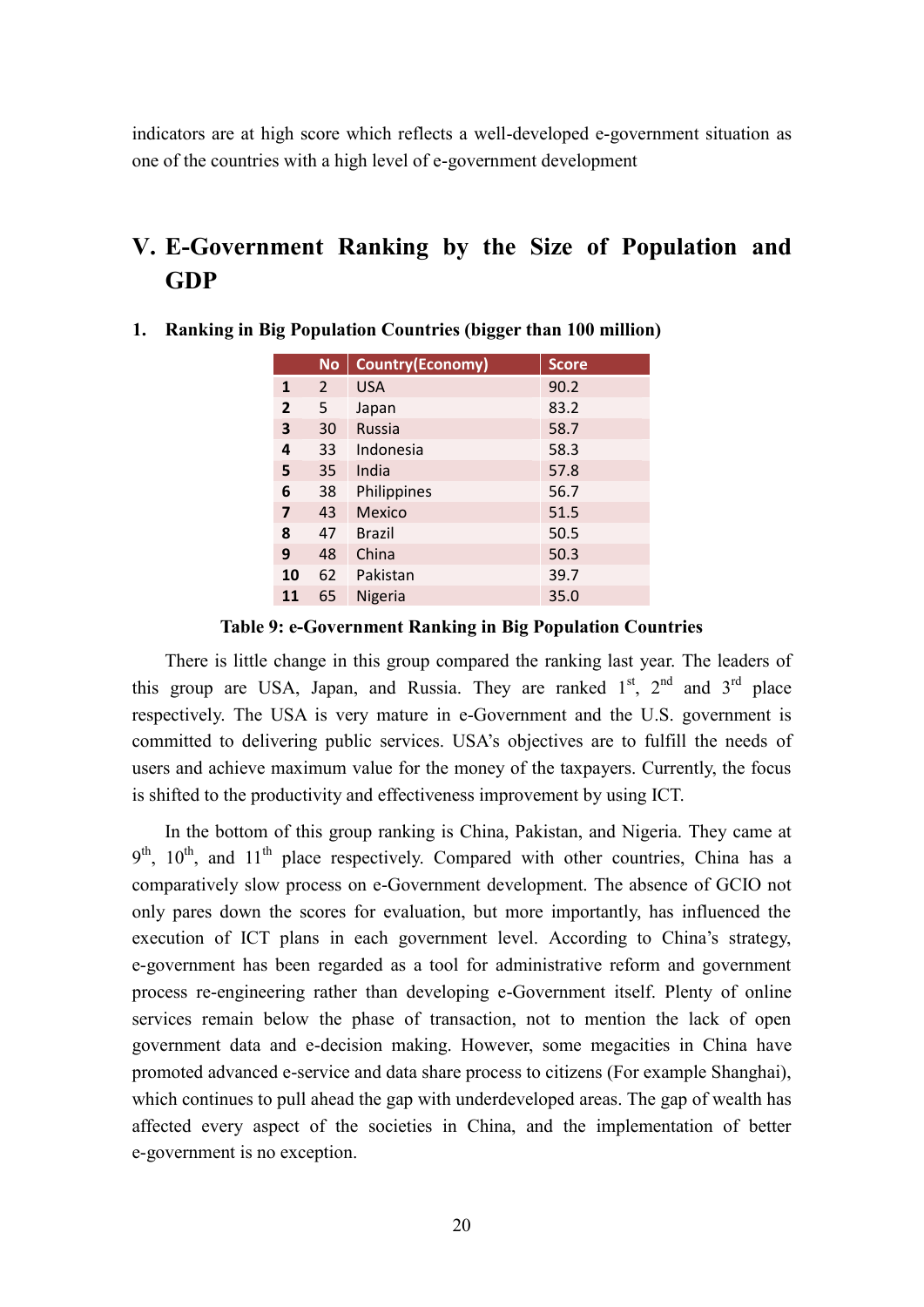indicators are at high score which reflects a well-developed e-government situation as one of the countries with a high level of e-government development

# V. E-Government Ranking by the Size of Population and GDP

## 1. Ranking in Big Population Countries (bigger than 100 million)

| | No | Country(Economy) | Score |
|---|---|---|---|
| **1** | 2 | USA | 90.2 |
| **2** | 5 | Japan | 83.2 |
| **3** | 30 | Russia | 58.7 |
| **4** | 33 | Indonesia | 58.3 |
| **5** | 35 | India | 57.8 |
| **6** | 38 | Philippines | 56.7 |
| **7** | 43 | Mexico | 51.5 |
| **8** | 47 | Brazil | 50.5 |
| **9** | 48 | China | 50.3 |
| **10** | 62 | Pakistan | 39.7 |
| **11** | 65 | Nigeria | 35.0 |

**Table 9: e-Government Ranking in Big Population Countries**

There is little change in this group compared the ranking last year. The leaders of this group are USA, Japan, and Russia. They are ranked 1st, 2nd and 3rd place respectively. The USA is very mature in e-Government and the U.S. government is committed to delivering public services. USA's objectives are to fulfill the needs of users and achieve maximum value for the money of the taxpayers. Currently, the focus is shifted to the productivity and effectiveness improvement by using ICT.

In the bottom of this group ranking is China, Pakistan, and Nigeria. They came at 9th, 10th, and 11th place respectively. Compared with other countries, China has a comparatively slow process on e-Government development. The absence of GCIO not only pares down the scores for evaluation, but more importantly, has influenced the execution of ICT plans in each government level. According to China's strategy, e-government has been regarded as a tool for administrative reform and government process re-engineering rather than developing e-Government itself. Plenty of online services remain below the phase of transaction, not to mention the lack of open government data and e-decision making. However, some megacities in China have promoted advanced e-service and data share process to citizens (For example Shanghai), which continues to pull ahead the gap with underdeveloped areas. The gap of wealth has affected every aspect of the societies in China, and the implementation of better e-government is no exception.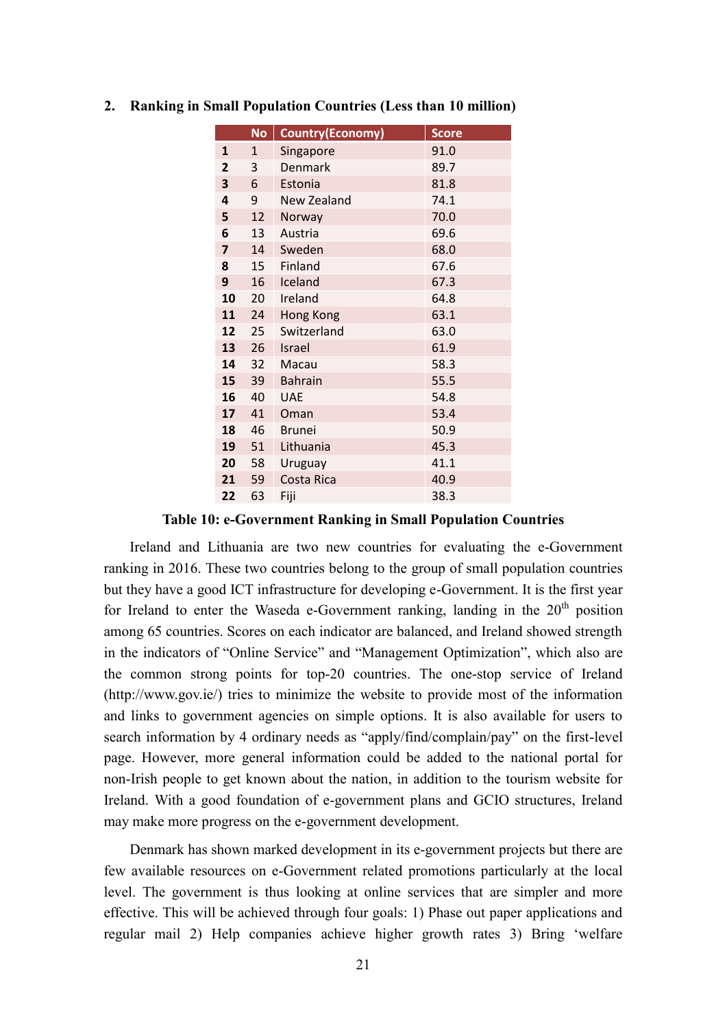## 2. Ranking in Small Population Countries (Less than 10 million)

| | No | Country(Economy) | Score |
|---|---|---|---|
| **1** | 1 | Singapore | 91.0 |
| **2** | 3 | Denmark | 89.7 |
| **3** | 6 | Estonia | 81.8 |
| **4** | 9 | New Zealand | 74.1 |
| **5** | 12 | Norway | 70.0 |
| **6** | 13 | Austria | 69.6 |
| **7** | 14 | Sweden | 68.0 |
| **8** | 15 | Finland | 67.6 |
| **9** | 16 | Iceland | 67.3 |
| **10** | 20 | Ireland | 64.8 |
| **11** | 24 | Hong Kong | 63.1 |
| **12** | 25 | Switzerland | 63.0 |
| **13** | 26 | Israel | 61.9 |
| **14** | 32 | Macau | 58.3 |
| **15** | 39 | Bahrain | 55.5 |
| **16** | 40 | UAE | 54.8 |
| **17** | 41 | Oman | 53.4 |
| **18** | 46 | Brunei | 50.9 |
| **19** | 51 | Lithuania | 45.3 |
| **20** | 58 | Uruguay | 41.1 |
| **21** | 59 | Costa Rica | 40.9 |
| **22** | 63 | Fiji | 38.3 |

**Table 10: e-Government Ranking in Small Population Countries**

Ireland and Lithuania are two new countries for evaluating the e-Government ranking in 2016. These two countries belong to the group of small population countries but they have a good ICT infrastructure for developing e-Government. It is the first year for Ireland to enter the Waseda e-Government ranking, landing in the 20th position among 65 countries. Scores on each indicator are balanced, and Ireland showed strength in the indicators of "Online Service" and "Management Optimization", which also are the common strong points for top-20 countries. The one-stop service of Ireland (http://www.gov.ie/) tries to minimize the website to provide most of the information and links to government agencies on simple options. It is also available for users to search information by 4 ordinary needs as "apply/find/complain/pay" on the first-level page. However, more general information could be added to the national portal for non-Irish people to get known about the nation, in addition to the tourism website for Ireland. With a good foundation of e-government plans and GCIO structures, Ireland may make more progress on the e-government development.

Denmark has shown marked development in its e-government projects but there are few available resources on e-Government related promotions particularly at the local level. The government is thus looking at online services that are simpler and more effective. This will be achieved through four goals: 1) Phase out paper applications and regular mail 2) Help companies achieve higher growth rates 3) Bring 'welfare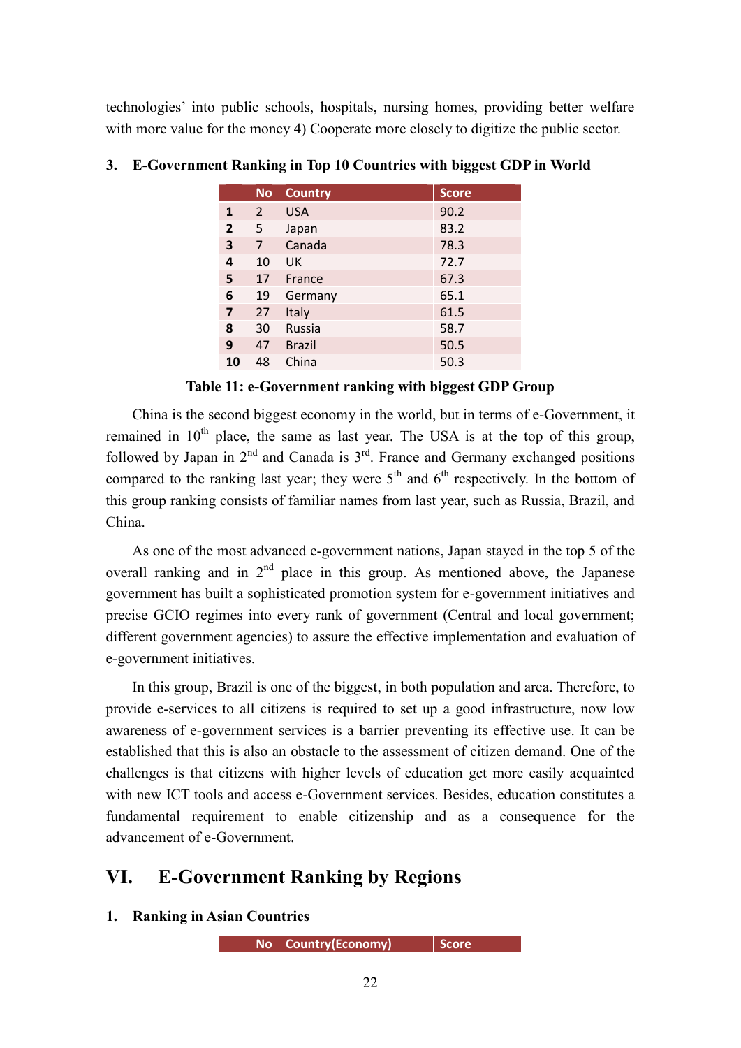technologies' into public schools, hospitals, nursing homes, providing better welfare with more value for the money 4) Cooperate more closely to digitize the public sector.

### 3. E-Government Ranking in Top 10 Countries with biggest GDP in World

| | No | Country | Score |
|---|---|---|---|
| **1** | 2 | USA | 90.2 |
| **2** | 5 | Japan | 83.2 |
| **3** | 7 | Canada | 78.3 |
| **4** | 10 | UK | 72.7 |
| **5** | 17 | France | 67.3 |
| **6** | 19 | Germany | 65.1 |
| **7** | 27 | Italy | 61.5 |
| **8** | 30 | Russia | 58.7 |
| **9** | 47 | Brazil | 50.5 |
| **10** | 48 | China | 50.3 |

**Table 11: e-Government ranking with biggest GDP Group**

China is the second biggest economy in the world, but in terms of e-Government, it remained in 10th place, the same as last year. The USA is at the top of this group, followed by Japan in 2nd and Canada is 3rd. France and Germany exchanged positions compared to the ranking last year; they were 5th and 6th respectively. In the bottom of this group ranking consists of familiar names from last year, such as Russia, Brazil, and China.

As one of the most advanced e-government nations, Japan stayed in the top 5 of the overall ranking and in 2nd place in this group. As mentioned above, the Japanese government has built a sophisticated promotion system for e-government initiatives and precise GCIO regimes into every rank of government (Central and local government; different government agencies) to assure the effective implementation and evaluation of e-government initiatives.

In this group, Brazil is one of the biggest, in both population and area. Therefore, to provide e-services to all citizens is required to set up a good infrastructure, now low awareness of e-government services is a barrier preventing its effective use. It can be established that this is also an obstacle to the assessment of citizen demand. One of the challenges is that citizens with higher levels of education get more easily acquainted with new ICT tools and access e-Government services. Besides, education constitutes a fundamental requirement to enable citizenship and as a consequence for the advancement of e-Government.

## VI. E-Government Ranking by Regions

### 1. Ranking in Asian Countries

| | No | Country(Economy) | Score |
|---|---|---|---|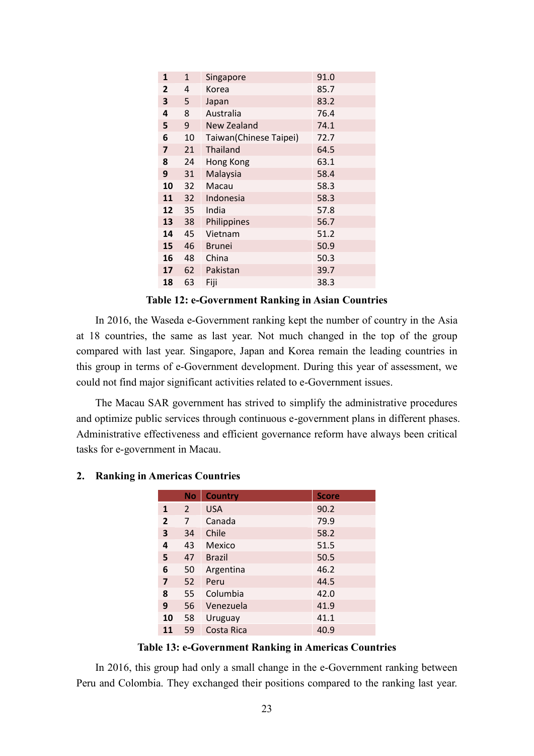| | | | |
|---|---|---|---|
| **1** | 1 | Singapore | 91.0 |
| **2** | 4 | Korea | 85.7 |
| **3** | 5 | Japan | 83.2 |
| **4** | 8 | Australia | 76.4 |
| **5** | 9 | New Zealand | 74.1 |
| **6** | 10 | Taiwan(Chinese Taipei) | 72.7 |
| **7** | 21 | Thailand | 64.5 |
| **8** | 24 | Hong Kong | 63.1 |
| **9** | 31 | Malaysia | 58.4 |
| **10** | 32 | Macau | 58.3 |
| **11** | 32 | Indonesia | 58.3 |
| **12** | 35 | India | 57.8 |
| **13** | 38 | Philippines | 56.7 |
| **14** | 45 | Vietnam | 51.2 |
| **15** | 46 | Brunei | 50.9 |
| **16** | 48 | China | 50.3 |
| **17** | 62 | Pakistan | 39.7 |
| **18** | 63 | Fiji | 38.3 |

**Table 12: e-Government Ranking in Asian Countries**

In 2016, the Waseda e-Government ranking kept the number of country in the Asia at 18 countries, the same as last year. Not much changed in the top of the group compared with last year. Singapore, Japan and Korea remain the leading countries in this group in terms of e-Government development. During this year of assessment, we could not find major significant activities related to e-Government issues.

The Macau SAR government has strived to simplify the administrative procedures and optimize public services through continuous e-government plans in different phases. Administrative effectiveness and efficient governance reform have always been critical tasks for e-government in Macau.

## 2. Ranking in Americas Countries

| | No | Country | Score |
|---|---|---|---|
| **1** | 2 | USA | 90.2 |
| **2** | 7 | Canada | 79.9 |
| **3** | 34 | Chile | 58.2 |
| **4** | 43 | Mexico | 51.5 |
| **5** | 47 | Brazil | 50.5 |
| **6** | 50 | Argentina | 46.2 |
| **7** | 52 | Peru | 44.5 |
| **8** | 55 | Columbia | 42.0 |
| **9** | 56 | Venezuela | 41.9 |
| **10** | 58 | Uruguay | 41.1 |
| **11** | 59 | Costa Rica | 40.9 |

**Table 13: e-Government Ranking in Americas Countries**

In 2016, this group had only a small change in the e-Government ranking between Peru and Colombia. They exchanged their positions compared to the ranking last year.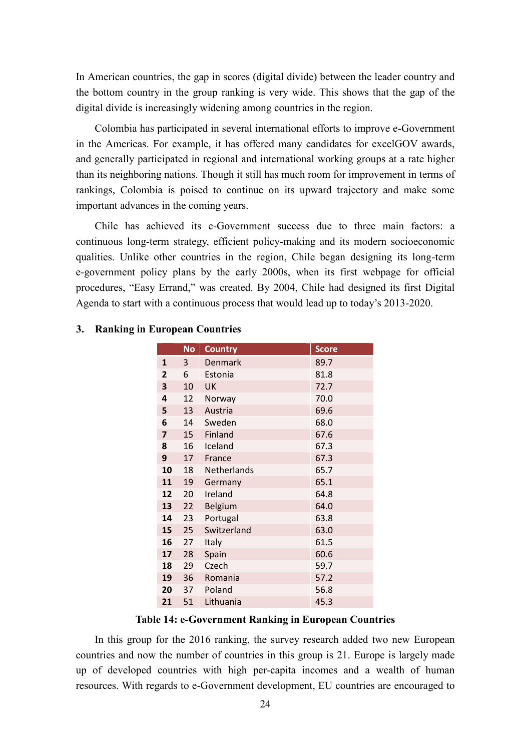In American countries, the gap in scores (digital divide) between the leader country and the bottom country in the group ranking is very wide. This shows that the gap of the digital divide is increasingly widening among countries in the region.

Colombia has participated in several international efforts to improve e-Government in the Americas. For example, it has offered many candidates for excelGOV awards, and generally participated in regional and international working groups at a rate higher than its neighboring nations. Though it still has much room for improvement in terms of rankings, Colombia is poised to continue on its upward trajectory and make some important advances in the coming years.

Chile has achieved its e-Government success due to three main factors: a continuous long-term strategy, efficient policy-making and its modern socioeconomic qualities. Unlike other countries in the region, Chile began designing its long-term e-government policy plans by the early 2000s, when its first webpage for official procedures, "Easy Errand," was created. By 2004, Chile had designed its first Digital Agenda to start with a continuous process that would lead up to today's 2013-2020.

## 3. Ranking in European Countries

| | No | Country | Score |
|---|---|---|---|
| **1** | 3 | Denmark | 89.7 |
| **2** | 6 | Estonia | 81.8 |
| **3** | 10 | UK | 72.7 |
| **4** | 12 | Norway | 70.0 |
| **5** | 13 | Austria | 69.6 |
| **6** | 14 | Sweden | 68.0 |
| **7** | 15 | Finland | 67.6 |
| **8** | 16 | Iceland | 67.3 |
| **9** | 17 | France | 67.3 |
| **10** | 18 | Netherlands | 65.7 |
| **11** | 19 | Germany | 65.1 |
| **12** | 20 | Ireland | 64.8 |
| **13** | 22 | Belgium | 64.0 |
| **14** | 23 | Portugal | 63.8 |
| **15** | 25 | Switzerland | 63.0 |
| **16** | 27 | Italy | 61.5 |
| **17** | 28 | Spain | 60.6 |
| **18** | 29 | Czech | 59.7 |
| **19** | 36 | Romania | 57.2 |
| **20** | 37 | Poland | 56.8 |
| **21** | 51 | Lithuania | 45.3 |

**Table 14: e-Government Ranking in European Countries**

In this group for the 2016 ranking, the survey research added two new European countries and now the number of countries in this group is 21. Europe is largely made up of developed countries with high per-capita incomes and a wealth of human resources. With regards to e-Government development, EU countries are encouraged to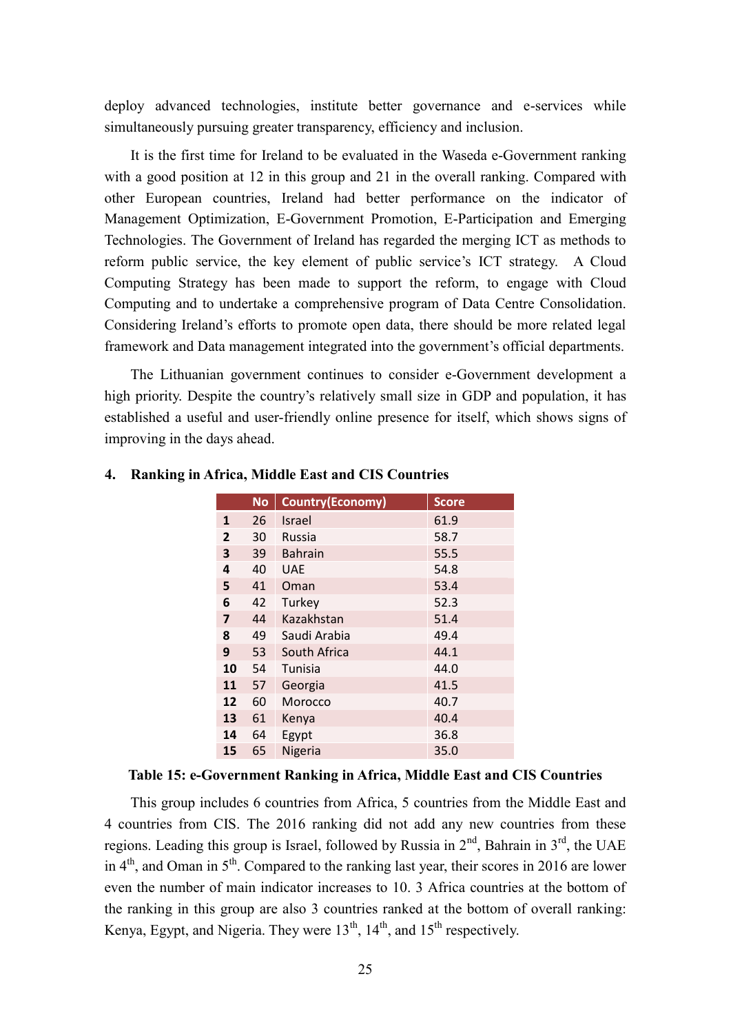deploy advanced technologies, institute better governance and e-services while simultaneously pursuing greater transparency, efficiency and inclusion.

It is the first time for Ireland to be evaluated in the Waseda e-Government ranking with a good position at 12 in this group and 21 in the overall ranking. Compared with other European countries, Ireland had better performance on the indicator of Management Optimization, E-Government Promotion, E-Participation and Emerging Technologies. The Government of Ireland has regarded the merging ICT as methods to reform public service, the key element of public service's ICT strategy. A Cloud Computing Strategy has been made to support the reform, to engage with Cloud Computing and to undertake a comprehensive program of Data Centre Consolidation. Considering Ireland's efforts to promote open data, there should be more related legal framework and Data management integrated into the government's official departments.

The Lithuanian government continues to consider e-Government development a high priority. Despite the country's relatively small size in GDP and population, it has established a useful and user-friendly online presence for itself, which shows signs of improving in the days ahead.

## 4. Ranking in Africa, Middle East and CIS Countries

| | No | Country(Economy) | Score |
|---|---|---|---|
| **1** | 26 | Israel | 61.9 |
| **2** | 30 | Russia | 58.7 |
| **3** | 39 | Bahrain | 55.5 |
| **4** | 40 | UAE | 54.8 |
| **5** | 41 | Oman | 53.4 |
| **6** | 42 | Turkey | 52.3 |
| **7** | 44 | Kazakhstan | 51.4 |
| **8** | 49 | Saudi Arabia | 49.4 |
| **9** | 53 | South Africa | 44.1 |
| **10** | 54 | Tunisia | 44.0 |
| **11** | 57 | Georgia | 41.5 |
| **12** | 60 | Morocco | 40.7 |
| **13** | 61 | Kenya | 40.4 |
| **14** | 64 | Egypt | 36.8 |
| **15** | 65 | Nigeria | 35.0 |

**Table 15: e-Government Ranking in Africa, Middle East and CIS Countries**

This group includes 6 countries from Africa, 5 countries from the Middle East and 4 countries from CIS. The 2016 ranking did not add any new countries from these regions. Leading this group is Israel, followed by Russia in 2nd, Bahrain in 3rd, the UAE in 4th, and Oman in 5th. Compared to the ranking last year, their scores in 2016 are lower even the number of main indicator increases to 10. 3 Africa countries at the bottom of the ranking in this group are also 3 countries ranked at the bottom of overall ranking: Kenya, Egypt, and Nigeria. They were 13th, 14th, and 15th respectively.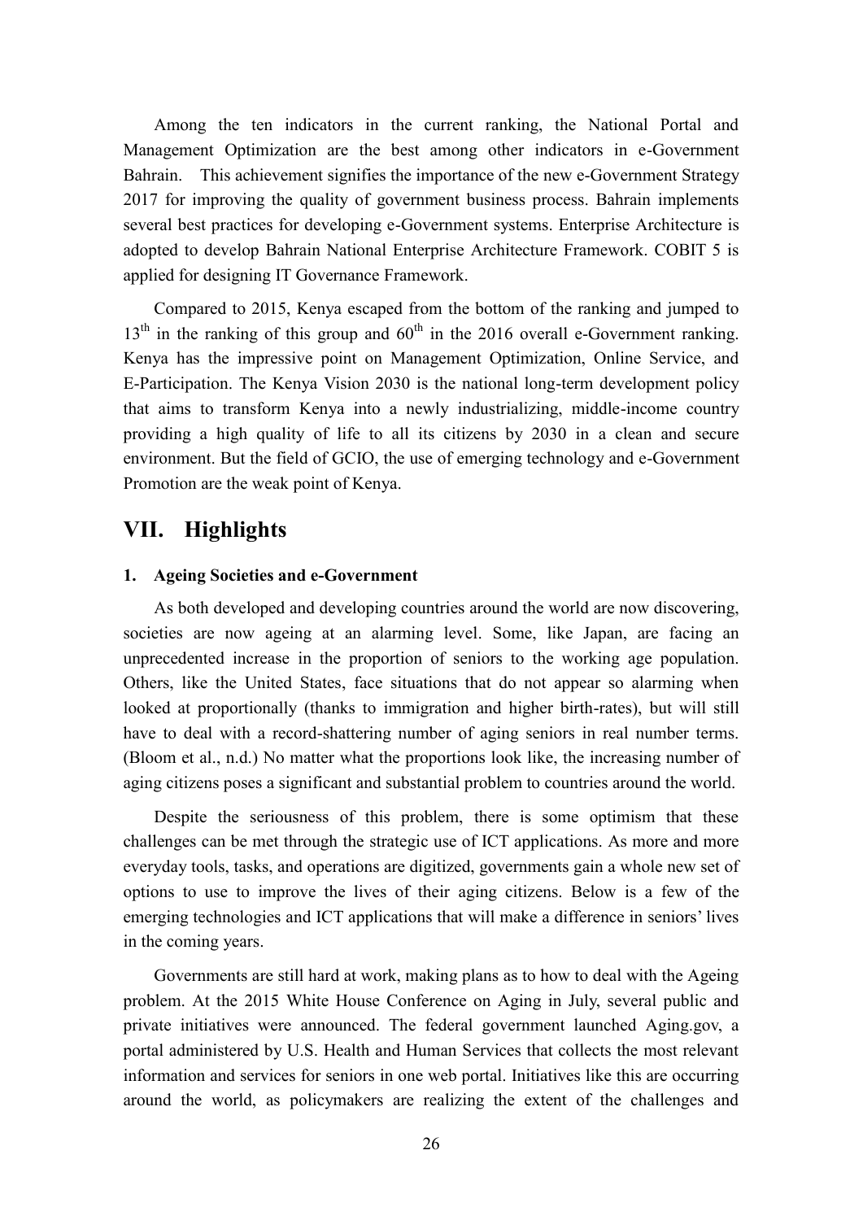Among the ten indicators in the current ranking, the National Portal and Management Optimization are the best among other indicators in e-Government Bahrain. This achievement signifies the importance of the new e-Government Strategy 2017 for improving the quality of government business process. Bahrain implements several best practices for developing e-Government systems. Enterprise Architecture is adopted to develop Bahrain National Enterprise Architecture Framework. COBIT 5 is applied for designing IT Governance Framework.

Compared to 2015, Kenya escaped from the bottom of the ranking and jumped to 13th in the ranking of this group and 60th in the 2016 overall e-Government ranking. Kenya has the impressive point on Management Optimization, Online Service, and E-Participation. The Kenya Vision 2030 is the national long-term development policy that aims to transform Kenya into a newly industrializing, middle-income country providing a high quality of life to all its citizens by 2030 in a clean and secure environment. But the field of GCIO, the use of emerging technology and e-Government Promotion are the weak point of Kenya.

## VII. Highlights

### 1. Ageing Societies and e-Government

As both developed and developing countries around the world are now discovering, societies are now ageing at an alarming level. Some, like Japan, are facing an unprecedented increase in the proportion of seniors to the working age population. Others, like the United States, face situations that do not appear so alarming when looked at proportionally (thanks to immigration and higher birth-rates), but will still have to deal with a record-shattering number of aging seniors in real number terms. (Bloom et al., n.d.) No matter what the proportions look like, the increasing number of aging citizens poses a significant and substantial problem to countries around the world.

Despite the seriousness of this problem, there is some optimism that these challenges can be met through the strategic use of ICT applications. As more and more everyday tools, tasks, and operations are digitized, governments gain a whole new set of options to use to improve the lives of their aging citizens. Below is a few of the emerging technologies and ICT applications that will make a difference in seniors' lives in the coming years.

Governments are still hard at work, making plans as to how to deal with the Ageing problem. At the 2015 White House Conference on Aging in July, several public and private initiatives were announced. The federal government launched Aging.gov, a portal administered by U.S. Health and Human Services that collects the most relevant information and services for seniors in one web portal. Initiatives like this are occurring around the world, as policymakers are realizing the extent of the challenges and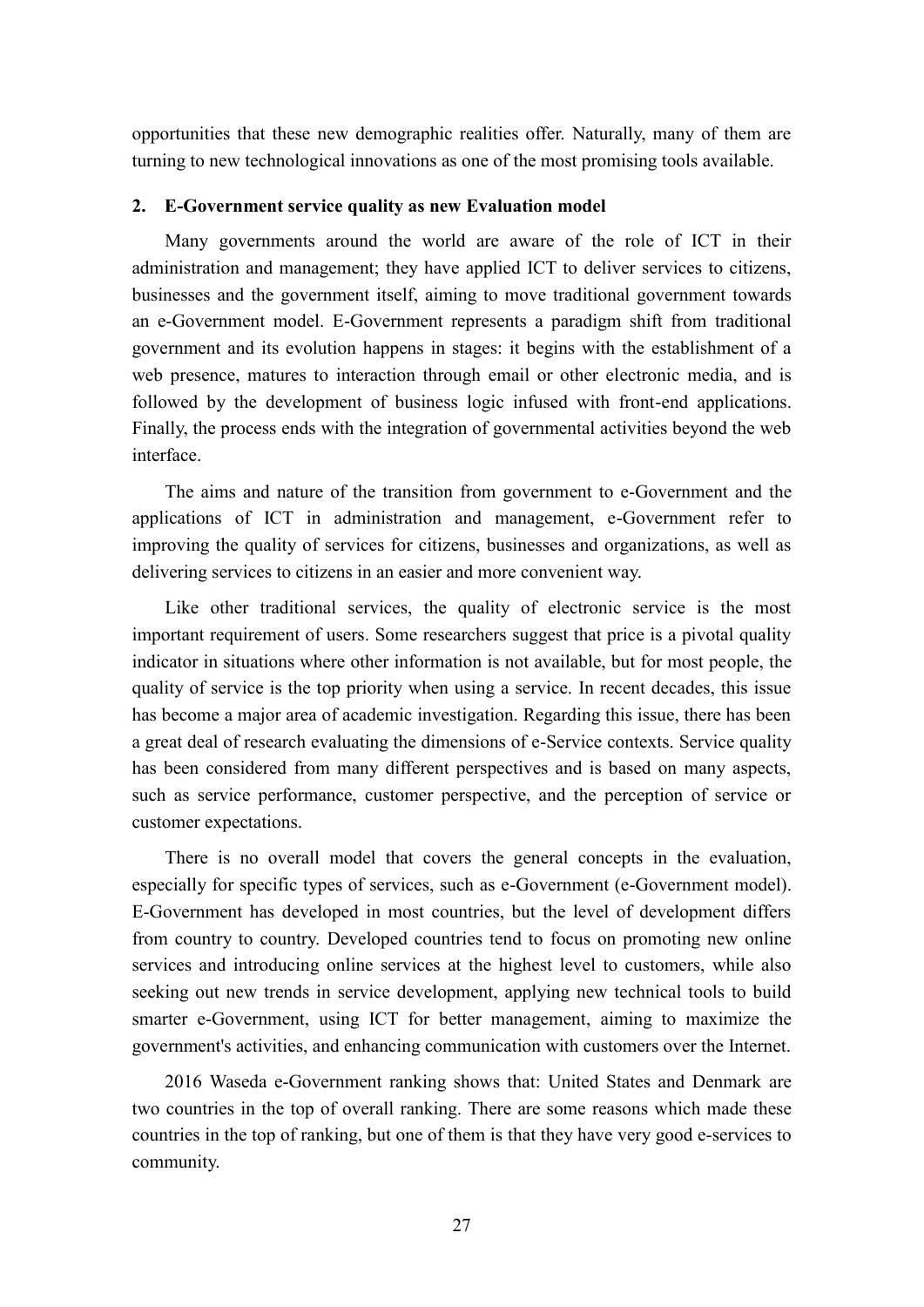opportunities that these new demographic realities offer. Naturally, many of them are turning to new technological innovations as one of the most promising tools available.

## 2. E-Government service quality as new Evaluation model

Many governments around the world are aware of the role of ICT in their administration and management; they have applied ICT to deliver services to citizens, businesses and the government itself, aiming to move traditional government towards an e-Government model. E-Government represents a paradigm shift from traditional government and its evolution happens in stages: it begins with the establishment of a web presence, matures to interaction through email or other electronic media, and is followed by the development of business logic infused with front-end applications. Finally, the process ends with the integration of governmental activities beyond the web interface.

The aims and nature of the transition from government to e-Government and the applications of ICT in administration and management, e-Government refer to improving the quality of services for citizens, businesses and organizations, as well as delivering services to citizens in an easier and more convenient way.

Like other traditional services, the quality of electronic service is the most important requirement of users. Some researchers suggest that price is a pivotal quality indicator in situations where other information is not available, but for most people, the quality of service is the top priority when using a service. In recent decades, this issue has become a major area of academic investigation. Regarding this issue, there has been a great deal of research evaluating the dimensions of e-Service contexts. Service quality has been considered from many different perspectives and is based on many aspects, such as service performance, customer perspective, and the perception of service or customer expectations.

There is no overall model that covers the general concepts in the evaluation, especially for specific types of services, such as e-Government (e-Government model). E-Government has developed in most countries, but the level of development differs from country to country. Developed countries tend to focus on promoting new online services and introducing online services at the highest level to customers, while also seeking out new trends in service development, applying new technical tools to build smarter e-Government, using ICT for better management, aiming to maximize the government's activities, and enhancing communication with customers over the Internet.

2016 Waseda e-Government ranking shows that: United States and Denmark are two countries in the top of overall ranking. There are some reasons which made these countries in the top of ranking, but one of them is that they have very good e-services to community.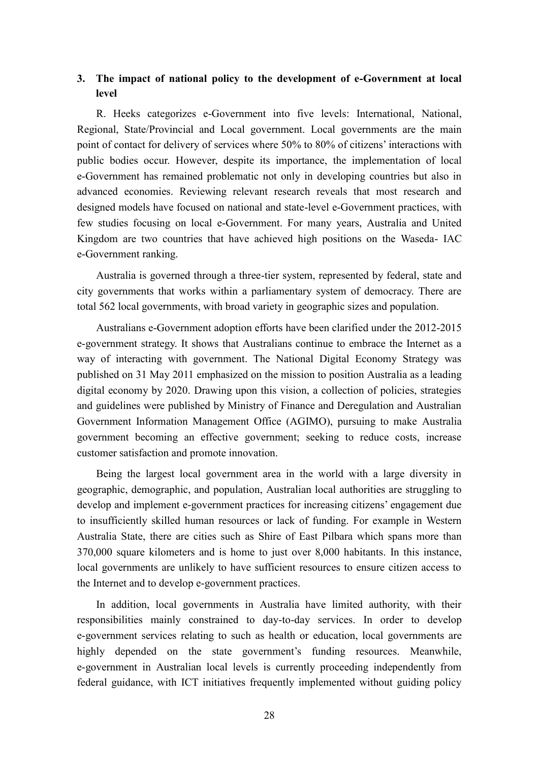## 3. The impact of national policy to the development of e-Government at local level

R. Heeks categorizes e-Government into five levels: International, National, Regional, State/Provincial and Local government. Local governments are the main point of contact for delivery of services where 50% to 80% of citizens' interactions with public bodies occur. However, despite its importance, the implementation of local e-Government has remained problematic not only in developing countries but also in advanced economies. Reviewing relevant research reveals that most research and designed models have focused on national and state-level e-Government practices, with few studies focusing on local e-Government. For many years, Australia and United Kingdom are two countries that have achieved high positions on the Waseda- IAC e-Government ranking.

Australia is governed through a three-tier system, represented by federal, state and city governments that works within a parliamentary system of democracy. There are total 562 local governments, with broad variety in geographic sizes and population.

Australians e-Government adoption efforts have been clarified under the 2012-2015 e-government strategy. It shows that Australians continue to embrace the Internet as a way of interacting with government. The National Digital Economy Strategy was published on 31 May 2011 emphasized on the mission to position Australia as a leading digital economy by 2020. Drawing upon this vision, a collection of policies, strategies and guidelines were published by Ministry of Finance and Deregulation and Australian Government Information Management Office (AGIMO), pursuing to make Australia government becoming an effective government; seeking to reduce costs, increase customer satisfaction and promote innovation.

Being the largest local government area in the world with a large diversity in geographic, demographic, and population, Australian local authorities are struggling to develop and implement e-government practices for increasing citizens' engagement due to insufficiently skilled human resources or lack of funding. For example in Western Australia State, there are cities such as Shire of East Pilbara which spans more than 370,000 square kilometers and is home to just over 8,000 habitants. In this instance, local governments are unlikely to have sufficient resources to ensure citizen access to the Internet and to develop e-government practices.

In addition, local governments in Australia have limited authority, with their responsibilities mainly constrained to day-to-day services. In order to develop e-government services relating to such as health or education, local governments are highly depended on the state government's funding resources. Meanwhile, e-government in Australian local levels is currently proceeding independently from federal guidance, with ICT initiatives frequently implemented without guiding policy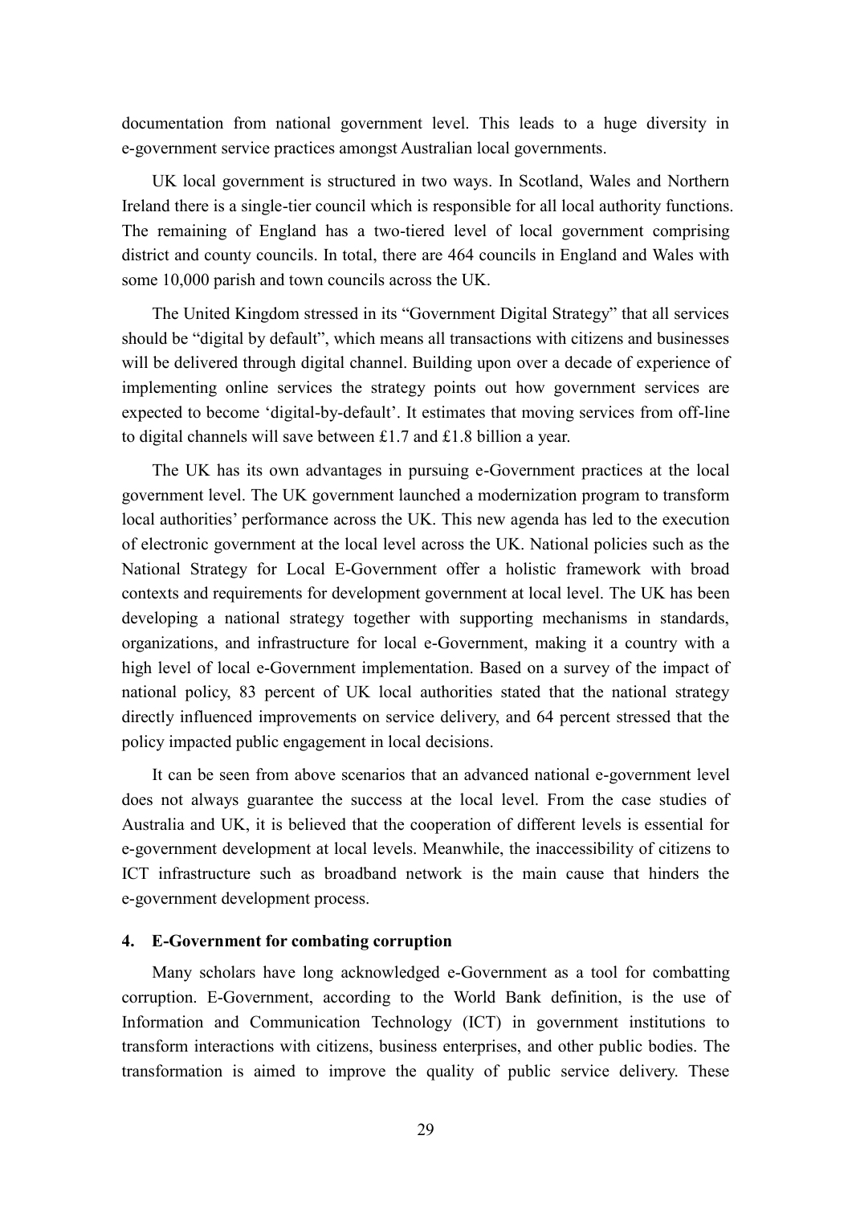documentation from national government level. This leads to a huge diversity in e-government service practices amongst Australian local governments.

UK local government is structured in two ways. In Scotland, Wales and Northern Ireland there is a single-tier council which is responsible for all local authority functions. The remaining of England has a two-tiered level of local government comprising district and county councils. In total, there are 464 councils in England and Wales with some 10,000 parish and town councils across the UK.

The United Kingdom stressed in its "Government Digital Strategy" that all services should be "digital by default", which means all transactions with citizens and businesses will be delivered through digital channel. Building upon over a decade of experience of implementing online services the strategy points out how government services are expected to become 'digital-by-default'. It estimates that moving services from off-line to digital channels will save between £1.7 and £1.8 billion a year.

The UK has its own advantages in pursuing e-Government practices at the local government level. The UK government launched a modernization program to transform local authorities' performance across the UK. This new agenda has led to the execution of electronic government at the local level across the UK. National policies such as the National Strategy for Local E-Government offer a holistic framework with broad contexts and requirements for development government at local level. The UK has been developing a national strategy together with supporting mechanisms in standards, organizations, and infrastructure for local e-Government, making it a country with a high level of local e-Government implementation. Based on a survey of the impact of national policy, 83 percent of UK local authorities stated that the national strategy directly influenced improvements on service delivery, and 64 percent stressed that the policy impacted public engagement in local decisions.

It can be seen from above scenarios that an advanced national e-government level does not always guarantee the success at the local level. From the case studies of Australia and UK, it is believed that the cooperation of different levels is essential for e-government development at local levels. Meanwhile, the inaccessibility of citizens to ICT infrastructure such as broadband network is the main cause that hinders the e-government development process.

#### 4. E-Government for combating corruption

Many scholars have long acknowledged e-Government as a tool for combatting corruption. E-Government, according to the World Bank definition, is the use of Information and Communication Technology (ICT) in government institutions to transform interactions with citizens, business enterprises, and other public bodies. The transformation is aimed to improve the quality of public service delivery. These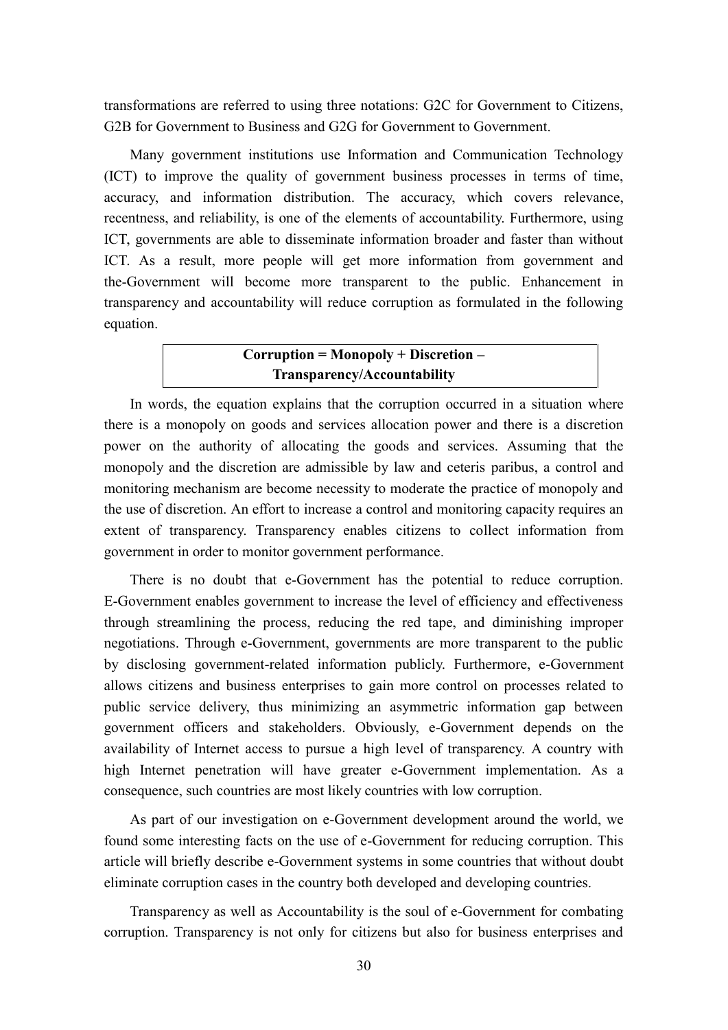transformations are referred to using three notations: G2C for Government to Citizens, G2B for Government to Business and G2G for Government to Government.

Many government institutions use Information and Communication Technology (ICT) to improve the quality of government business processes in terms of time, accuracy, and information distribution. The accuracy, which covers relevance, recentness, and reliability, is one of the elements of accountability. Furthermore, using ICT, governments are able to disseminate information broader and faster than without ICT. As a result, more people will get more information from government and the-Government will become more transparent to the public. Enhancement in transparency and accountability will reduce corruption as formulated in the following equation.

| **Corruption = Monopoly + Discretion – Transparency/Accountability** |
|---|

In words, the equation explains that the corruption occurred in a situation where there is a monopoly on goods and services allocation power and there is a discretion power on the authority of allocating the goods and services. Assuming that the monopoly and the discretion are admissible by law and ceteris paribus, a control and monitoring mechanism are become necessity to moderate the practice of monopoly and the use of discretion. An effort to increase a control and monitoring capacity requires an extent of transparency. Transparency enables citizens to collect information from government in order to monitor government performance.

There is no doubt that e-Government has the potential to reduce corruption. E-Government enables government to increase the level of efficiency and effectiveness through streamlining the process, reducing the red tape, and diminishing improper negotiations. Through e-Government, governments are more transparent to the public by disclosing government-related information publicly. Furthermore, e-Government allows citizens and business enterprises to gain more control on processes related to public service delivery, thus minimizing an asymmetric information gap between government officers and stakeholders. Obviously, e-Government depends on the availability of Internet access to pursue a high level of transparency. A country with high Internet penetration will have greater e-Government implementation. As a consequence, such countries are most likely countries with low corruption.

As part of our investigation on e-Government development around the world, we found some interesting facts on the use of e-Government for reducing corruption. This article will briefly describe e-Government systems in some countries that without doubt eliminate corruption cases in the country both developed and developing countries.

Transparency as well as Accountability is the soul of e-Government for combating corruption. Transparency is not only for citizens but also for business enterprises and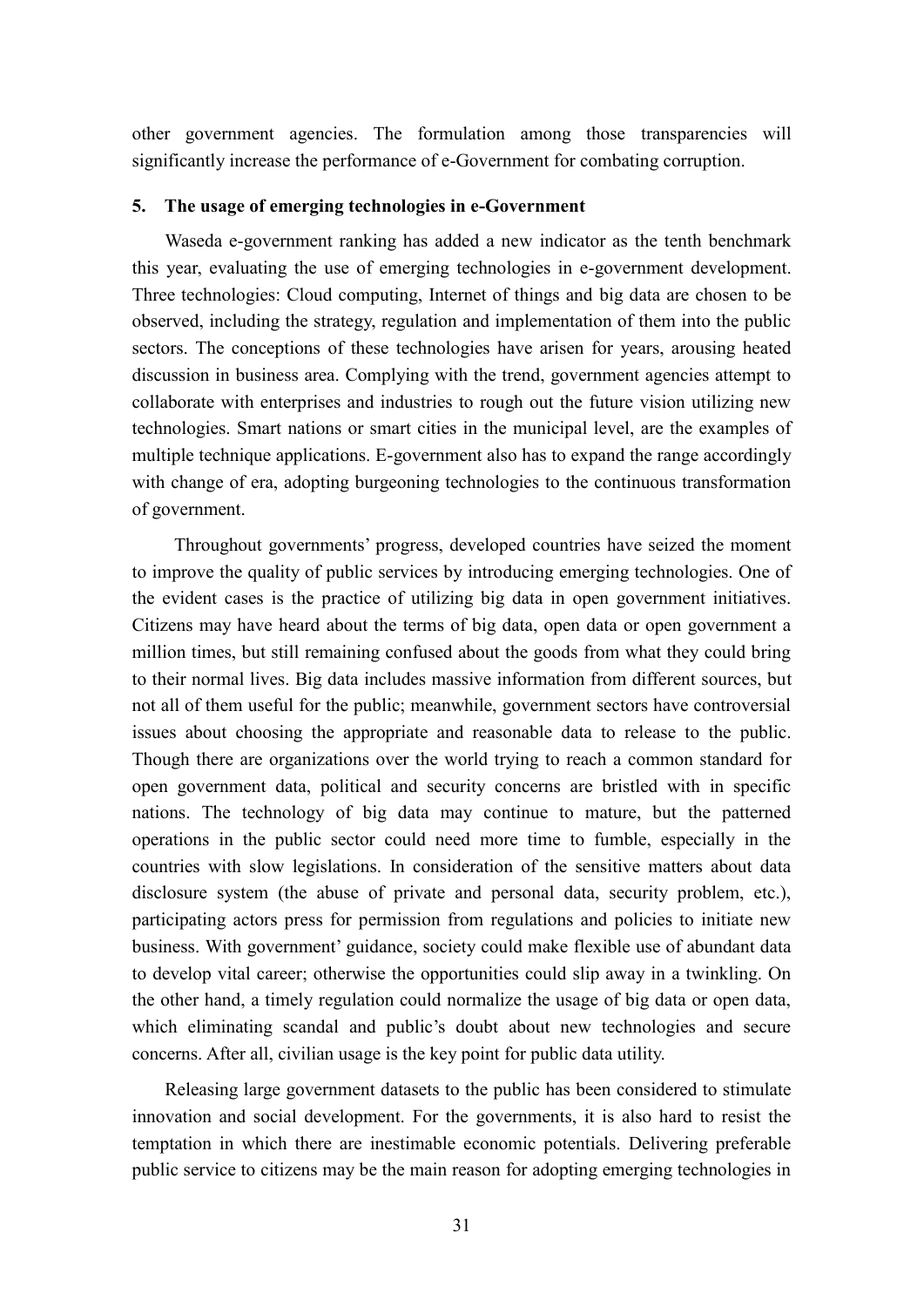other government agencies. The formulation among those transparencies will significantly increase the performance of e-Government for combating corruption.

### 5. The usage of emerging technologies in e-Government

Waseda e-government ranking has added a new indicator as the tenth benchmark this year, evaluating the use of emerging technologies in e-government development. Three technologies: Cloud computing, Internet of things and big data are chosen to be observed, including the strategy, regulation and implementation of them into the public sectors. The conceptions of these technologies have arisen for years, arousing heated discussion in business area. Complying with the trend, government agencies attempt to collaborate with enterprises and industries to rough out the future vision utilizing new technologies. Smart nations or smart cities in the municipal level, are the examples of multiple technique applications. E-government also has to expand the range accordingly with change of era, adopting burgeoning technologies to the continuous transformation of government.

Throughout governments' progress, developed countries have seized the moment to improve the quality of public services by introducing emerging technologies. One of the evident cases is the practice of utilizing big data in open government initiatives. Citizens may have heard about the terms of big data, open data or open government a million times, but still remaining confused about the goods from what they could bring to their normal lives. Big data includes massive information from different sources, but not all of them useful for the public; meanwhile, government sectors have controversial issues about choosing the appropriate and reasonable data to release to the public. Though there are organizations over the world trying to reach a common standard for open government data, political and security concerns are bristled with in specific nations. The technology of big data may continue to mature, but the patterned operations in the public sector could need more time to fumble, especially in the countries with slow legislations. In consideration of the sensitive matters about data disclosure system (the abuse of private and personal data, security problem, etc.), participating actors press for permission from regulations and policies to initiate new business. With government' guidance, society could make flexible use of abundant data to develop vital career; otherwise the opportunities could slip away in a twinkling. On the other hand, a timely regulation could normalize the usage of big data or open data, which eliminating scandal and public's doubt about new technologies and secure concerns. After all, civilian usage is the key point for public data utility.

Releasing large government datasets to the public has been considered to stimulate innovation and social development. For the governments, it is also hard to resist the temptation in which there are inestimable economic potentials. Delivering preferable public service to citizens may be the main reason for adopting emerging technologies in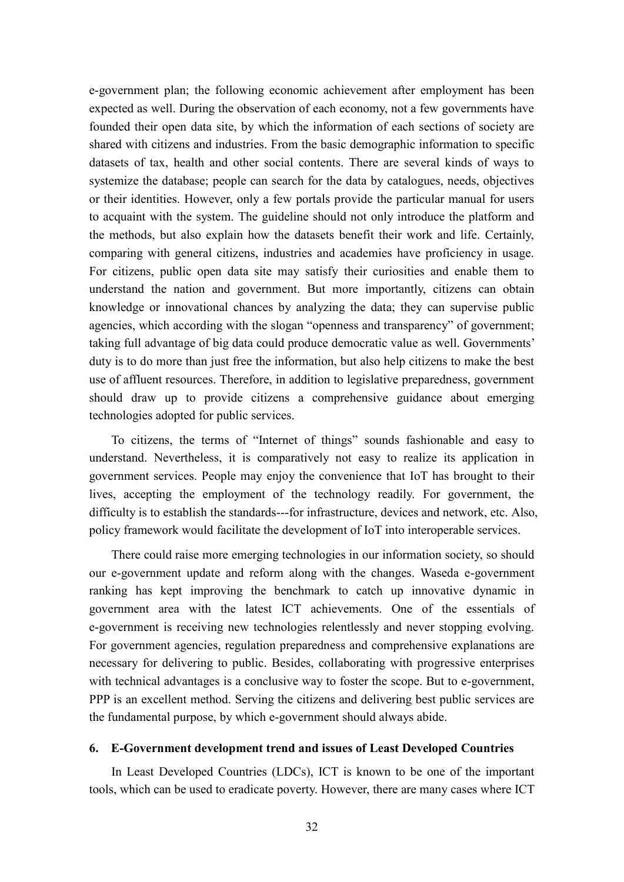e-government plan; the following economic achievement after employment has been expected as well. During the observation of each economy, not a few governments have founded their open data site, by which the information of each sections of society are shared with citizens and industries. From the basic demographic information to specific datasets of tax, health and other social contents. There are several kinds of ways to systemize the database; people can search for the data by catalogues, needs, objectives or their identities. However, only a few portals provide the particular manual for users to acquaint with the system. The guideline should not only introduce the platform and the methods, but also explain how the datasets benefit their work and life. Certainly, comparing with general citizens, industries and academies have proficiency in usage. For citizens, public open data site may satisfy their curiosities and enable them to understand the nation and government. But more importantly, citizens can obtain knowledge or innovational chances by analyzing the data; they can supervise public agencies, which according with the slogan "openness and transparency" of government; taking full advantage of big data could produce democratic value as well. Governments' duty is to do more than just free the information, but also help citizens to make the best use of affluent resources. Therefore, in addition to legislative preparedness, government should draw up to provide citizens a comprehensive guidance about emerging technologies adopted for public services.

To citizens, the terms of "Internet of things" sounds fashionable and easy to understand. Nevertheless, it is comparatively not easy to realize its application in government services. People may enjoy the convenience that IoT has brought to their lives, accepting the employment of the technology readily. For government, the difficulty is to establish the standards---for infrastructure, devices and network, etc. Also, policy framework would facilitate the development of IoT into interoperable services.

There could raise more emerging technologies in our information society, so should our e-government update and reform along with the changes. Waseda e-government ranking has kept improving the benchmark to catch up innovative dynamic in government area with the latest ICT achievements. One of the essentials of e-government is receiving new technologies relentlessly and never stopping evolving. For government agencies, regulation preparedness and comprehensive explanations are necessary for delivering to public. Besides, collaborating with progressive enterprises with technical advantages is a conclusive way to foster the scope. But to e-government, PPP is an excellent method. Serving the citizens and delivering best public services are the fundamental purpose, by which e-government should always abide.

## 6. E-Government development trend and issues of Least Developed Countries

In Least Developed Countries (LDCs), ICT is known to be one of the important tools, which can be used to eradicate poverty. However, there are many cases where ICT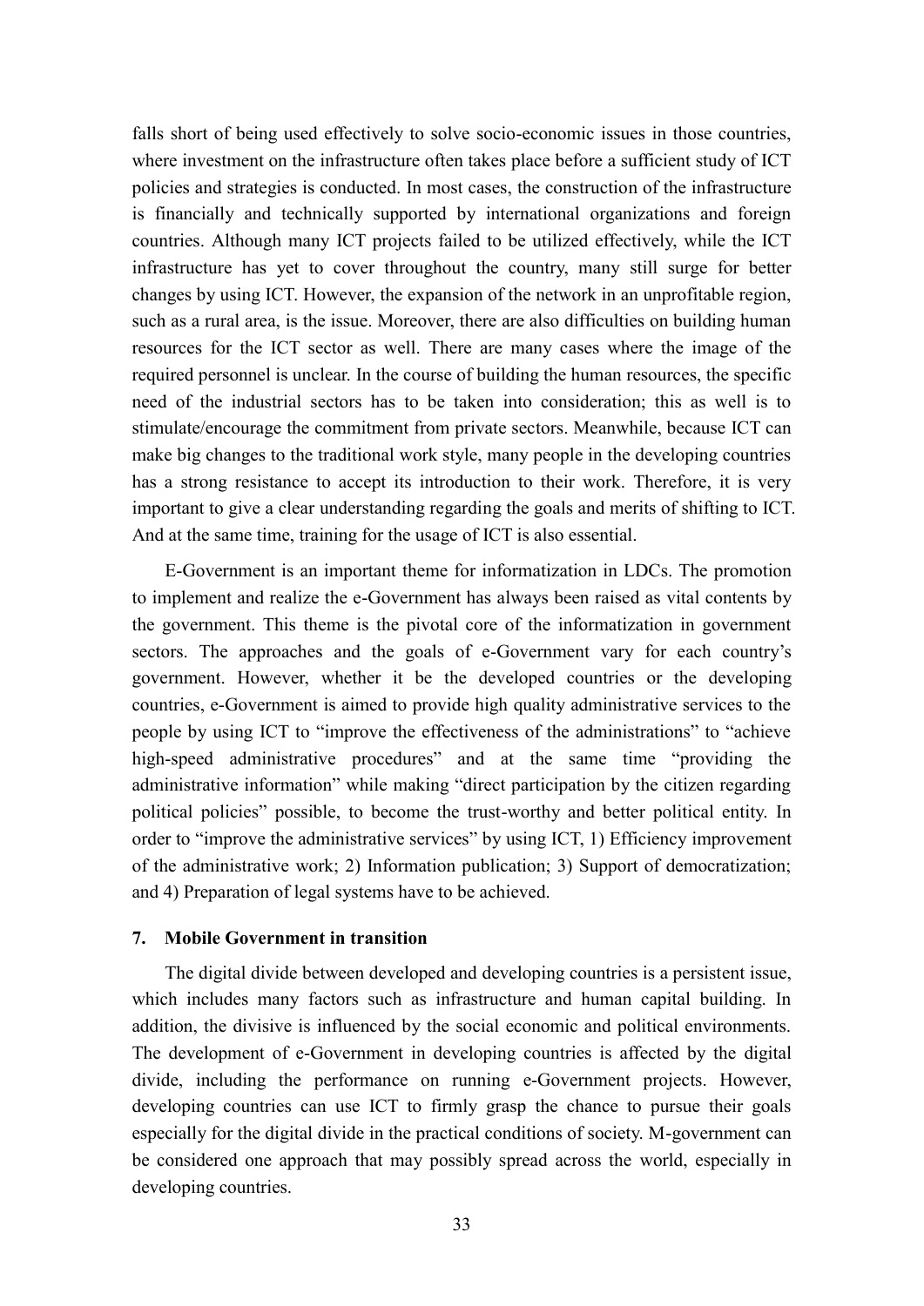falls short of being used effectively to solve socio-economic issues in those countries, where investment on the infrastructure often takes place before a sufficient study of ICT policies and strategies is conducted. In most cases, the construction of the infrastructure is financially and technically supported by international organizations and foreign countries. Although many ICT projects failed to be utilized effectively, while the ICT infrastructure has yet to cover throughout the country, many still surge for better changes by using ICT. However, the expansion of the network in an unprofitable region, such as a rural area, is the issue. Moreover, there are also difficulties on building human resources for the ICT sector as well. There are many cases where the image of the required personnel is unclear. In the course of building the human resources, the specific need of the industrial sectors has to be taken into consideration; this as well is to stimulate/encourage the commitment from private sectors. Meanwhile, because ICT can make big changes to the traditional work style, many people in the developing countries has a strong resistance to accept its introduction to their work. Therefore, it is very important to give a clear understanding regarding the goals and merits of shifting to ICT. And at the same time, training for the usage of ICT is also essential.

E-Government is an important theme for informatization in LDCs. The promotion to implement and realize the e-Government has always been raised as vital contents by the government. This theme is the pivotal core of the informatization in government sectors. The approaches and the goals of e-Government vary for each country's government. However, whether it be the developed countries or the developing countries, e-Government is aimed to provide high quality administrative services to the people by using ICT to "improve the effectiveness of the administrations" to "achieve high-speed administrative procedures" and at the same time "providing the administrative information" while making "direct participation by the citizen regarding political policies" possible, to become the trust-worthy and better political entity. In order to "improve the administrative services" by using ICT, 1) Efficiency improvement of the administrative work; 2) Information publication; 3) Support of democratization; and 4) Preparation of legal systems have to be achieved.

### 7. Mobile Government in transition

The digital divide between developed and developing countries is a persistent issue, which includes many factors such as infrastructure and human capital building. In addition, the divisive is influenced by the social economic and political environments. The development of e-Government in developing countries is affected by the digital divide, including the performance on running e-Government projects. However, developing countries can use ICT to firmly grasp the chance to pursue their goals especially for the digital divide in the practical conditions of society. M-government can be considered one approach that may possibly spread across the world, especially in developing countries.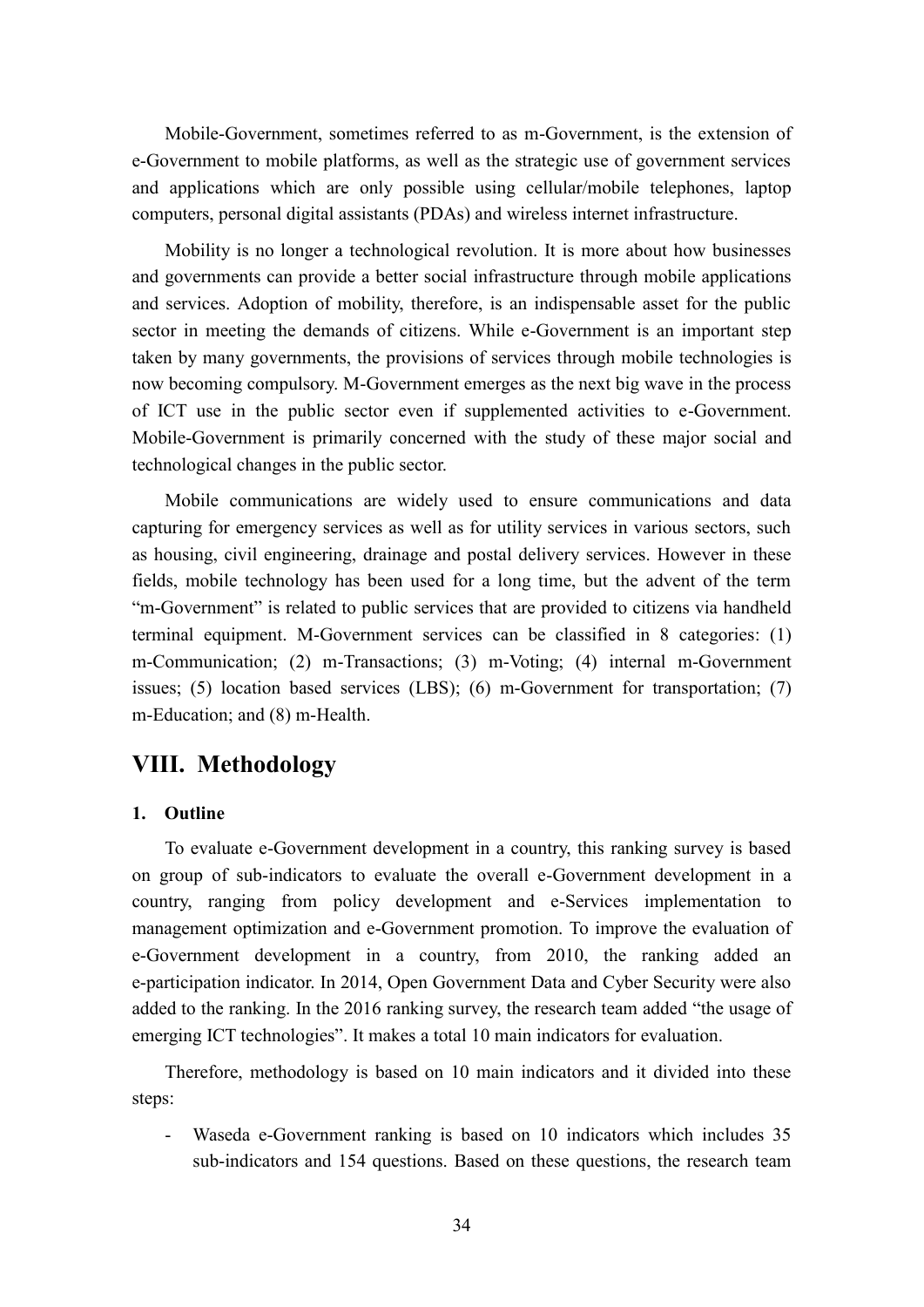Mobile-Government, sometimes referred to as m-Government, is the extension of e-Government to mobile platforms, as well as the strategic use of government services and applications which are only possible using cellular/mobile telephones, laptop computers, personal digital assistants (PDAs) and wireless internet infrastructure.

Mobility is no longer a technological revolution. It is more about how businesses and governments can provide a better social infrastructure through mobile applications and services. Adoption of mobility, therefore, is an indispensable asset for the public sector in meeting the demands of citizens. While e-Government is an important step taken by many governments, the provisions of services through mobile technologies is now becoming compulsory. M-Government emerges as the next big wave in the process of ICT use in the public sector even if supplemented activities to e-Government. Mobile-Government is primarily concerned with the study of these major social and technological changes in the public sector.

Mobile communications are widely used to ensure communications and data capturing for emergency services as well as for utility services in various sectors, such as housing, civil engineering, drainage and postal delivery services. However in these fields, mobile technology has been used for a long time, but the advent of the term "m-Government" is related to public services that are provided to citizens via handheld terminal equipment. M-Government services can be classified in 8 categories: (1) m-Communication; (2) m-Transactions; (3) m-Voting; (4) internal m-Government issues; (5) location based services (LBS); (6) m-Government for transportation; (7) m-Education; and (8) m-Health.

## VIII. Methodology

### 1. Outline

To evaluate e-Government development in a country, this ranking survey is based on group of sub-indicators to evaluate the overall e-Government development in a country, ranging from policy development and e-Services implementation to management optimization and e-Government promotion. To improve the evaluation of e-Government development in a country, from 2010, the ranking added an e-participation indicator. In 2014, Open Government Data and Cyber Security were also added to the ranking. In the 2016 ranking survey, the research team added "the usage of emerging ICT technologies". It makes a total 10 main indicators for evaluation.

Therefore, methodology is based on 10 main indicators and it divided into these steps:

- Waseda e-Government ranking is based on 10 indicators which includes 35 sub-indicators and 154 questions. Based on these questions, the research team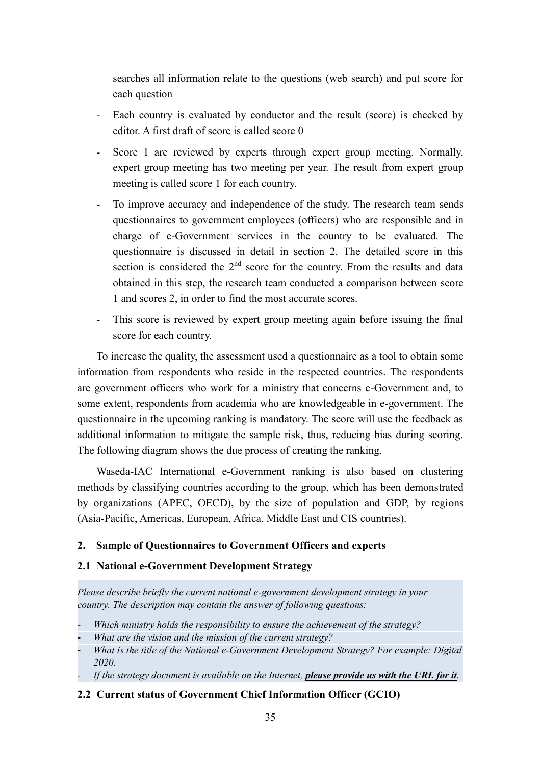searches all information relate to the questions (web search) and put score for each question

- Each country is evaluated by conductor and the result (score) is checked by editor. A first draft of score is called score 0
- Score 1 are reviewed by experts through expert group meeting. Normally, expert group meeting has two meeting per year. The result from expert group meeting is called score 1 for each country.
- To improve accuracy and independence of the study. The research team sends questionnaires to government employees (officers) who are responsible and in charge of e-Government services in the country to be evaluated. The questionnaire is discussed in detail in section 2. The detailed score in this section is considered the 2[nd] score for the country. From the results and data obtained in this step, the research team conducted a comparison between score 1 and scores 2, in order to find the most accurate scores.
- This score is reviewed by expert group meeting again before issuing the final score for each country.

To increase the quality, the assessment used a questionnaire as a tool to obtain some information from respondents who reside in the respected countries. The respondents are government officers who work for a ministry that concerns e-Government and, to some extent, respondents from academia who are knowledgeable in e-government. The questionnaire in the upcoming ranking is mandatory. The score will use the feedback as additional information to mitigate the sample risk, thus, reducing bias during scoring. The following diagram shows the due process of creating the ranking.

Waseda-IAC International e-Government ranking is also based on clustering methods by classifying countries according to the group, which has been demonstrated by organizations (APEC, OECD), by the size of population and GDP, by regions (Asia-Pacific, Americas, European, Africa, Middle East and CIS countries).

## 2. Sample of Questionnaires to Government Officers and experts

### 2.1 National e-Government Development Strategy

*Please describe briefly the current national e-government development strategy in your country. The description may contain the answer of following questions:*

- *Which ministry holds the responsibility to ensure the achievement of the strategy?*
- *What are the vision and the mission of the current strategy?*
- *What is the title of the National e-Government Development Strategy? For example: Digital 2020.*
- *If the strategy document is available on the Internet, **please provide us with the URL for it**.*

### 2.2 Current status of Government Chief Information Officer (GCIO)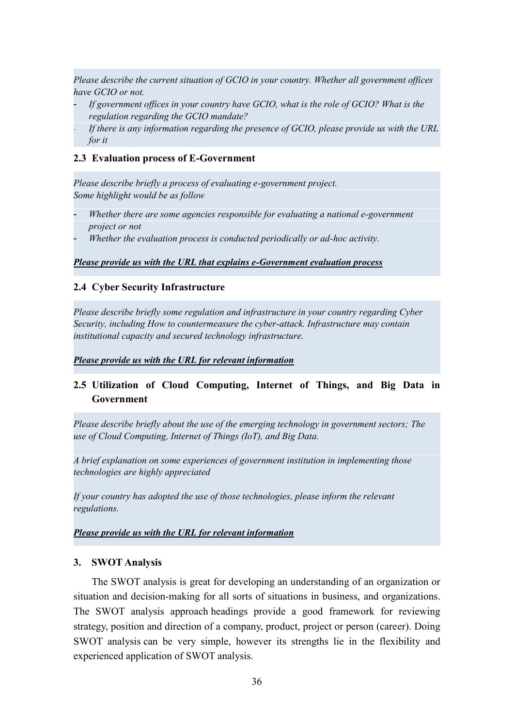*Please describe the current situation of GCIO in your country. Whether all government offices have GCIO or not.*

- *If government offices in your country have GCIO, what is the role of GCIO? What is the regulation regarding the GCIO mandate?*
- *If there is any information regarding the presence of GCIO, please provide us with the URL for it*

### 2.3 Evaluation process of E-Government

*Please describe briefly a process of evaluating e-government project.*
*Some highlight would be as follow*

- *Whether there are some agencies responsible for evaluating a national e-government project or not*
- *Whether the evaluation process is conducted periodically or ad-hoc activity.*

***Please provide us with the URL that explains e-Government evaluation process***

### 2.4 Cyber Security Infrastructure

*Please describe briefly some regulation and infrastructure in your country regarding Cyber Security, including How to countermeasure the cyber-attack. Infrastructure may contain institutional capacity and secured technology infrastructure.*

***Please provide us with the URL for relevant information***

### 2.5 Utilization of Cloud Computing, Internet of Things, and Big Data in Government

*Please describe briefly about the use of the emerging technology in government sectors; The use of Cloud Computing, Internet of Things (IoT), and Big Data.*

*A brief explanation on some experiences of government institution in implementing those technologies are highly appreciated*

*If your country has adopted the use of those technologies, please inform the relevant regulations.*

***Please provide us with the URL for relevant information***

## 3. SWOT Analysis

The SWOT analysis is great for developing an understanding of an organization or situation and decision-making for all sorts of situations in business, and organizations. The SWOT analysis approach headings provide a good framework for reviewing strategy, position and direction of a company, product, project or person (career). Doing SWOT analysis can be very simple, however its strengths lie in the flexibility and experienced application of SWOT analysis.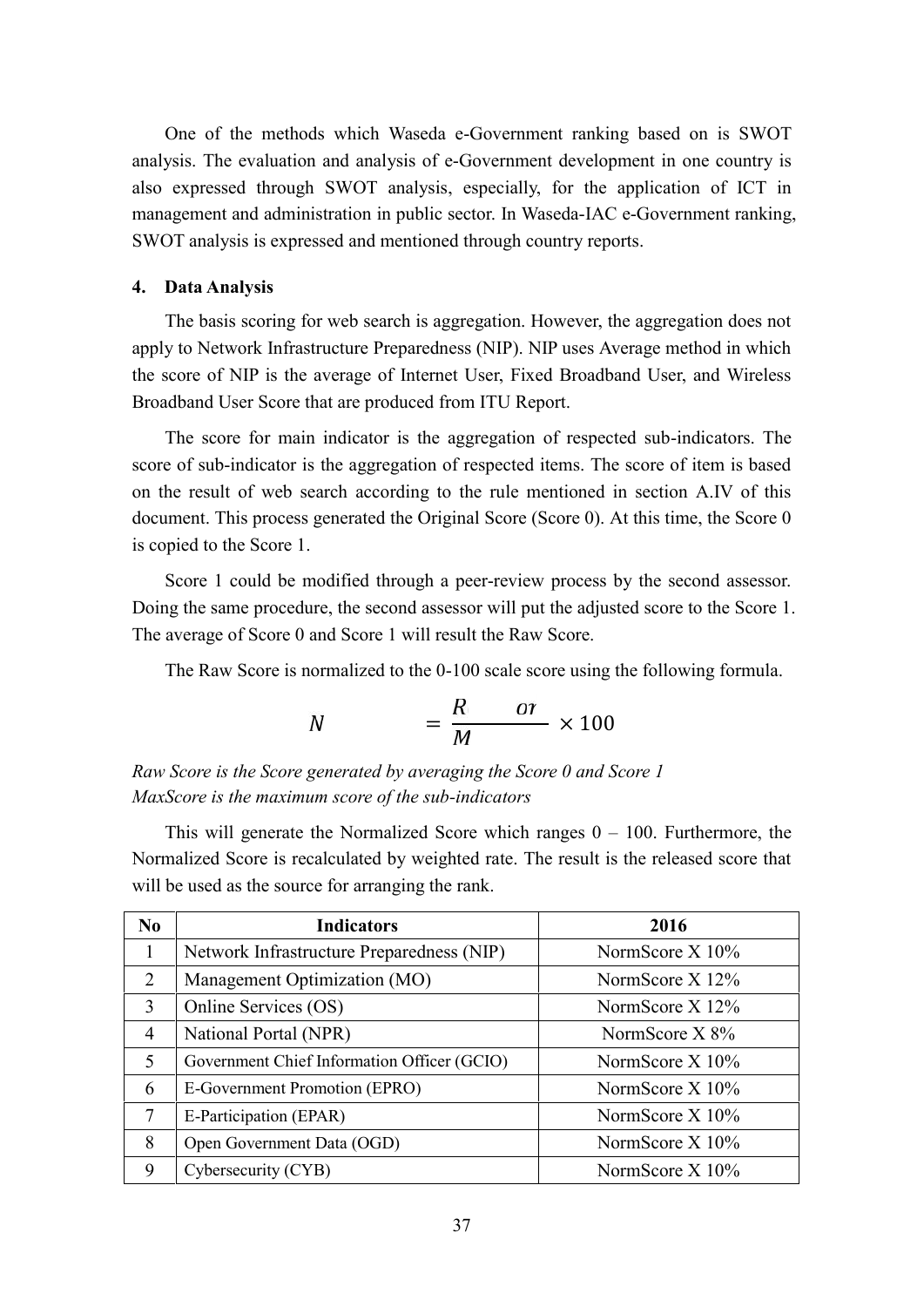One of the methods which Waseda e-Government ranking based on is SWOT analysis. The evaluation and analysis of e-Government development in one country is also expressed through SWOT analysis, especially, for the application of ICT in management and administration in public sector. In Waseda-IAC e-Government ranking, SWOT analysis is expressed and mentioned through country reports.

#### 4. Data Analysis

The basis scoring for web search is aggregation. However, the aggregation does not apply to Network Infrastructure Preparedness (NIP). NIP uses Average method in which the score of NIP is the average of Internet User, Fixed Broadband User, and Wireless Broadband User Score that are produced from ITU Report.

The score for main indicator is the aggregation of respected sub-indicators. The score of sub-indicator is the aggregation of respected items. The score of item is based on the result of web search according to the rule mentioned in section A.IV of this document. This process generated the Original Score (Score 0). At this time, the Score 0 is copied to the Score 1.

Score 1 could be modified through a peer-review process by the second assessor. Doing the same procedure, the second assessor will put the adjusted score to the Score 1. The average of Score 0 and Score 1 will result the Raw Score.

The Raw Score is normalized to the 0-100 scale score using the following formula.

$$N \qquad = \frac{R \qquad or}{M} \times 100$$

*Raw Score is the Score generated by averaging the Score 0 and Score 1*
*MaxScore is the maximum score of the sub-indicators*

This will generate the Normalized Score which ranges 0 – 100. Furthermore, the Normalized Score is recalculated by weighted rate. The result is the released score that will be used as the source for arranging the rank.

| No | Indicators | 2016 |
|---|---|---|
| 1 | Network Infrastructure Preparedness (NIP) | NormScore X 10% |
| 2 | Management Optimization (MO) | NormScore X 12% |
| 3 | Online Services (OS) | NormScore X 12% |
| 4 | National Portal (NPR) | NormScore X 8% |
| 5 | Government Chief Information Officer (GCIO) | NormScore X 10% |
| 6 | E-Government Promotion (EPRO) | NormScore X 10% |
| 7 | E-Participation (EPAR) | NormScore X 10% |
| 8 | Open Government Data (OGD) | NormScore X 10% |
| 9 | Cybersecurity (CYB) | NormScore X 10% |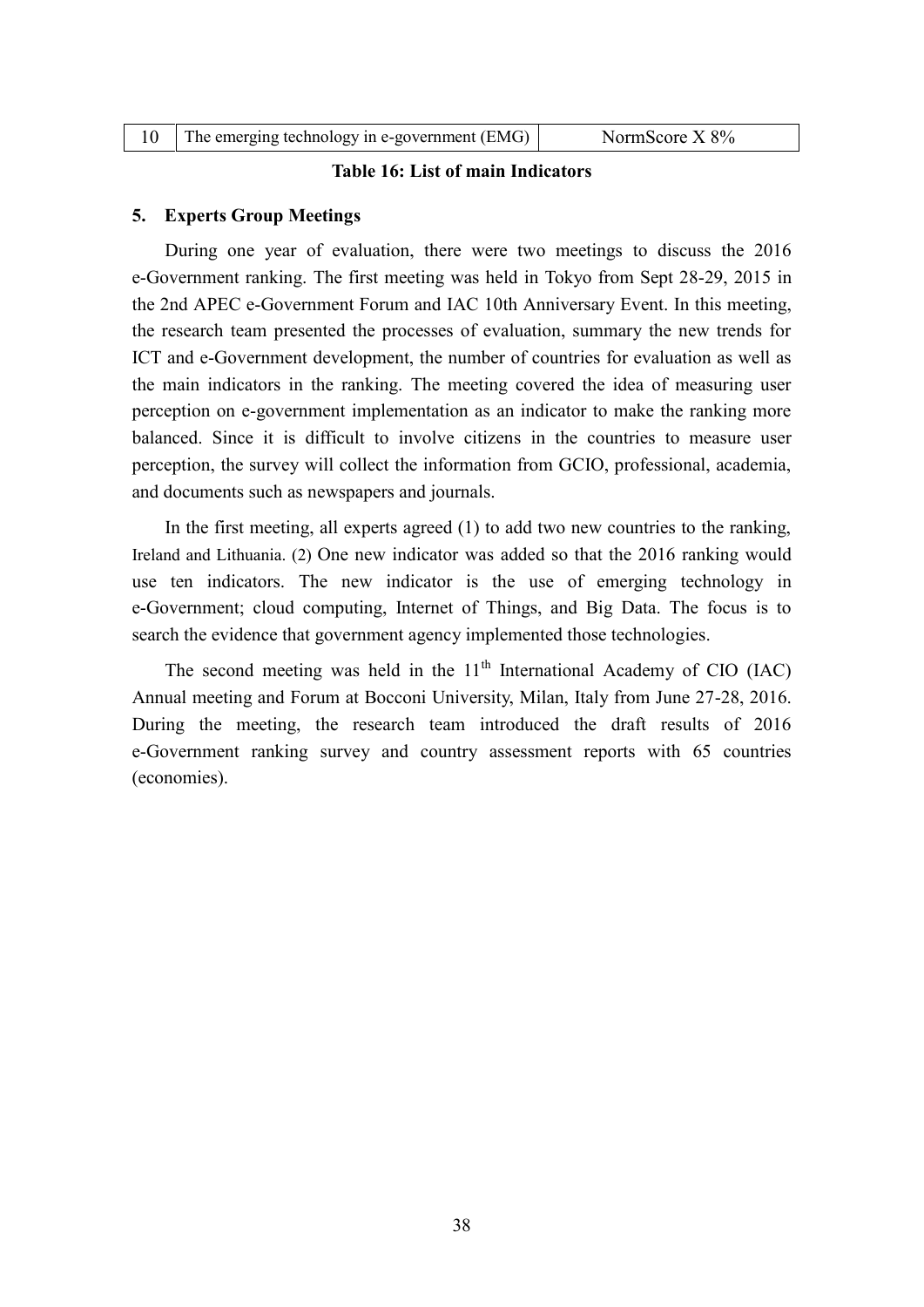| 10 | The emerging technology in e-government (EMG) | NormScore X 8% |
|---|---|---|

**Table 16: List of main Indicators**

## 5. Experts Group Meetings

During one year of evaluation, there were two meetings to discuss the 2016 e-Government ranking. The first meeting was held in Tokyo from Sept 28-29, 2015 in the 2nd APEC e-Government Forum and IAC 10th Anniversary Event. In this meeting, the research team presented the processes of evaluation, summary the new trends for ICT and e-Government development, the number of countries for evaluation as well as the main indicators in the ranking. The meeting covered the idea of measuring user perception on e-government implementation as an indicator to make the ranking more balanced. Since it is difficult to involve citizens in the countries to measure user perception, the survey will collect the information from GCIO, professional, academia, and documents such as newspapers and journals.

In the first meeting, all experts agreed (1) to add two new countries to the ranking, Ireland and Lithuania. (2) One new indicator was added so that the 2016 ranking would use ten indicators. The new indicator is the use of emerging technology in e-Government; cloud computing, Internet of Things, and Big Data. The focus is to search the evidence that government agency implemented those technologies.

The second meeting was held in the 11th International Academy of CIO (IAC) Annual meeting and Forum at Bocconi University, Milan, Italy from June 27-28, 2016. During the meeting, the research team introduced the draft results of 2016 e-Government ranking survey and country assessment reports with 65 countries (economies).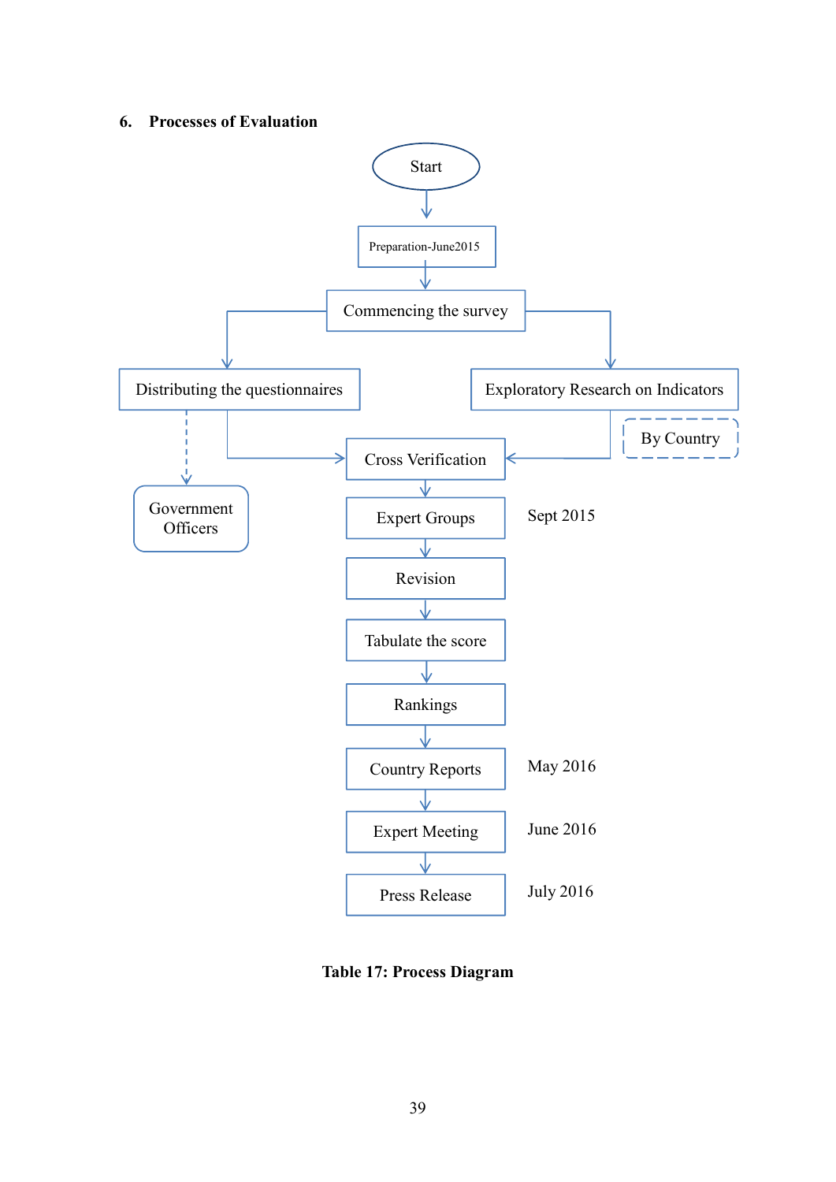## 6. Processes of Evaluation

Start

Preparation-June2015

Commencing the survey

Distributing the questionnaires

Exploratory Research on Indicators

By Country

Government Officers

Cross Verification

Expert Groups — Sept 2015

Revision

Tabulate the score

Rankings

Country Reports — May 2016

Expert Meeting — June 2016

Press Release — July 2016

**Table 17: Process Diagram**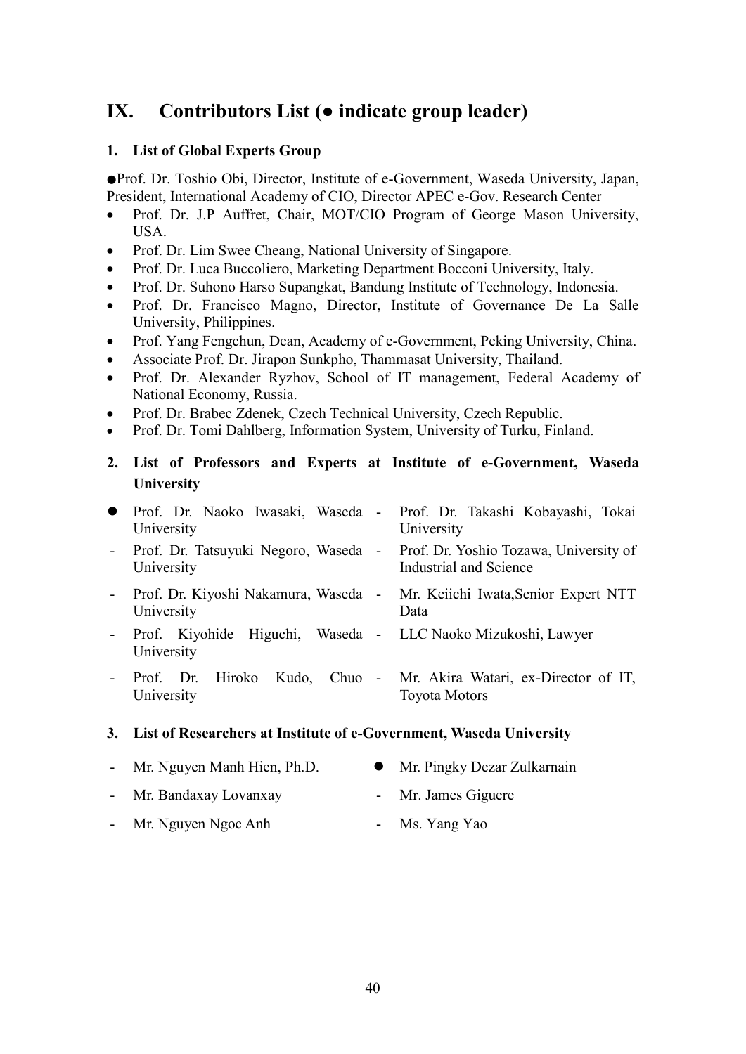## IX. Contributors List (● indicate group leader)

### 1. List of Global Experts Group

●Prof. Dr. Toshio Obi, Director, Institute of e-Government, Waseda University, Japan, President, International Academy of CIO, Director APEC e-Gov. Research Center

- Prof. Dr. J.P Auffret, Chair, MOT/CIO Program of George Mason University, USA.
- Prof. Dr. Lim Swee Cheang, National University of Singapore.
- Prof. Dr. Luca Buccoliero, Marketing Department Bocconi University, Italy.
- Prof. Dr. Suhono Harso Supangkat, Bandung Institute of Technology, Indonesia.
- Prof. Dr. Francisco Magno, Director, Institute of Governance De La Salle University, Philippines.
- Prof. Yang Fengchun, Dean, Academy of e-Government, Peking University, China.
- Associate Prof. Dr. Jirapon Sunkpho, Thammasat University, Thailand.
- Prof. Dr. Alexander Ryzhov, School of IT management, Federal Academy of National Economy, Russia.
- Prof. Dr. Brabec Zdenek, Czech Technical University, Czech Republic.
- Prof. Dr. Tomi Dahlberg, Information System, University of Turku, Finland.

### 2. List of Professors and Experts at Institute of e-Government, Waseda University

● Prof. Dr. Naoko Iwasaki, Waseda University
- Prof. Dr. Tatsuyuki Negoro, Waseda University
- Prof. Dr. Kiyoshi Nakamura, Waseda University
- Prof. Kiyohide Higuchi, Waseda University
- Prof. Dr. Hiroko Kudo, Chuo University
- Prof. Dr. Takashi Kobayashi, Tokai University
- Prof. Dr. Yoshio Tozawa, University of Industrial and Science
- Mr. Keiichi Iwata,Senior Expert NTT Data
- LLC Naoko Mizukoshi, Lawyer
- Mr. Akira Watari, ex-Director of IT, Toyota Motors

### 3. List of Researchers at Institute of e-Government, Waseda University

- Mr. Nguyen Manh Hien, Ph.D.
- Mr. Bandaxay Lovanxay
- Mr. Nguyen Ngoc Anh

● Mr. Pingky Dezar Zulkarnain
- Mr. James Giguere
- Ms. Yang Yao